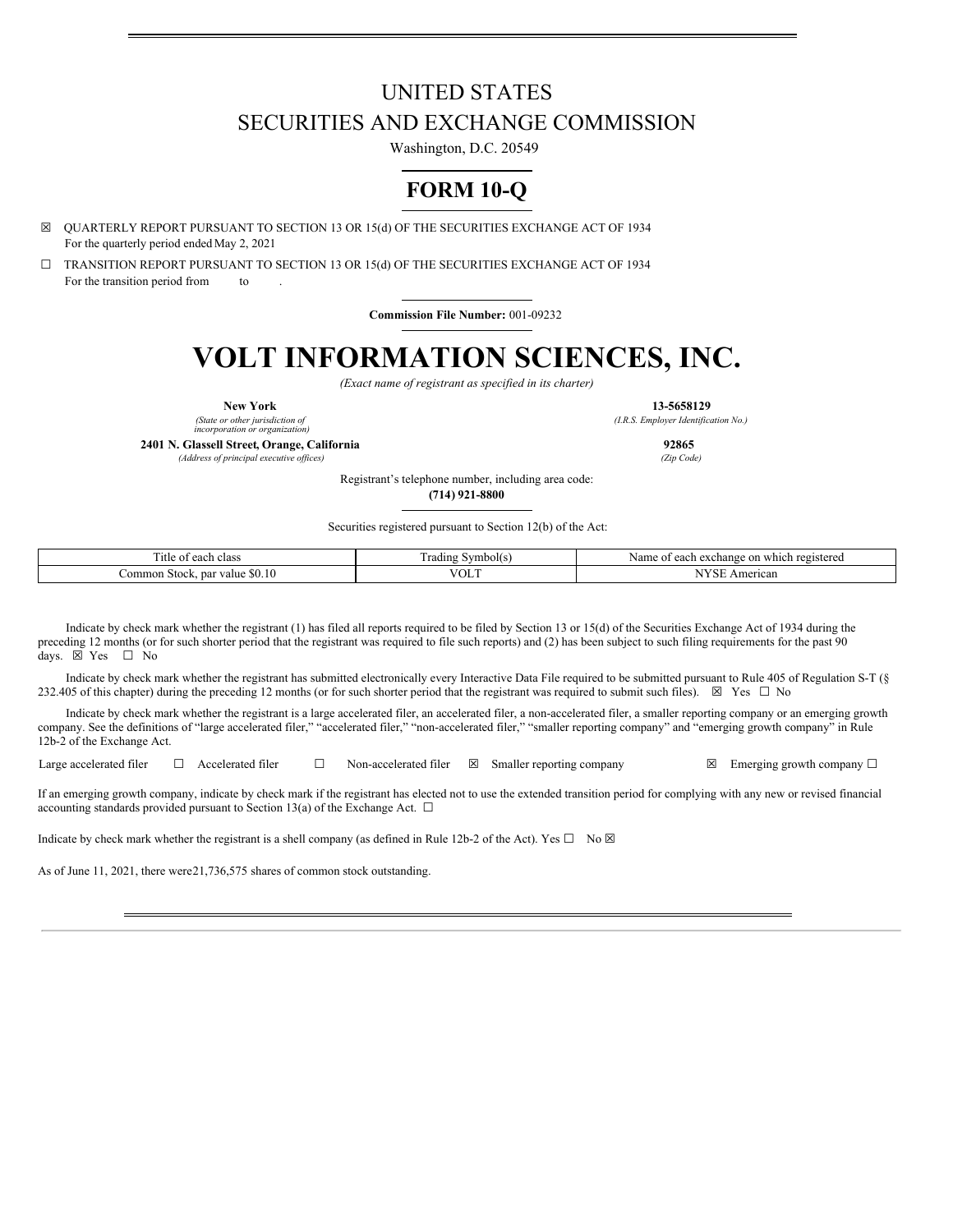# UNITED STATES
# SECURITIES AND EXCHANGE COMMISSION

Washington, D.C. 20549

# FORM 10-Q

☒ QUARTERLY REPORT PURSUANT TO SECTION 13 OR 15(d) OF THE SECURITIES EXCHANGE ACT OF 1934
For the quarterly period ended May 2, 2021

☐ TRANSITION REPORT PURSUANT TO SECTION 13 OR 15(d) OF THE SECURITIES EXCHANGE ACT OF 1934
For the transition period from to .

**Commission File Number:** 001-09232

# VOLT INFORMATION SCIENCES, INC.

*(Exact name of registrant as specified in its charter)*

| **New York** | **13-5658129** |
|---|---|
| *(State or other jurisdiction of incorporation or organization)* | *(I.R.S. Employer Identification No.)* |
| **2401 N. Glassell Street, Orange, California** | **92865** |
| *(Address of principal executive offices)* | *(Zip Code)* |

Registrant's telephone number, including area code:
**(714) 921-8800**

Securities registered pursuant to Section 12(b) of the Act:

| Title of each class | Trading Symbol(s) | Name of each exchange on which registered |
|---|---|---|
| Common Stock, par value $0.10 | VOLT | NYSE American |

Indicate by check mark whether the registrant (1) has filed all reports required to be filed by Section 13 or 15(d) of the Securities Exchange Act of 1934 during the preceding 12 months (or for such shorter period that the registrant was required to file such reports) and (2) has been subject to such filing requirements for the past 90 days. ☒ Yes ☐ No

Indicate by check mark whether the registrant has submitted electronically every Interactive Data File required to be submitted pursuant to Rule 405 of Regulation S-T (§ 232.405 of this chapter) during the preceding 12 months (or for such shorter period that the registrant was required to submit such files). ☒ Yes ☐ No

Indicate by check mark whether the registrant is a large accelerated filer, an accelerated filer, a non-accelerated filer, a smaller reporting company or an emerging growth company. See the definitions of "large accelerated filer," "accelerated filer," "non-accelerated filer," "smaller reporting company" and "emerging growth company" in Rule 12b-2 of the Exchange Act.

Large accelerated filer ☐ Accelerated filer ☐ Non-accelerated filer ☒ Smaller reporting company ☒ Emerging growth company ☐

If an emerging growth company, indicate by check mark if the registrant has elected not to use the extended transition period for complying with any new or revised financial accounting standards provided pursuant to Section 13(a) of the Exchange Act. ☐

Indicate by check mark whether the registrant is a shell company (as defined in Rule 12b-2 of the Act). Yes ☐ No ☒

As of June 11, 2021, there were 21,736,575 shares of common stock outstanding.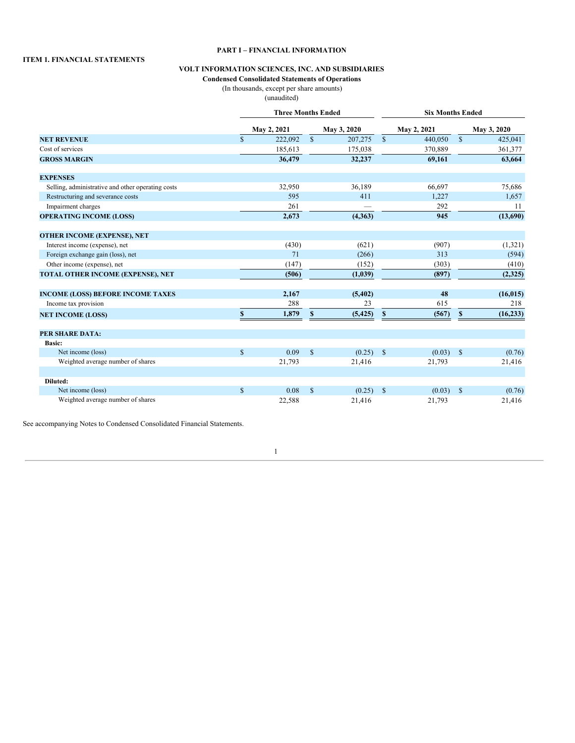# PART I – FINANCIAL INFORMATION

## ITEM 1. FINANCIAL STATEMENTS

### VOLT INFORMATION SCIENCES, INC. AND SUBSIDIARIES

**Condensed Consolidated Statements of Operations**

(In thousands, except per share amounts)

(unaudited)

| | Three Months Ended | | Six Months Ended | |
|---|---|---|---|---|
| | **May 2, 2021** | **May 3, 2020** | **May 2, 2021** | **May 3, 2020** |
| **NET REVENUE** | $ 222,092 | $ 207,275 | $ 440,050 | $ 425,041 |
| Cost of services | 185,613 | 175,038 | 370,889 | 361,377 |
| **GROSS MARGIN** | **36,479** | **32,237** | **69,161** | **63,664** |
| | | | | |
| **EXPENSES** | | | | |
| Selling, administrative and other operating costs | 32,950 | 36,189 | 66,697 | 75,686 |
| Restructuring and severance costs | 595 | 411 | 1,227 | 1,657 |
| Impairment charges | 261 | — | 292 | 11 |
| **OPERATING INCOME (LOSS)** | **2,673** | **(4,363)** | **945** | **(13,690)** |
| | | | | |
| **OTHER INCOME (EXPENSE), NET** | | | | |
| Interest income (expense), net | (430) | (621) | (907) | (1,321) |
| Foreign exchange gain (loss), net | 71 | (266) | 313 | (594) |
| Other income (expense), net | (147) | (152) | (303) | (410) |
| **TOTAL OTHER INCOME (EXPENSE), NET** | **(506)** | **(1,039)** | **(897)** | **(2,325)** |
| | | | | |
| **INCOME (LOSS) BEFORE INCOME TAXES** | **2,167** | **(5,402)** | **48** | **(16,015)** |
| Income tax provision | 288 | 23 | 615 | 218 |
| **NET INCOME (LOSS)** | **$ 1,879** | **$ (5,425)** | **$ (567)** | **$ (16,233)** |
| | | | | |
| **PER SHARE DATA:** | | | | |
| **Basic:** | | | | |
| Net income (loss) | $ 0.09 | $ (0.25) | $ (0.03) | $ (0.76) |
| Weighted average number of shares | 21,793 | 21,416 | 21,793 | 21,416 |
| | | | | |
| **Diluted:** | | | | |
| Net income (loss) | $ 0.08 | $ (0.25) | $ (0.03) | $ (0.76) |
| Weighted average number of shares | 22,588 | 21,416 | 21,793 | 21,416 |

See accompanying Notes to Condensed Consolidated Financial Statements.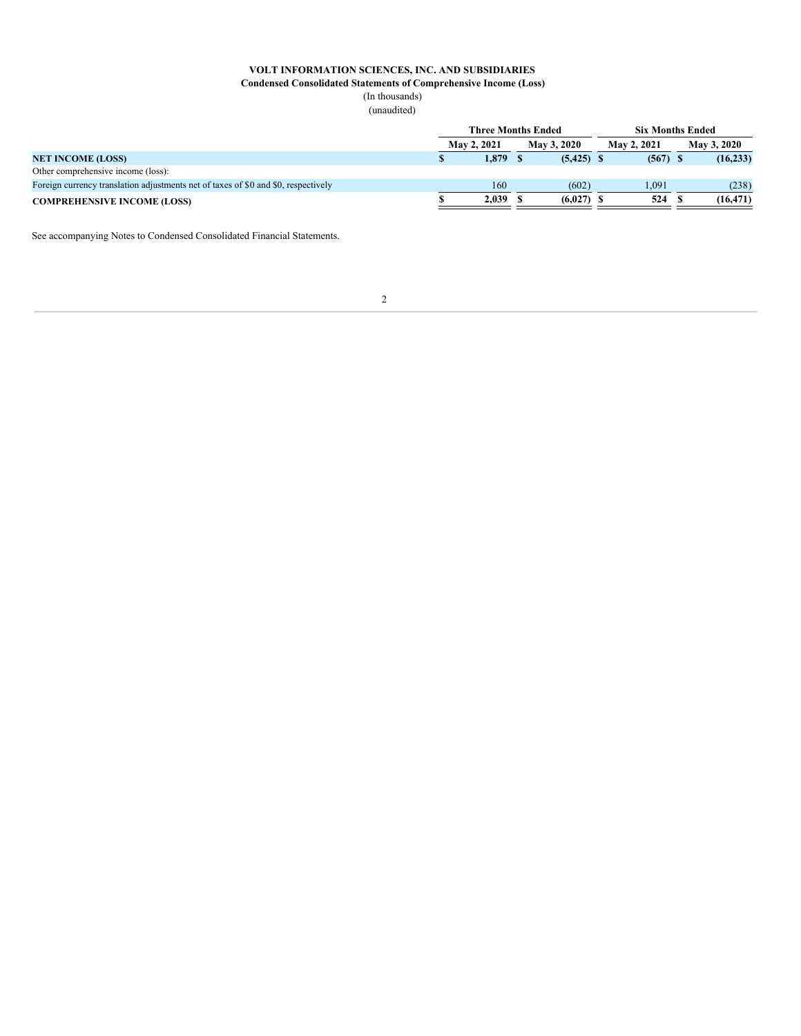**VOLT INFORMATION SCIENCES, INC. AND SUBSIDIARIES**

**Condensed Consolidated Statements of Comprehensive Income (Loss)**

(In thousands)

(unaudited)

| | Three Months Ended | | Six Months Ended | |
|---|---|---|---|---|
| | May 2, 2021 | May 3, 2020 | May 2, 2021 | May 3, 2020 |
| **NET INCOME (LOSS)** | **$ 1,879** | **$ (5,425)** | **$ (567)** | **$ (16,233)** |
| Other comprehensive income (loss): | | | | |
| Foreign currency translation adjustments net of taxes of $0 and $0, respectively | 160 | (602) | 1,091 | (238) |
| **COMPREHENSIVE INCOME (LOSS)** | **$ 2,039** | **$ (6,027)** | **$ 524** | **$ (16,471)** |

See accompanying Notes to Condensed Consolidated Financial Statements.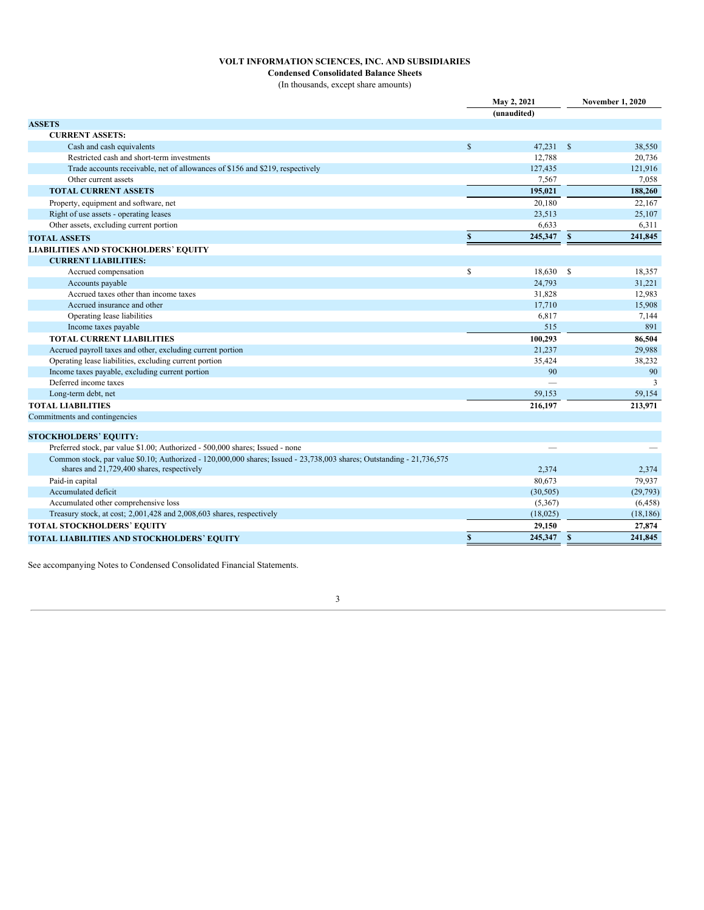# VOLT INFORMATION SCIENCES, INC. AND SUBSIDIARIES

**Condensed Consolidated Balance Sheets**

(In thousands, except share amounts)

| | May 2, 2021 (unaudited) | November 1, 2020 |
|---|---|---|
| **ASSETS** | | |
| **CURRENT ASSETS:** | | |
| Cash and cash equivalents | $ 47,231 | $ 38,550 |
| Restricted cash and short-term investments | 12,788 | 20,736 |
| Trade accounts receivable, net of allowances of $156 and $219, respectively | 127,435 | 121,916 |
| Other current assets | 7,567 | 7,058 |
| **TOTAL CURRENT ASSETS** | **195,021** | **188,260** |
| Property, equipment and software, net | 20,180 | 22,167 |
| Right of use assets - operating leases | 23,513 | 25,107 |
| Other assets, excluding current portion | 6,633 | 6,311 |
| **TOTAL ASSETS** | **$ 245,347** | **$ 241,845** |
| **LIABILITIES AND STOCKHOLDERS' EQUITY** | | |
| **CURRENT LIABILITIES:** | | |
| Accrued compensation | $ 18,630 | $ 18,357 |
| Accounts payable | 24,793 | 31,221 |
| Accrued taxes other than income taxes | 31,828 | 12,983 |
| Accrued insurance and other | 17,710 | 15,908 |
| Operating lease liabilities | 6,817 | 7,144 |
| Income taxes payable | 515 | 891 |
| **TOTAL CURRENT LIABILITIES** | **100,293** | **86,504** |
| Accrued payroll taxes and other, excluding current portion | 21,237 | 29,988 |
| Operating lease liabilities, excluding current portion | 35,424 | 38,232 |
| Income taxes payable, excluding current portion | 90 | 90 |
| Deferred income taxes | — | 3 |
| Long-term debt, net | 59,153 | 59,154 |
| **TOTAL LIABILITIES** | **216,197** | **213,971** |
| Commitments and contingencies | | |
| **STOCKHOLDERS' EQUITY:** | | |
| Preferred stock, par value $1.00; Authorized - 500,000 shares; Issued - none | — | — |
| Common stock, par value $0.10; Authorized - 120,000,000 shares; Issued - 23,738,003 shares; Outstanding - 21,736,575 shares and 21,729,400 shares, respectively | 2,374 | 2,374 |
| Paid-in capital | 80,673 | 79,937 |
| Accumulated deficit | (30,505) | (29,793) |
| Accumulated other comprehensive loss | (5,367) | (6,458) |
| Treasury stock, at cost; 2,001,428 and 2,008,603 shares, respectively | (18,025) | (18,186) |
| **TOTAL STOCKHOLDERS' EQUITY** | **29,150** | **27,874** |
| **TOTAL LIABILITIES AND STOCKHOLDERS' EQUITY** | **$ 245,347** | **$ 241,845** |

See accompanying Notes to Condensed Consolidated Financial Statements.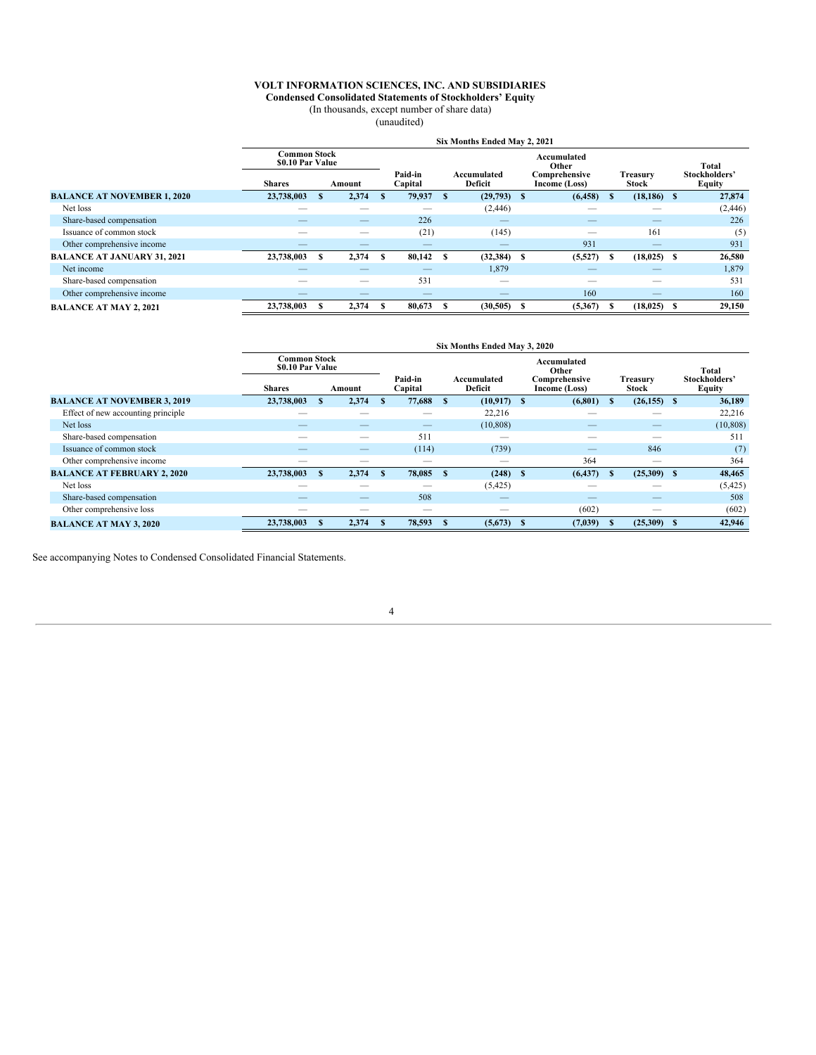# VOLT INFORMATION SCIENCES, INC. AND SUBSIDIARIES

## Condensed Consolidated Statements of Stockholders' Equity

(In thousands, except number of share data)

(unaudited)

| | Six Months Ended May 2, 2021 | | | | | | |
|---|---|---|---|---|---|---|---|
| | Common Stock $0.10 Par Value | | Paid-in Capital | Accumulated Deficit | Accumulated Other Comprehensive Income (Loss) | Treasury Stock | Total Stockholders' Equity |
| | Shares | Amount | | | | | |
| **BALANCE AT NOVEMBER 1, 2020** | **23,738,003** | **$ 2,374** | **$ 79,937** | **$ (29,793)** | **$ (6,458)** | **$ (18,186)** | **$ 27,874** |
| Net loss | — | — | — | (2,446) | — | — | (2,446) |
| Share-based compensation | — | — | 226 | — | — | — | 226 |
| Issuance of common stock | — | — | (21) | (145) | — | 161 | (5) |
| Other comprehensive income | — | — | — | — | 931 | — | 931 |
| **BALANCE AT JANUARY 31, 2021** | **23,738,003** | **$ 2,374** | **$ 80,142** | **$ (32,384)** | **$ (5,527)** | **$ (18,025)** | **$ 26,580** |
| Net income | — | — | — | 1,879 | — | — | 1,879 |
| Share-based compensation | — | — | 531 | — | — | — | 531 |
| Other comprehensive income | — | — | — | — | 160 | — | 160 |
| **BALANCE AT MAY 2, 2021** | **23,738,003** | **$ 2,374** | **$ 80,673** | **$ (30,505)** | **$ (5,367)** | **$ (18,025)** | **$ 29,150** |

| | Six Months Ended May 3, 2020 | | | | | | |
|---|---|---|---|---|---|---|---|
| | Common Stock $0.10 Par Value | | Paid-in Capital | Accumulated Deficit | Accumulated Other Comprehensive Income (Loss) | Treasury Stock | Total Stockholders' Equity |
| | Shares | Amount | | | | | |
| **BALANCE AT NOVEMBER 3, 2019** | **23,738,003** | **$ 2,374** | **$ 77,688** | **$ (10,917)** | **$ (6,801)** | **$ (26,155)** | **$ 36,189** |
| Effect of new accounting principle | — | — | — | 22,216 | — | — | 22,216 |
| Net loss | — | — | — | (10,808) | — | — | (10,808) |
| Share-based compensation | — | — | 511 | — | — | — | 511 |
| Issuance of common stock | — | — | (114) | (739) | — | 846 | (7) |
| Other comprehensive income | — | — | — | — | 364 | — | 364 |
| **BALANCE AT FEBRUARY 2, 2020** | **23,738,003** | **$ 2,374** | **$ 78,085** | **$ (248)** | **$ (6,437)** | **$ (25,309)** | **$ 48,465** |
| Net loss | — | — | — | (5,425) | — | — | (5,425) |
| Share-based compensation | — | — | 508 | — | — | — | 508 |
| Other comprehensive loss | — | — | — | — | (602) | — | (602) |
| **BALANCE AT MAY 3, 2020** | **23,738,003** | **$ 2,374** | **$ 78,593** | **$ (5,673)** | **$ (7,039)** | **$ (25,309)** | **$ 42,946** |

See accompanying Notes to Condensed Consolidated Financial Statements.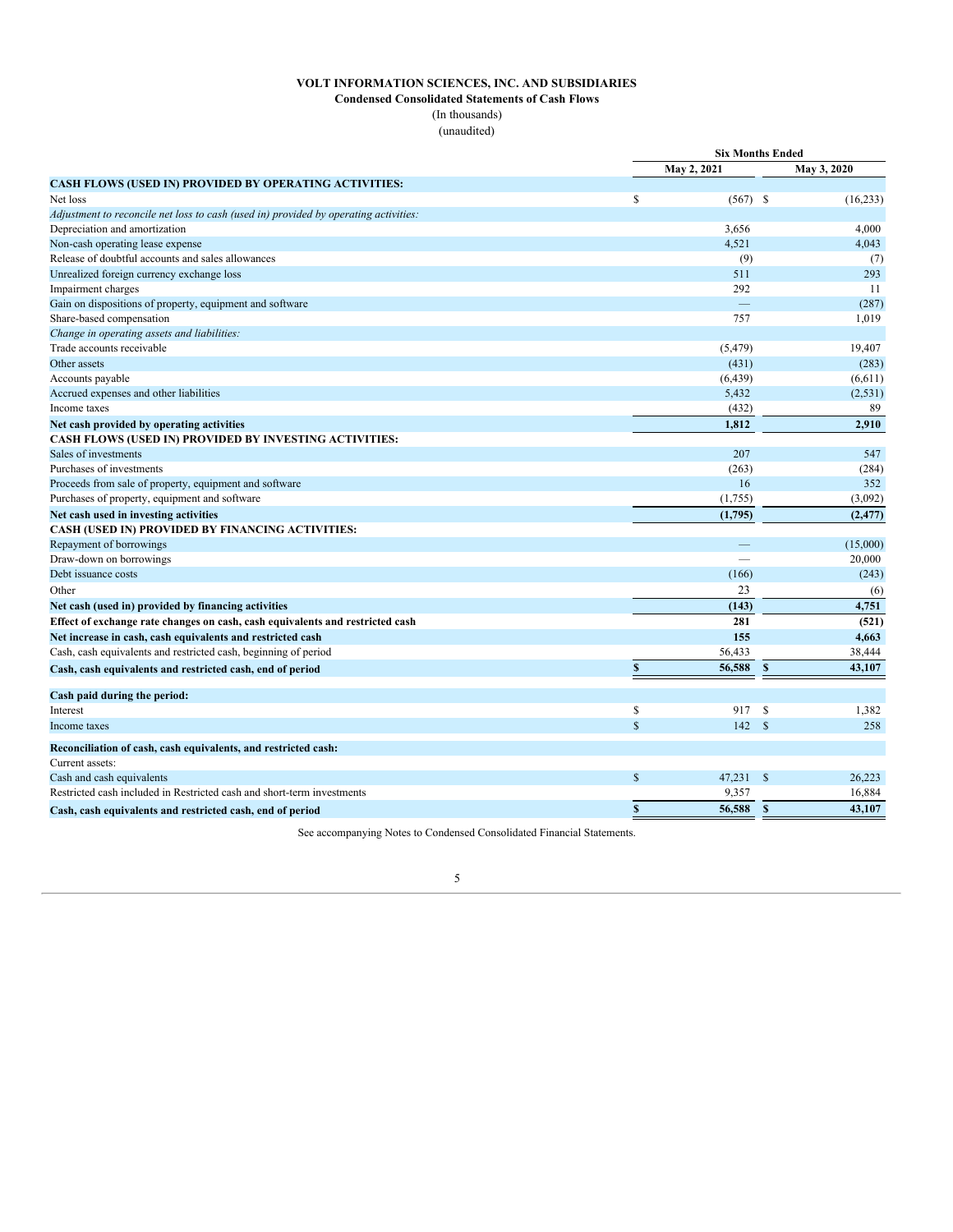**VOLT INFORMATION SCIENCES, INC. AND SUBSIDIARIES**

**Condensed Consolidated Statements of Cash Flows**

(In thousands)

(unaudited)

| | Six Months Ended | |
|---|---|---|
| | May 2, 2021 | May 3, 2020 |
| **CASH FLOWS (USED IN) PROVIDED BY OPERATING ACTIVITIES:** | | |
| Net loss | $ (567) | $ (16,233) |
| *Adjustment to reconcile net loss to cash (used in) provided by operating activities:* | | |
| Depreciation and amortization | 3,656 | 4,000 |
| Non-cash operating lease expense | 4,521 | 4,043 |
| Release of doubtful accounts and sales allowances | (9) | (7) |
| Unrealized foreign currency exchange loss | 511 | 293 |
| Impairment charges | 292 | 11 |
| Gain on dispositions of property, equipment and software | — | (287) |
| Share-based compensation | 757 | 1,019 |
| *Change in operating assets and liabilities:* | | |
| Trade accounts receivable | (5,479) | 19,407 |
| Other assets | (431) | (283) |
| Accounts payable | (6,439) | (6,611) |
| Accrued expenses and other liabilities | 5,432 | (2,531) |
| Income taxes | (432) | 89 |
| **Net cash provided by operating activities** | **1,812** | **2,910** |
| **CASH FLOWS (USED IN) PROVIDED BY INVESTING ACTIVITIES:** | | |
| Sales of investments | 207 | 547 |
| Purchases of investments | (263) | (284) |
| Proceeds from sale of property, equipment and software | 16 | 352 |
| Purchases of property, equipment and software | (1,755) | (3,092) |
| **Net cash used in investing activities** | **(1,795)** | **(2,477)** |
| **CASH (USED IN) PROVIDED BY FINANCING ACTIVITIES:** | | |
| Repayment of borrowings | — | (15,000) |
| Draw-down on borrowings | — | 20,000 |
| Debt issuance costs | (166) | (243) |
| Other | 23 | (6) |
| **Net cash (used in) provided by financing activities** | **(143)** | **4,751** |
| **Effect of exchange rate changes on cash, cash equivalents and restricted cash** | **281** | **(521)** |
| **Net increase in cash, cash equivalents and restricted cash** | **155** | **4,663** |
| Cash, cash equivalents and restricted cash, beginning of period | 56,433 | 38,444 |
| **Cash, cash equivalents and restricted cash, end of period** | **$ 56,588** | **$ 43,107** |
| | | |
| **Cash paid during the period:** | | |
| Interest | $ 917 | $ 1,382 |
| Income taxes | $ 142 | $ 258 |
| | | |
| **Reconciliation of cash, cash equivalents, and restricted cash:** | | |
| Current assets: | | |
| Cash and cash equivalents | $ 47,231 | $ 26,223 |
| Restricted cash included in Restricted cash and short-term investments | 9,357 | 16,884 |
| **Cash, cash equivalents and restricted cash, end of period** | **$ 56,588** | **$ 43,107** |

See accompanying Notes to Condensed Consolidated Financial Statements.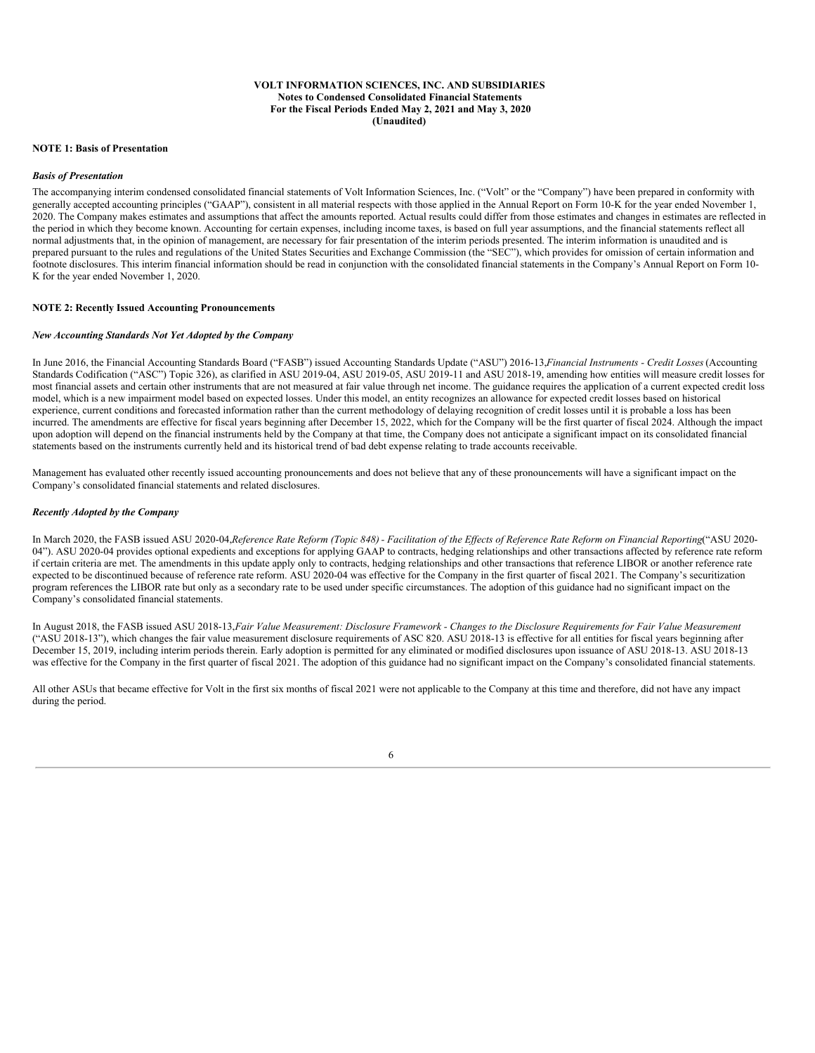**VOLT INFORMATION SCIENCES, INC. AND SUBSIDIARIES**
**Notes to Condensed Consolidated Financial Statements**
**For the Fiscal Periods Ended May 2, 2021 and May 3, 2020**
**(Unaudited)**

**NOTE 1: Basis of Presentation**

***Basis of Presentation***

The accompanying interim condensed consolidated financial statements of Volt Information Sciences, Inc. ("Volt" or the "Company") have been prepared in conformity with generally accepted accounting principles ("GAAP"), consistent in all material respects with those applied in the Annual Report on Form 10-K for the year ended November 1, 2020. The Company makes estimates and assumptions that affect the amounts reported. Actual results could differ from those estimates and changes in estimates are reflected in the period in which they become known. Accounting for certain expenses, including income taxes, is based on full year assumptions, and the financial statements reflect all normal adjustments that, in the opinion of management, are necessary for fair presentation of the interim periods presented. The interim information is unaudited and is prepared pursuant to the rules and regulations of the United States Securities and Exchange Commission (the "SEC"), which provides for omission of certain information and footnote disclosures. This interim financial information should be read in conjunction with the consolidated financial statements in the Company's Annual Report on Form 10-K for the year ended November 1, 2020.

**NOTE 2: Recently Issued Accounting Pronouncements**

***New Accounting Standards Not Yet Adopted by the Company***

In June 2016, the Financial Accounting Standards Board ("FASB") issued Accounting Standards Update ("ASU") 2016-13,*Financial Instruments - Credit Losses* (Accounting Standards Codification ("ASC") Topic 326), as clarified in ASU 2019-04, ASU 2019-05, ASU 2019-11 and ASU 2018-19, amending how entities will measure credit losses for most financial assets and certain other instruments that are not measured at fair value through net income. The guidance requires the application of a current expected credit loss model, which is a new impairment model based on expected losses. Under this model, an entity recognizes an allowance for expected credit losses based on historical experience, current conditions and forecasted information rather than the current methodology of delaying recognition of credit losses until it is probable a loss has been incurred. The amendments are effective for fiscal years beginning after December 15, 2022, which for the Company will be the first quarter of fiscal 2024. Although the impact upon adoption will depend on the financial instruments held by the Company at that time, the Company does not anticipate a significant impact on its consolidated financial statements based on the instruments currently held and its historical trend of bad debt expense relating to trade accounts receivable.

Management has evaluated other recently issued accounting pronouncements and does not believe that any of these pronouncements will have a significant impact on the Company's consolidated financial statements and related disclosures.

***Recently Adopted by the Company***

In March 2020, the FASB issued ASU 2020-04,*Reference Rate Reform (Topic 848) - Facilitation of the Effects of Reference Rate Reform on Financial Reporting*("ASU 2020-04"). ASU 2020-04 provides optional expedients and exceptions for applying GAAP to contracts, hedging relationships and other transactions affected by reference rate reform if certain criteria are met. The amendments in this update apply only to contracts, hedging relationships and other transactions that reference LIBOR or another reference rate expected to be discontinued because of reference rate reform. ASU 2020-04 was effective for the Company in the first quarter of fiscal 2021. The Company's securitization program references the LIBOR rate but only as a secondary rate to be used under specific circumstances. The adoption of this guidance had no significant impact on the Company's consolidated financial statements.

In August 2018, the FASB issued ASU 2018-13,*Fair Value Measurement: Disclosure Framework - Changes to the Disclosure Requirements for Fair Value Measurement* ("ASU 2018-13"), which changes the fair value measurement disclosure requirements of ASC 820. ASU 2018-13 is effective for all entities for fiscal years beginning after December 15, 2019, including interim periods therein. Early adoption is permitted for any eliminated or modified disclosures upon issuance of ASU 2018-13. ASU 2018-13 was effective for the Company in the first quarter of fiscal 2021. The adoption of this guidance had no significant impact on the Company's consolidated financial statements.

All other ASUs that became effective for Volt in the first six months of fiscal 2021 were not applicable to the Company at this time and therefore, did not have any impact during the period.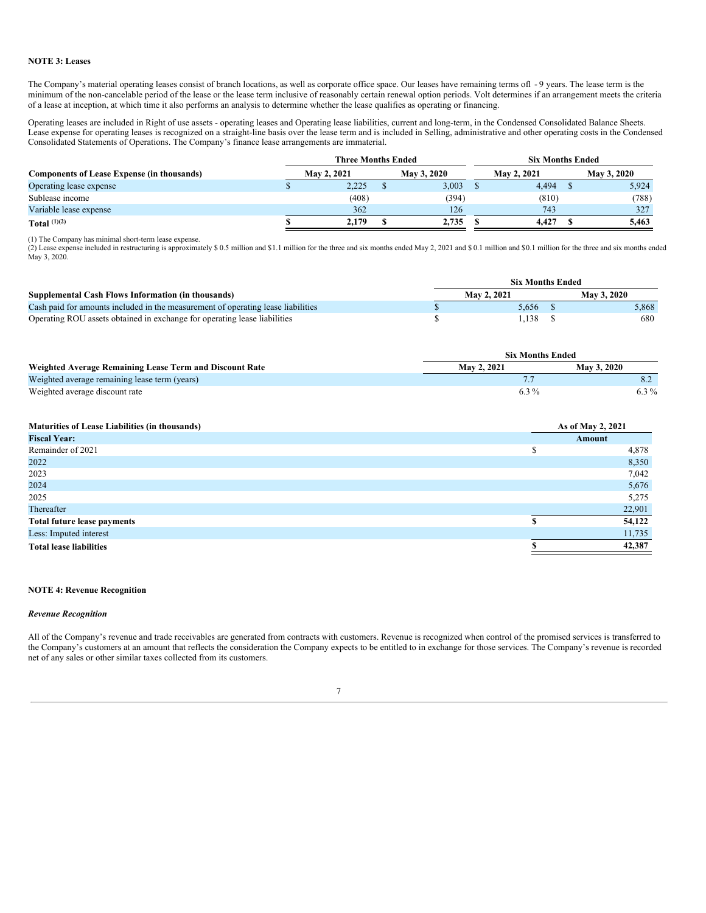**NOTE 3: Leases**

The Company's material operating leases consist of branch locations, as well as corporate office space. Our leases have remaining terms ofl - 9 years. The lease term is the minimum of the non-cancelable period of the lease or the lease term inclusive of reasonably certain renewal option periods. Volt determines if an arrangement meets the criteria of a lease at inception, at which time it also performs an analysis to determine whether the lease qualifies as operating or financing.

Operating leases are included in Right of use assets - operating leases and Operating lease liabilities, current and long-term, in the Condensed Consolidated Balance Sheets. Lease expense for operating leases is recognized on a straight-line basis over the lease term and is included in Selling, administrative and other operating costs in the Condensed Consolidated Statements of Operations. The Company's finance lease arrangements are immaterial.

| | Three Months Ended | | Six Months Ended | |
|---|---|---|---|---|
| **Components of Lease Expense (in thousands)** | **May 2, 2021** | **May 3, 2020** | **May 2, 2021** | **May 3, 2020** |
| Operating lease expense | $ 2,225 | $ 3,003 | $ 4,494 | $ 5,924 |
| Sublease income | (408) | (394) | (810) | (788) |
| Variable lease expense | 362 | 126 | 743 | 327 |
| **Total [(1)(2)]** | **$ 2,179** | **$ 2,735** | **$ 4,427** | **$ 5,463** |

(1) The Company has minimal short-term lease expense.
(2) Lease expense included in restructuring is approximately $ 0.5 million and $1.1 million for the three and six months ended May 2, 2021 and $ 0.1 million and $0.1 million for the three and six months ended May 3, 2020.

| | Six Months Ended | |
|---|---|---|
| **Supplemental Cash Flows Information (in thousands)** | **May 2, 2021** | **May 3, 2020** |
| Cash paid for amounts included in the measurement of operating lease liabilities | $ 5,656 | $ 5,868 |
| Operating ROU assets obtained in exchange for operating lease liabilities | $ 1,138 | $ 680 |

| | Six Months Ended | |
|---|---|---|
| **Weighted Average Remaining Lease Term and Discount Rate** | **May 2, 2021** | **May 3, 2020** |
| Weighted average remaining lease term (years) | 7.7 | 8.2 |
| Weighted average discount rate | 6.3 % | 6.3 % |

| **Maturities of Lease Liabilities (in thousands)** | **As of May 2, 2021** |
|---|---|
| **Fiscal Year:** | **Amount** |
| Remainder of 2021 | $ 4,878 |
| 2022 | 8,350 |
| 2023 | 7,042 |
| 2024 | 5,676 |
| 2025 | 5,275 |
| Thereafter | 22,901 |
| **Total future lease payments** | **$ 54,122** |
| Less: Imputed interest | 11,735 |
| **Total lease liabilities** | **$ 42,387** |

**NOTE 4: Revenue Recognition**

***Revenue Recognition***

All of the Company's revenue and trade receivables are generated from contracts with customers. Revenue is recognized when control of the promised services is transferred to the Company's customers at an amount that reflects the consideration the Company expects to be entitled to in exchange for those services. The Company's revenue is recorded net of any sales or other similar taxes collected from its customers.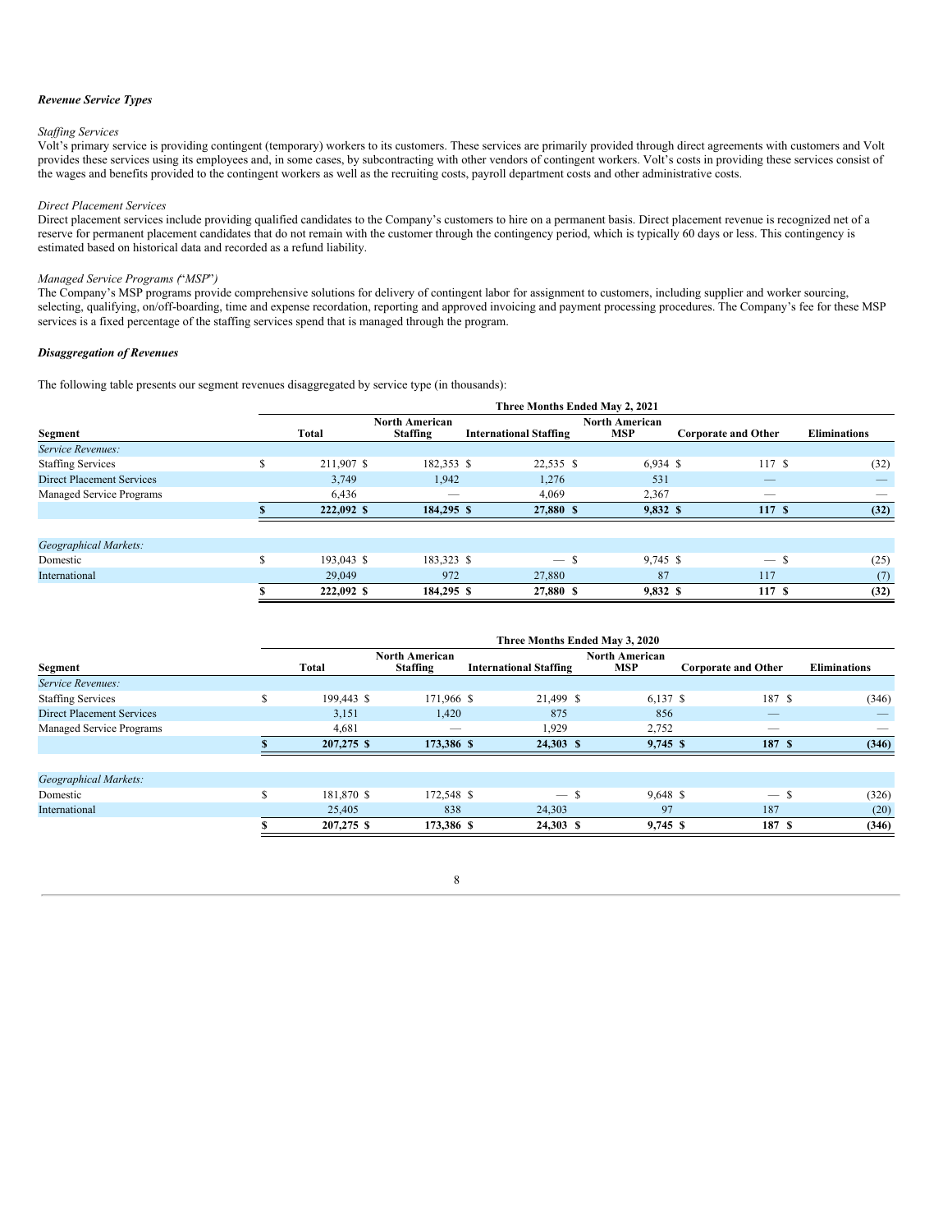***Revenue Service Types***

*Staffing Services*

Volt's primary service is providing contingent (temporary) workers to its customers. These services are primarily provided through direct agreements with customers and Volt provides these services using its employees and, in some cases, by subcontracting with other vendors of contingent workers. Volt's costs in providing these services consist of the wages and benefits provided to the contingent workers as well as the recruiting costs, payroll department costs and other administrative costs.

*Direct Placement Services*

Direct placement services include providing qualified candidates to the Company's customers to hire on a permanent basis. Direct placement revenue is recognized net of a reserve for permanent placement candidates that do not remain with the customer through the contingency period, which is typically 60 days or less. This contingency is estimated based on historical data and recorded as a refund liability.

*Managed Service Programs ("MSP")*

The Company's MSP programs provide comprehensive solutions for delivery of contingent labor for assignment to customers, including supplier and worker sourcing, selecting, qualifying, on/off-boarding, time and expense recordation, reporting and approved invoicing and payment processing procedures. The Company's fee for these MSP services is a fixed percentage of the staffing services spend that is managed through the program.

***Disaggregation of Revenues***

The following table presents our segment revenues disaggregated by service type (in thousands):

| | Three Months Ended May 2, 2021 | | | | | |
|---|---|---|---|---|---|---|
| **Segment** | **Total** | **North American Staffing** | **International Staffing** | **North American MSP** | **Corporate and Other** | **Eliminations** |
| *Service Revenues:* | | | | | | |
| Staffing Services | $ 211,907 | $ 182,353 | $ 22,535 | $ 6,934 | $ 117 | $ (32) |
| Direct Placement Services | 3,749 | 1,942 | 1,276 | 531 | — | — |
| Managed Service Programs | 6,436 | — | 4,069 | 2,367 | — | — |
| | **$ 222,092** | **$ 184,295** | **$ 27,880** | **$ 9,832** | **$ 117** | **$ (32)** |
| | | | | | | |
| *Geographical Markets:* | | | | | | |
| Domestic | $ 193,043 | $ 183,323 | $ — | $ 9,745 | $ — | $ (25) |
| International | 29,049 | 972 | 27,880 | 87 | 117 | (7) |
| | **$ 222,092** | **$ 184,295** | **$ 27,880** | **$ 9,832** | **$ 117** | **$ (32)** |

| | Three Months Ended May 3, 2020 | | | | | |
|---|---|---|---|---|---|---|
| **Segment** | **Total** | **North American Staffing** | **International Staffing** | **North American MSP** | **Corporate and Other** | **Eliminations** |
| *Service Revenues:* | | | | | | |
| Staffing Services | $ 199,443 | $ 171,966 | $ 21,499 | $ 6,137 | $ 187 | $ (346) |
| Direct Placement Services | 3,151 | 1,420 | 875 | 856 | — | — |
| Managed Service Programs | 4,681 | — | 1,929 | 2,752 | — | — |
| | **$ 207,275** | **$ 173,386** | **$ 24,303** | **$ 9,745** | **$ 187** | **$ (346)** |
| | | | | | | |
| *Geographical Markets:* | | | | | | |
| Domestic | $ 181,870 | $ 172,548 | $ — | $ 9,648 | $ — | $ (326) |
| International | 25,405 | 838 | 24,303 | 97 | 187 | (20) |
| | **$ 207,275** | **$ 173,386** | **$ 24,303** | **$ 9,745** | **$ 187** | **$ (346)** |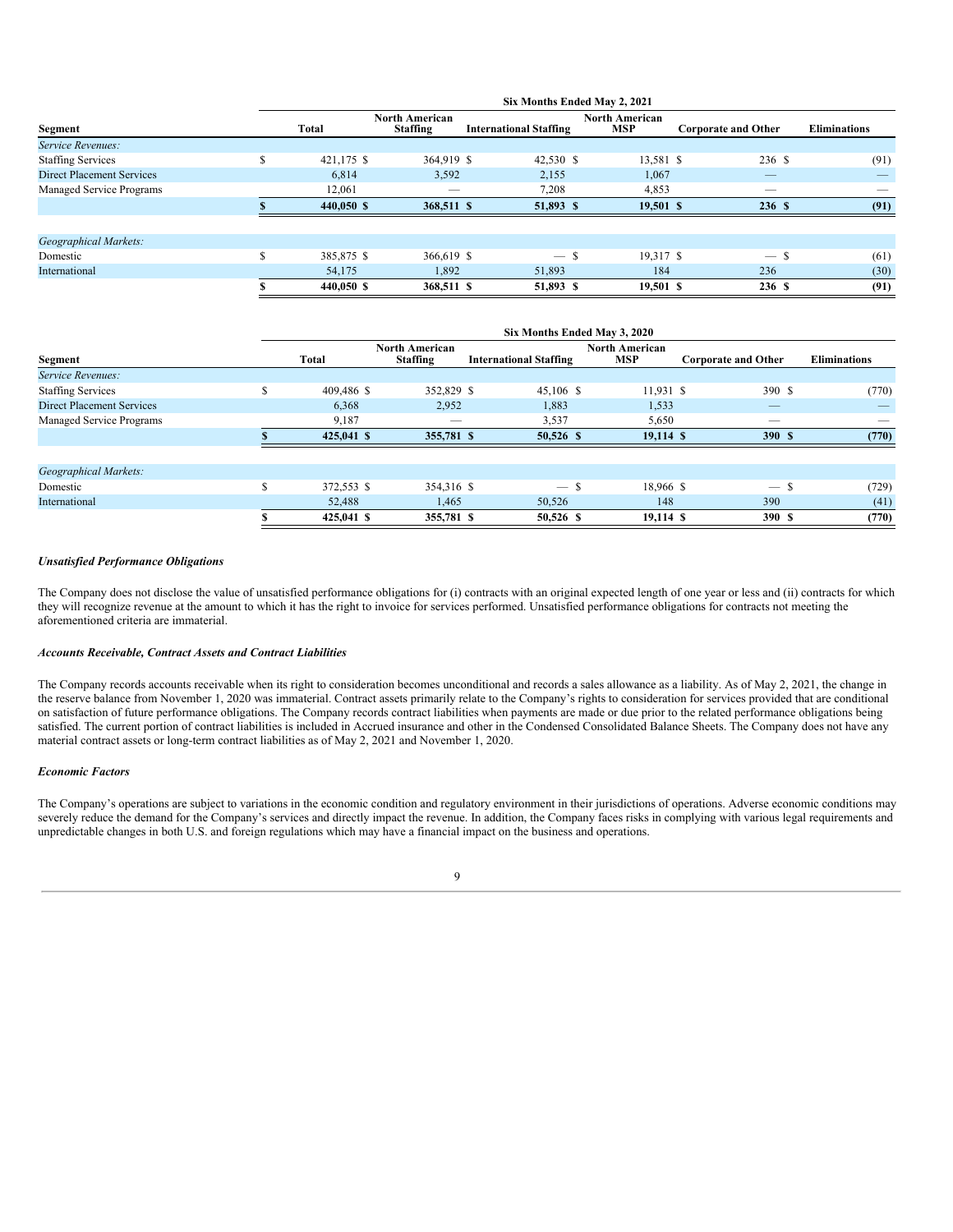| | Six Months Ended May 2, 2021 | | | | | |
|---|---|---|---|---|---|---|
| Segment | Total | North American Staffing | International Staffing | North American MSP | Corporate and Other | Eliminations |
| *Service Revenues:* | | | | | | |
| Staffing Services | $ 421,175 | $ 364,919 | $ 42,530 | $ 13,581 | $ 236 | $ (91) |
| Direct Placement Services | 6,814 | 3,592 | 2,155 | 1,067 | — | — |
| Managed Service Programs | 12,061 | — | 7,208 | 4,853 | — | — |
| | **$ 440,050** | **$ 368,511** | **$ 51,893** | **$ 19,501** | **$ 236** | **$ (91)** |
| *Geographical Markets:* | | | | | | |
| Domestic | $ 385,875 | $ 366,619 | $ — | $ 19,317 | $ — | $ (61) |
| International | 54,175 | 1,892 | 51,893 | 184 | 236 | (30) |
| | **$ 440,050** | **$ 368,511** | **$ 51,893** | **$ 19,501** | **$ 236** | **$ (91)** |

| | Six Months Ended May 3, 2020 | | | | | |
|---|---|---|---|---|---|---|
| Segment | Total | North American Staffing | International Staffing | North American MSP | Corporate and Other | Eliminations |
| *Service Revenues:* | | | | | | |
| Staffing Services | $ 409,486 | $ 352,829 | $ 45,106 | $ 11,931 | $ 390 | $ (770) |
| Direct Placement Services | 6,368 | 2,952 | 1,883 | 1,533 | — | — |
| Managed Service Programs | 9,187 | — | 3,537 | 5,650 | — | — |
| | **$ 425,041** | **$ 355,781** | **$ 50,526** | **$ 19,114** | **$ 390** | **$ (770)** |
| *Geographical Markets:* | | | | | | |
| Domestic | $ 372,553 | $ 354,316 | $ — | $ 18,966 | $ — | $ (729) |
| International | 52,488 | 1,465 | 50,526 | 148 | 390 | (41) |
| | **$ 425,041** | **$ 355,781** | **$ 50,526** | **$ 19,114** | **$ 390** | **$ (770)** |

### *Unsatisfied Performance Obligations*

The Company does not disclose the value of unsatisfied performance obligations for (i) contracts with an original expected length of one year or less and (ii) contracts for which they will recognize revenue at the amount to which it has the right to invoice for services performed. Unsatisfied performance obligations for contracts not meeting the aforementioned criteria are immaterial.

### *Accounts Receivable, Contract Assets and Contract Liabilities*

The Company records accounts receivable when its right to consideration becomes unconditional and records a sales allowance as a liability. As of May 2, 2021, the change in the reserve balance from November 1, 2020 was immaterial. Contract assets primarily relate to the Company's rights to consideration for services provided that are conditional on satisfaction of future performance obligations. The Company records contract liabilities when payments are made or due prior to the related performance obligations being satisfied. The current portion of contract liabilities is included in Accrued insurance and other in the Condensed Consolidated Balance Sheets. The Company does not have any material contract assets or long-term contract liabilities as of May 2, 2021 and November 1, 2020.

### *Economic Factors*

The Company's operations are subject to variations in the economic condition and regulatory environment in their jurisdictions of operations. Adverse economic conditions may severely reduce the demand for the Company's services and directly impact the revenue. In addition, the Company faces risks in complying with various legal requirements and unpredictable changes in both U.S. and foreign regulations which may have a financial impact on the business and operations.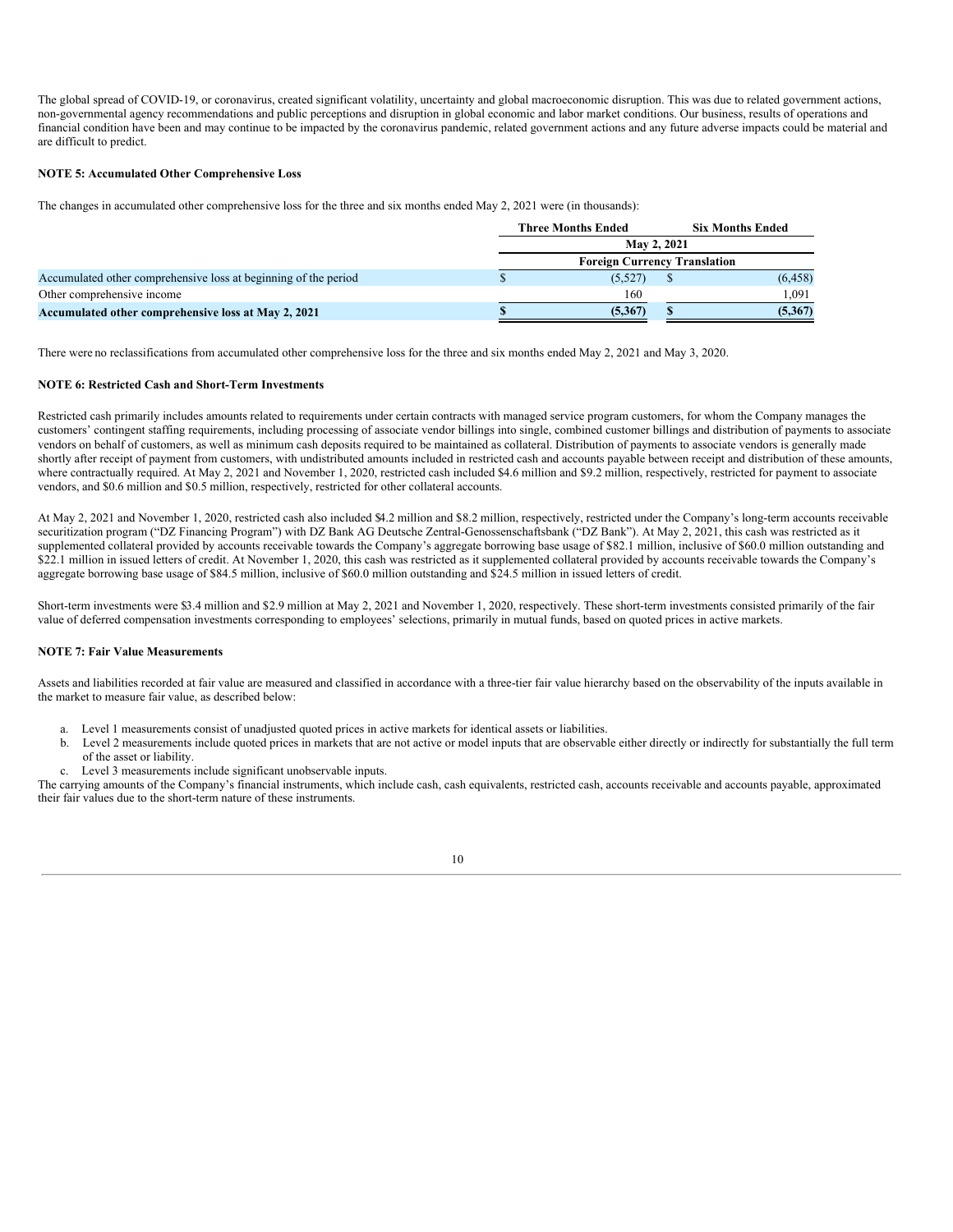The global spread of COVID-19, or coronavirus, created significant volatility, uncertainty and global macroeconomic disruption. This was due to related government actions, non-governmental agency recommendations and public perceptions and disruption in global economic and labor market conditions. Our business, results of operations and financial condition have been and may continue to be impacted by the coronavirus pandemic, related government actions and any future adverse impacts could be material and are difficult to predict.

**NOTE 5: Accumulated Other Comprehensive Loss**

The changes in accumulated other comprehensive loss for the three and six months ended May 2, 2021 were (in thousands):

| | Three Months Ended | Six Months Ended |
|---|---|---|
| | May 2, 2021 | |
| | Foreign Currency Translation | |
| Accumulated other comprehensive loss at beginning of the period | $ (5,527) | $ (6,458) |
| Other comprehensive income | 160 | 1,091 |
| **Accumulated other comprehensive loss at May 2, 2021** | **$ (5,367)** | **$ (5,367)** |

There were no reclassifications from accumulated other comprehensive loss for the three and six months ended May 2, 2021 and May 3, 2020.

**NOTE 6: Restricted Cash and Short-Term Investments**

Restricted cash primarily includes amounts related to requirements under certain contracts with managed service program customers, for whom the Company manages the customers' contingent staffing requirements, including processing of associate vendor billings into single, combined customer billings and distribution of payments to associate vendors on behalf of customers, as well as minimum cash deposits required to be maintained as collateral. Distribution of payments to associate vendors is generally made shortly after receipt of payment from customers, with undistributed amounts included in restricted cash and accounts payable between receipt and distribution of these amounts, where contractually required. At May 2, 2021 and November 1, 2020, restricted cash included $4.6 million and $9.2 million, respectively, restricted for payment to associate vendors, and $0.6 million and $0.5 million, respectively, restricted for other collateral accounts.

At May 2, 2021 and November 1, 2020, restricted cash also included $4.2 million and $8.2 million, respectively, restricted under the Company's long-term accounts receivable securitization program ("DZ Financing Program") with DZ Bank AG Deutsche Zentral-Genossenschaftsbank ("DZ Bank"). At May 2, 2021, this cash was restricted as it supplemented collateral provided by accounts receivable towards the Company's aggregate borrowing base usage of $82.1 million, inclusive of $60.0 million outstanding and $22.1 million in issued letters of credit. At November 1, 2020, this cash was restricted as it supplemented collateral provided by accounts receivable towards the Company's aggregate borrowing base usage of $84.5 million, inclusive of $60.0 million outstanding and $24.5 million in issued letters of credit.

Short-term investments were $3.4 million and $2.9 million at May 2, 2021 and November 1, 2020, respectively. These short-term investments consisted primarily of the fair value of deferred compensation investments corresponding to employees' selections, primarily in mutual funds, based on quoted prices in active markets.

**NOTE 7: Fair Value Measurements**

Assets and liabilities recorded at fair value are measured and classified in accordance with a three-tier fair value hierarchy based on the observability of the inputs available in the market to measure fair value, as described below:

a. Level 1 measurements consist of unadjusted quoted prices in active markets for identical assets or liabilities.
b. Level 2 measurements include quoted prices in markets that are not active or model inputs that are observable either directly or indirectly for substantially the full term of the asset or liability.
c. Level 3 measurements include significant unobservable inputs.

The carrying amounts of the Company's financial instruments, which include cash, cash equivalents, restricted cash, accounts receivable and accounts payable, approximated their fair values due to the short-term nature of these instruments.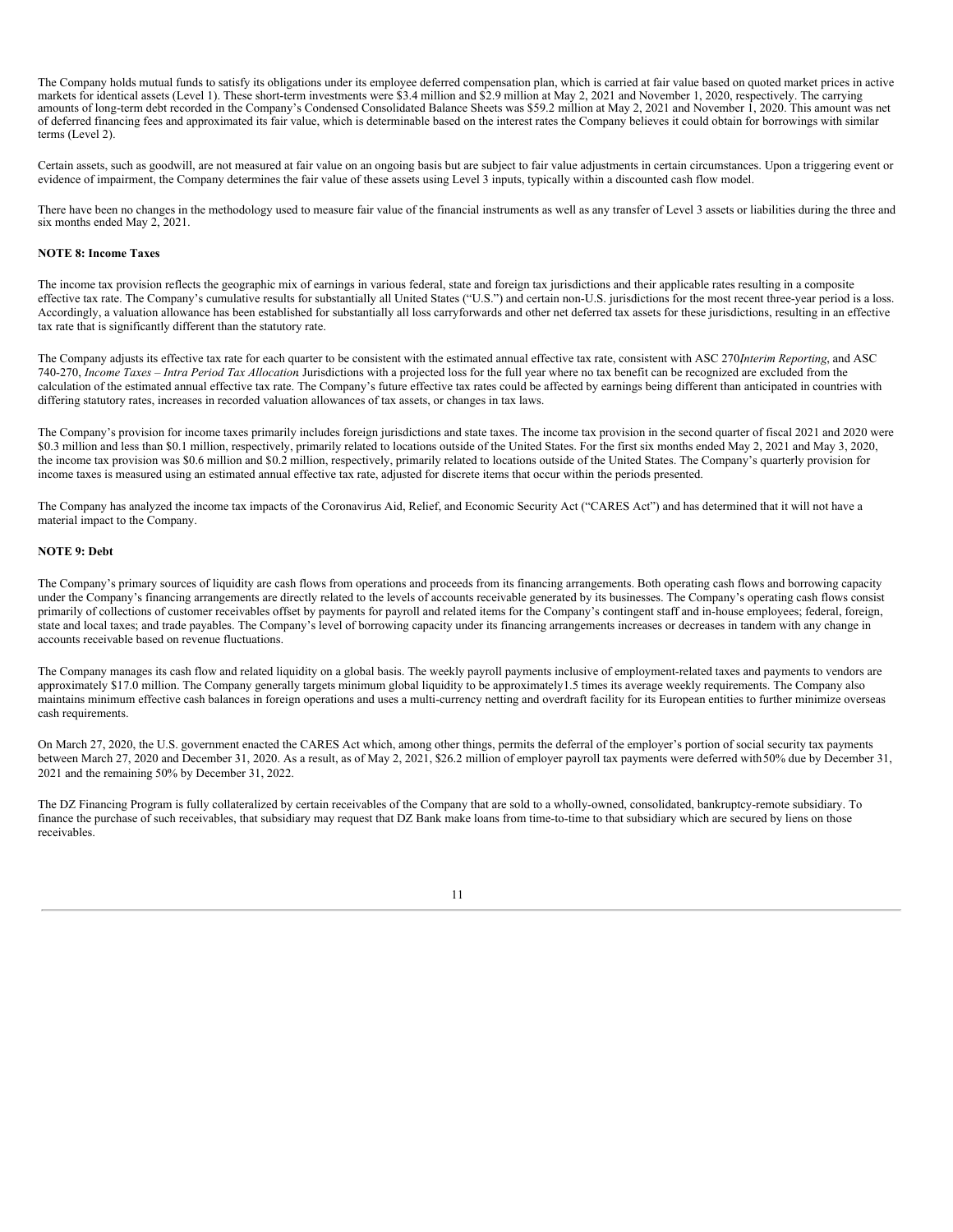The Company holds mutual funds to satisfy its obligations under its employee deferred compensation plan, which is carried at fair value based on quoted market prices in active markets for identical assets (Level 1). These short-term investments were $3.4 million and $2.9 million at May 2, 2021 and November 1, 2020, respectively. The carrying amounts of long-term debt recorded in the Company's Condensed Consolidated Balance Sheets was $59.2 million at May 2, 2021 and November 1, 2020. This amount was net of deferred financing fees and approximated its fair value, which is determinable based on the interest rates the Company believes it could obtain for borrowings with similar terms (Level 2).

Certain assets, such as goodwill, are not measured at fair value on an ongoing basis but are subject to fair value adjustments in certain circumstances. Upon a triggering event or evidence of impairment, the Company determines the fair value of these assets using Level 3 inputs, typically within a discounted cash flow model.

There have been no changes in the methodology used to measure fair value of the financial instruments as well as any transfer of Level 3 assets or liabilities during the three and six months ended May 2, 2021.

**NOTE 8: Income Taxes**

The income tax provision reflects the geographic mix of earnings in various federal, state and foreign tax jurisdictions and their applicable rates resulting in a composite effective tax rate. The Company's cumulative results for substantially all United States ("U.S.") and certain non-U.S. jurisdictions for the most recent three-year period is a loss. Accordingly, a valuation allowance has been established for substantially all loss carryforwards and other net deferred tax assets for these jurisdictions, resulting in an effective tax rate that is significantly different than the statutory rate.

The Company adjusts its effective tax rate for each quarter to be consistent with the estimated annual effective tax rate, consistent with ASC 270, *Interim Reporting*, and ASC 740-270, *Income Taxes – Intra Period Tax Allocation*. Jurisdictions with a projected loss for the full year where no tax benefit can be recognized are excluded from the calculation of the estimated annual effective tax rate. The Company's future effective tax rates could be affected by earnings being different than anticipated in countries with differing statutory rates, increases in recorded valuation allowances of tax assets, or changes in tax laws.

The Company's provision for income taxes primarily includes foreign jurisdictions and state taxes. The income tax provision in the second quarter of fiscal 2021 and 2020 were $0.3 million and less than $0.1 million, respectively, primarily related to locations outside of the United States. For the first six months ended May 2, 2021 and May 3, 2020, the income tax provision was $0.6 million and $0.2 million, respectively, primarily related to locations outside of the United States. The Company's quarterly provision for income taxes is measured using an estimated annual effective tax rate, adjusted for discrete items that occur within the periods presented.

The Company has analyzed the income tax impacts of the Coronavirus Aid, Relief, and Economic Security Act ("CARES Act") and has determined that it will not have a material impact to the Company.

**NOTE 9: Debt**

The Company's primary sources of liquidity are cash flows from operations and proceeds from its financing arrangements. Both operating cash flows and borrowing capacity under the Company's financing arrangements are directly related to the levels of accounts receivable generated by its businesses. The Company's operating cash flows consist primarily of collections of customer receivables offset by payments for payroll and related items for the Company's contingent staff and in-house employees; federal, foreign, state and local taxes; and trade payables. The Company's level of borrowing capacity under its financing arrangements increases or decreases in tandem with any change in accounts receivable based on revenue fluctuations.

The Company manages its cash flow and related liquidity on a global basis. The weekly payroll payments inclusive of employment-related taxes and payments to vendors are approximately $17.0 million. The Company generally targets minimum global liquidity to be approximately 1.5 times its average weekly requirements. The Company also maintains minimum effective cash balances in foreign operations and uses a multi-currency netting and overdraft facility for its European entities to further minimize overseas cash requirements.

On March 27, 2020, the U.S. government enacted the CARES Act which, among other things, permits the deferral of the employer's portion of social security tax payments between March 27, 2020 and December 31, 2020. As a result, as of May 2, 2021, $26.2 million of employer payroll tax payments were deferred with 50% due by December 31, 2021 and the remaining 50% by December 31, 2022.

The DZ Financing Program is fully collateralized by certain receivables of the Company that are sold to a wholly-owned, consolidated, bankruptcy-remote subsidiary. To finance the purchase of such receivables, that subsidiary may request that DZ Bank make loans from time-to-time to that subsidiary which are secured by liens on those receivables.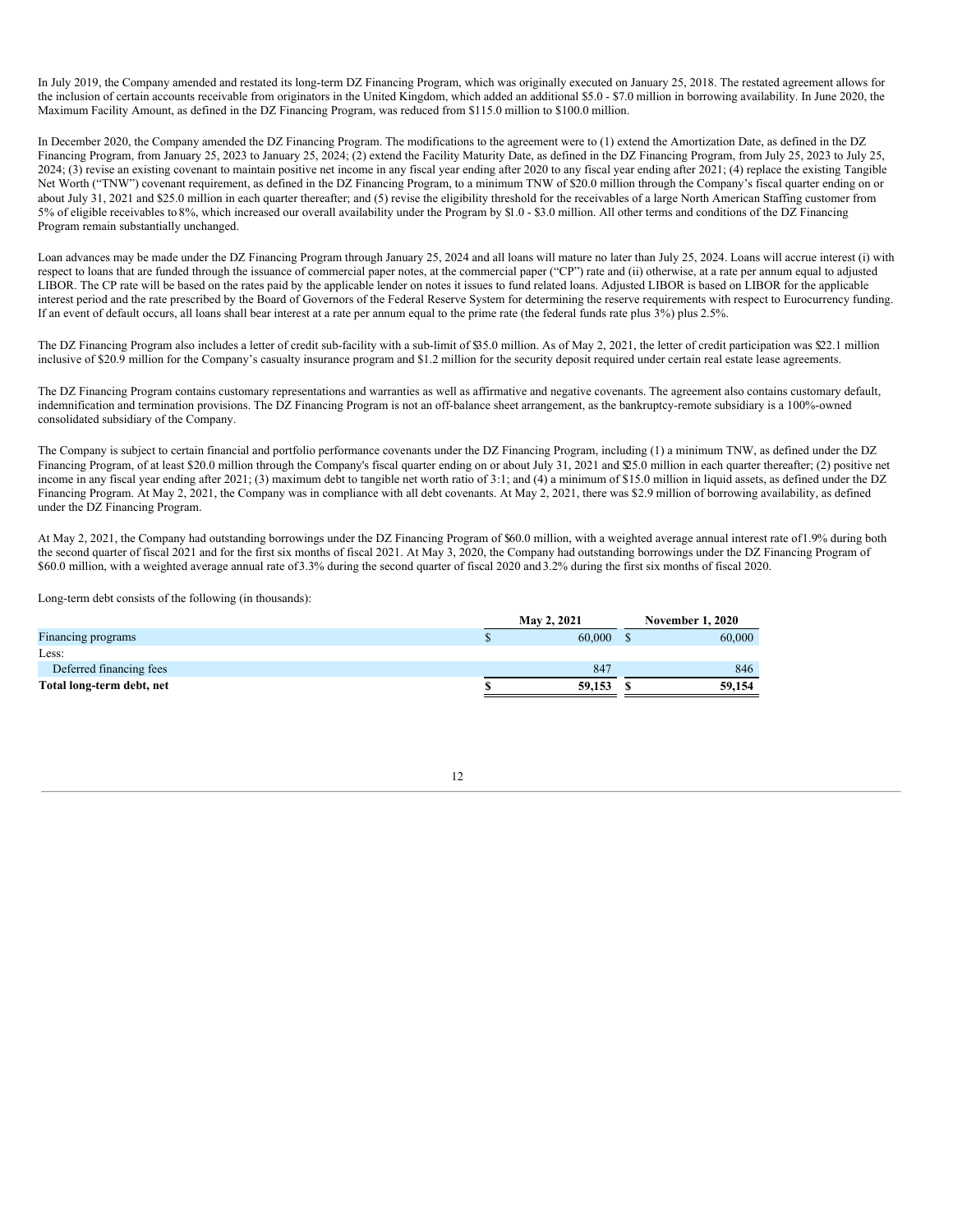In July 2019, the Company amended and restated its long-term DZ Financing Program, which was originally executed on January 25, 2018. The restated agreement allows for the inclusion of certain accounts receivable from originators in the United Kingdom, which added an additional $5.0 - $7.0 million in borrowing availability. In June 2020, the Maximum Facility Amount, as defined in the DZ Financing Program, was reduced from $115.0 million to $100.0 million.

In December 2020, the Company amended the DZ Financing Program. The modifications to the agreement were to (1) extend the Amortization Date, as defined in the DZ Financing Program, from January 25, 2023 to January 25, 2024; (2) extend the Facility Maturity Date, as defined in the DZ Financing Program, from July 25, 2023 to July 25, 2024; (3) revise an existing covenant to maintain positive net income in any fiscal year ending after 2020 to any fiscal year ending after 2021; (4) replace the existing Tangible Net Worth ("TNW") covenant requirement, as defined in the DZ Financing Program, to a minimum TNW of $20.0 million through the Company's fiscal quarter ending on or about July 31, 2021 and $25.0 million in each quarter thereafter; and (5) revise the eligibility threshold for the receivables of a large North American Staffing customer from 5% of eligible receivables to 8%, which increased our overall availability under the Program by $1.0 - $3.0 million. All other terms and conditions of the DZ Financing Program remain substantially unchanged.

Loan advances may be made under the DZ Financing Program through January 25, 2024 and all loans will mature no later than July 25, 2024. Loans will accrue interest (i) with respect to loans that are funded through the issuance of commercial paper notes, at the commercial paper ("CP") rate and (ii) otherwise, at a rate per annum equal to adjusted LIBOR. The CP rate will be based on the rates paid by the applicable lender on notes it issues to fund related loans. Adjusted LIBOR is based on LIBOR for the applicable interest period and the rate prescribed by the Board of Governors of the Federal Reserve System for determining the reserve requirements with respect to Eurocurrency funding. If an event of default occurs, all loans shall bear interest at a rate per annum equal to the prime rate (the federal funds rate plus 3%) plus 2.5%.

The DZ Financing Program also includes a letter of credit sub-facility with a sub-limit of $35.0 million. As of May 2, 2021, the letter of credit participation was $22.1 million inclusive of $20.9 million for the Company's casualty insurance program and $1.2 million for the security deposit required under certain real estate lease agreements.

The DZ Financing Program contains customary representations and warranties as well as affirmative and negative covenants. The agreement also contains customary default, indemnification and termination provisions. The DZ Financing Program is not an off-balance sheet arrangement, as the bankruptcy-remote subsidiary is a 100%-owned consolidated subsidiary of the Company.

The Company is subject to certain financial and portfolio performance covenants under the DZ Financing Program, including (1) a minimum TNW, as defined under the DZ Financing Program, of at least $20.0 million through the Company's fiscal quarter ending on or about July 31, 2021 and $25.0 million in each quarter thereafter; (2) positive net income in any fiscal year ending after 2021; (3) maximum debt to tangible net worth ratio of 3:1; and (4) a minimum of $15.0 million in liquid assets, as defined under the DZ Financing Program. At May 2, 2021, the Company was in compliance with all debt covenants. At May 2, 2021, there was $2.9 million of borrowing availability, as defined under the DZ Financing Program.

At May 2, 2021, the Company had outstanding borrowings under the DZ Financing Program of $60.0 million, with a weighted average annual interest rate of 1.9% during both the second quarter of fiscal 2021 and for the first six months of fiscal 2021. At May 3, 2020, the Company had outstanding borrowings under the DZ Financing Program of $60.0 million, with a weighted average annual rate of 3.3% during the second quarter of fiscal 2020 and 3.2% during the first six months of fiscal 2020.

Long-term debt consists of the following (in thousands):

| | May 2, 2021 | November 1, 2020 |
|---|---|---|
| Financing programs | $ 60,000 | $ 60,000 |
| Less: | | |
| Deferred financing fees | 847 | 846 |
| **Total long-term debt, net** | **$ 59,153** | **$ 59,154** |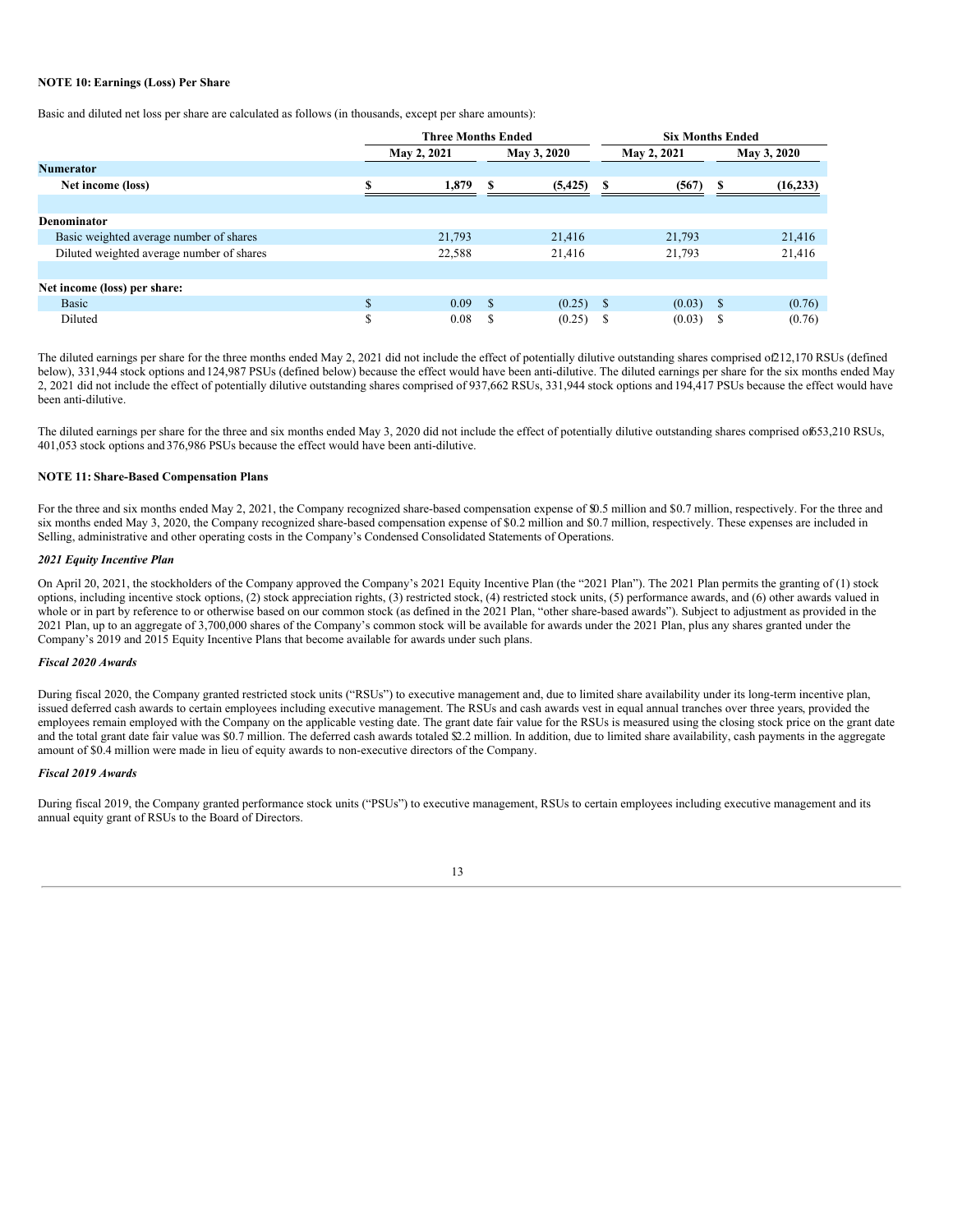**NOTE 10: Earnings (Loss) Per Share**

Basic and diluted net loss per share are calculated as follows (in thousands, except per share amounts):

| | Three Months Ended | | Six Months Ended | |
|---|---|---|---|---|
| | May 2, 2021 | May 3, 2020 | May 2, 2021 | May 3, 2020 |
| **Numerator** | | | | |
| **Net income (loss)** | **$ 1,879** | **$ (5,425)** | **$ (567)** | **$ (16,233)** |
| **Denominator** | | | | |
| Basic weighted average number of shares | 21,793 | 21,416 | 21,793 | 21,416 |
| Diluted weighted average number of shares | 22,588 | 21,416 | 21,793 | 21,416 |
| **Net income (loss) per share:** | | | | |
| Basic | $ 0.09 | $ (0.25) | $ (0.03) | $ (0.76) |
| Diluted | $ 0.08 | $ (0.25) | $ (0.03) | $ (0.76) |

The diluted earnings per share for the three months ended May 2, 2021 did not include the effect of potentially dilutive outstanding shares comprised of 212,170 RSUs (defined below), 331,944 stock options and 124,987 PSUs (defined below) because the effect would have been anti-dilutive. The diluted earnings per share for the six months ended May 2, 2021 did not include the effect of potentially dilutive outstanding shares comprised of 937,662 RSUs, 331,944 stock options and 194,417 PSUs because the effect would have been anti-dilutive.

The diluted earnings per share for the three and six months ended May 3, 2020 did not include the effect of potentially dilutive outstanding shares comprised of 653,210 RSUs, 401,053 stock options and 376,986 PSUs because the effect would have been anti-dilutive.

**NOTE 11: Share-Based Compensation Plans**

For the three and six months ended May 2, 2021, the Company recognized share-based compensation expense of $0.5 million and $0.7 million, respectively. For the three and six months ended May 3, 2020, the Company recognized share-based compensation expense of $0.2 million and $0.7 million, respectively. These expenses are included in Selling, administrative and other operating costs in the Company's Condensed Consolidated Statements of Operations.

***2021 Equity Incentive Plan***

On April 20, 2021, the stockholders of the Company approved the Company's 2021 Equity Incentive Plan (the "2021 Plan"). The 2021 Plan permits the granting of (1) stock options, including incentive stock options, (2) stock appreciation rights, (3) restricted stock, (4) restricted stock units, (5) performance awards, and (6) other awards valued in whole or in part by reference to or otherwise based on our common stock (as defined in the 2021 Plan, "other share-based awards"). Subject to adjustment as provided in the 2021 Plan, up to an aggregate of 3,700,000 shares of the Company's common stock will be available for awards under the 2021 Plan, plus any shares granted under the Company's 2019 and 2015 Equity Incentive Plans that become available for awards under such plans.

***Fiscal 2020 Awards***

During fiscal 2020, the Company granted restricted stock units ("RSUs") to executive management and, due to limited share availability under its long-term incentive plan, issued deferred cash awards to certain employees including executive management. The RSUs and cash awards vest in equal annual tranches over three years, provided the employees remain employed with the Company on the applicable vesting date. The grant date fair value for the RSUs is measured using the closing stock price on the grant date and the total grant date fair value was $0.7 million. The deferred cash awards totaled $2.2 million. In addition, due to limited share availability, cash payments in the aggregate amount of $0.4 million were made in lieu of equity awards to non-executive directors of the Company.

***Fiscal 2019 Awards***

During fiscal 2019, the Company granted performance stock units ("PSUs") to executive management, RSUs to certain employees including executive management and its annual equity grant of RSUs to the Board of Directors.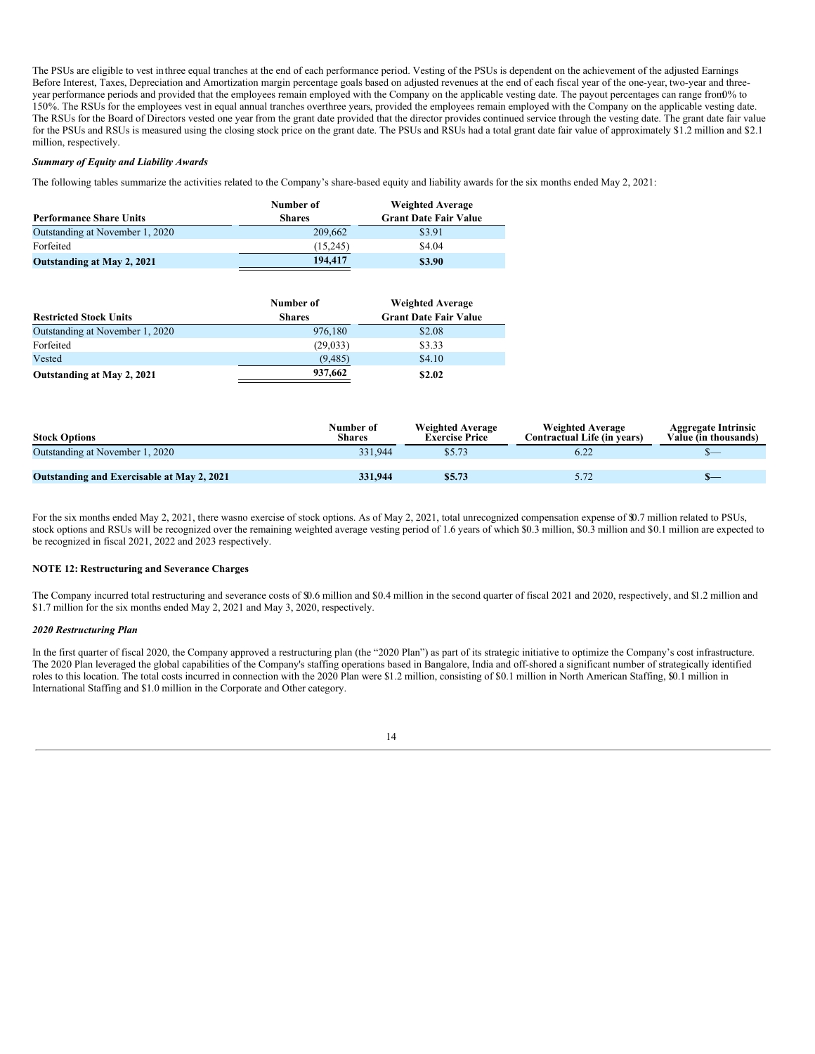The PSUs are eligible to vest in three equal tranches at the end of each performance period. Vesting of the PSUs is dependent on the achievement of the adjusted Earnings Before Interest, Taxes, Depreciation and Amortization margin percentage goals based on adjusted revenues at the end of each fiscal year of the one-year, two-year and three-year performance periods and provided that the employees remain employed with the Company on the applicable vesting date. The payout percentages can range from 0% to 150%. The RSUs for the employees vest in equal annual tranches over three years, provided the employees remain employed with the Company on the applicable vesting date. The RSUs for the Board of Directors vested one year from the grant date provided that the director provides continued service through the vesting date. The grant date fair value for the PSUs and RSUs is measured using the closing stock price on the grant date. The PSUs and RSUs had a total grant date fair value of approximately $1.2 million and $2.1 million, respectively.

***Summary of Equity and Liability Awards***

The following tables summarize the activities related to the Company's share-based equity and liability awards for the six months ended May 2, 2021:

| Performance Share Units | Number of Shares | Weighted Average Grant Date Fair Value |
|---|---|---|
| Outstanding at November 1, 2020 | 209,662 | $3.91 |
| Forfeited | (15,245) | $4.04 |
| **Outstanding at May 2, 2021** | **194,417** | **$3.90** |

| Restricted Stock Units | Number of Shares | Weighted Average Grant Date Fair Value |
|---|---|---|
| Outstanding at November 1, 2020 | 976,180 | $2.08 |
| Forfeited | (29,033) | $3.33 |
| Vested | (9,485) | $4.10 |
| **Outstanding at May 2, 2021** | **937,662** | **$2.02** |

| Stock Options | Number of Shares | Weighted Average Exercise Price | Weighted Average Contractual Life (in years) | Aggregate Intrinsic Value (in thousands) |
|---|---|---|---|---|
| Outstanding at November 1, 2020 | 331,944 | $5.73 | 6.22 | $— |
| **Outstanding and Exercisable at May 2, 2021** | **331,944** | **$5.73** | 5.72 | **$—** |

For the six months ended May 2, 2021, there was no exercise of stock options. As of May 2, 2021, total unrecognized compensation expense of $0.7 million related to PSUs, stock options and RSUs will be recognized over the remaining weighted average vesting period of 1.6 years of which $0.3 million, $0.3 million and $0.1 million are expected to be recognized in fiscal 2021, 2022 and 2023 respectively.

**NOTE 12: Restructuring and Severance Charges**

The Company incurred total restructuring and severance costs of $0.6 million and $0.4 million in the second quarter of fiscal 2021 and 2020, respectively, and $1.2 million and $1.7 million for the six months ended May 2, 2021 and May 3, 2020, respectively.

***2020 Restructuring Plan***

In the first quarter of fiscal 2020, the Company approved a restructuring plan (the "2020 Plan") as part of its strategic initiative to optimize the Company's cost infrastructure. The 2020 Plan leveraged the global capabilities of the Company's staffing operations based in Bangalore, India and off-shored a significant number of strategically identified roles to this location. The total costs incurred in connection with the 2020 Plan were $1.2 million, consisting of $0.1 million in North American Staffing, $0.1 million in International Staffing and $1.0 million in the Corporate and Other category.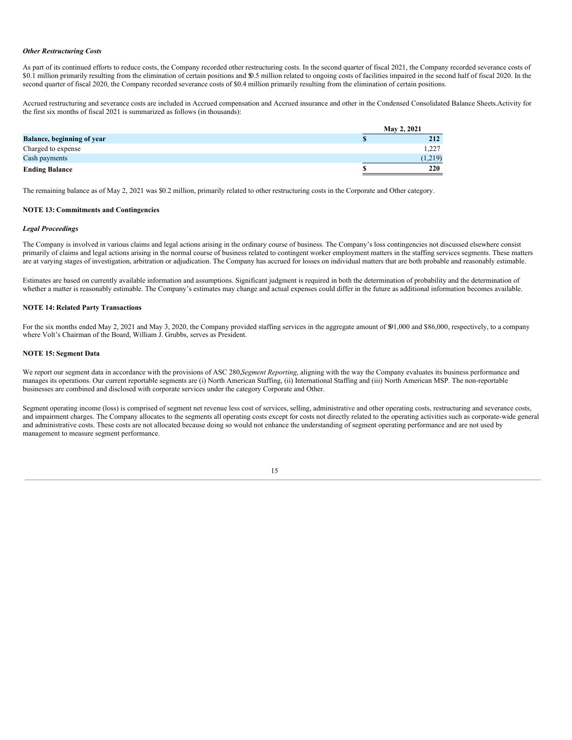***Other Restructuring Costs***

As part of its continued efforts to reduce costs, the Company recorded other restructuring costs. In the second quarter of fiscal 2021, the Company recorded severance costs of $0.1 million primarily resulting from the elimination of certain positions and $0.5 million related to ongoing costs of facilities impaired in the second half of fiscal 2020. In the second quarter of fiscal 2020, the Company recorded severance costs of $0.4 million primarily resulting from the elimination of certain positions.

Accrued restructuring and severance costs are included in Accrued compensation and Accrued insurance and other in the Condensed Consolidated Balance Sheets.Activity for the first six months of fiscal 2021 is summarized as follows (in thousands):

| | May 2, 2021 |
|---|---|
| **Balance, beginning of year** | **$ 212** |
| Charged to expense | 1,227 |
| Cash payments | (1,219) |
| **Ending Balance** | **$ 220** |

The remaining balance as of May 2, 2021 was $0.2 million, primarily related to other restructuring costs in the Corporate and Other category.

**NOTE 13: Commitments and Contingencies**

***Legal Proceedings***

The Company is involved in various claims and legal actions arising in the ordinary course of business. The Company's loss contingencies not discussed elsewhere consist primarily of claims and legal actions arising in the normal course of business related to contingent worker employment matters in the staffing services segments. These matters are at varying stages of investigation, arbitration or adjudication. The Company has accrued for losses on individual matters that are both probable and reasonably estimable.

Estimates are based on currently available information and assumptions. Significant judgment is required in both the determination of probability and the determination of whether a matter is reasonably estimable. The Company's estimates may change and actual expenses could differ in the future as additional information becomes available.

**NOTE 14: Related Party Transactions**

For the six months ended May 2, 2021 and May 3, 2020, the Company provided staffing services in the aggregate amount of $91,000 and $86,000, respectively, to a company where Volt's Chairman of the Board, William J. Grubbs, serves as President.

**NOTE 15: Segment Data**

We report our segment data in accordance with the provisions of ASC 280,*Segment Reporting*, aligning with the way the Company evaluates its business performance and manages its operations. Our current reportable segments are (i) North American Staffing, (ii) International Staffing and (iii) North American MSP. The non-reportable businesses are combined and disclosed with corporate services under the category Corporate and Other.

Segment operating income (loss) is comprised of segment net revenue less cost of services, selling, administrative and other operating costs, restructuring and severance costs, and impairment charges. The Company allocates to the segments all operating costs except for costs not directly related to the operating activities such as corporate-wide general and administrative costs. These costs are not allocated because doing so would not enhance the understanding of segment operating performance and are not used by management to measure segment performance.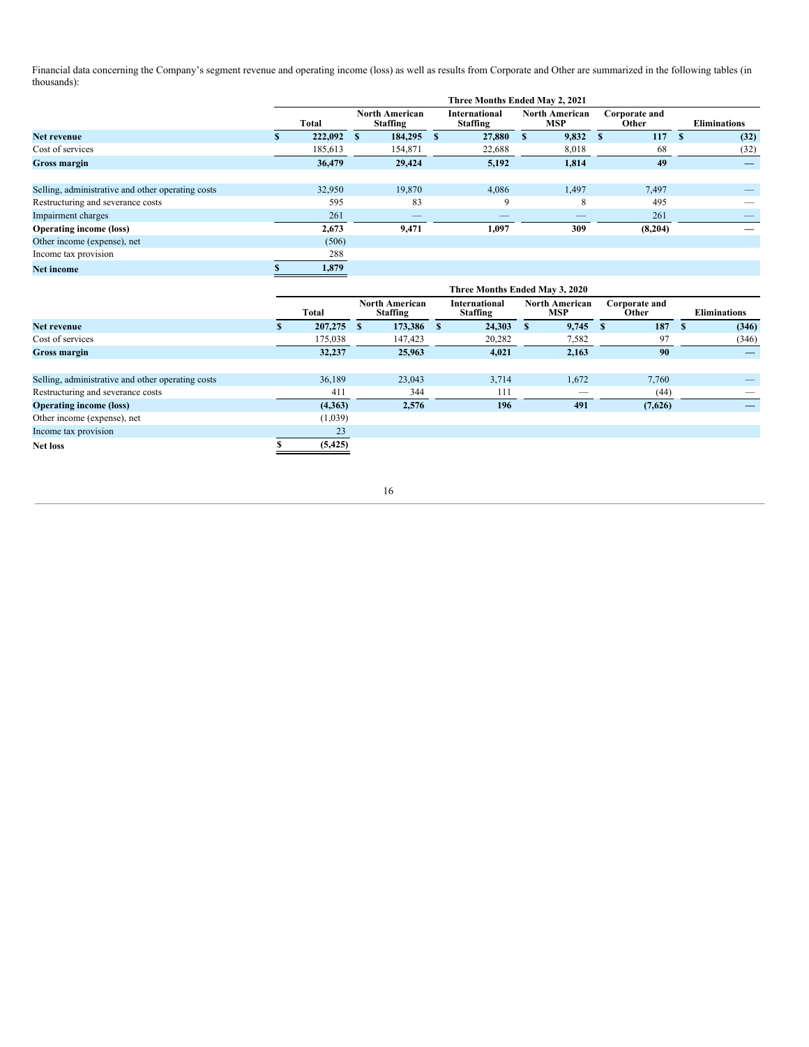Financial data concerning the Company's segment revenue and operating income (loss) as well as results from Corporate and Other are summarized in the following tables (in thousands):

| | Three Months Ended May 2, 2021 | | | | | |
|---|---|---|---|---|---|---|
| | Total | North American Staffing | International Staffing | North American MSP | Corporate and Other | Eliminations |
| **Net revenue** | $ 222,092 | $ 184,295 | $ 27,880 | $ 9,832 | $ 117 | $ (32) |
| Cost of services | 185,613 | 154,871 | 22,688 | 8,018 | 68 | (32) |
| **Gross margin** | 36,479 | 29,424 | 5,192 | 1,814 | 49 | — |
| | | | | | | |
| Selling, administrative and other operating costs | 32,950 | 19,870 | 4,086 | 1,497 | 7,497 | — |
| Restructuring and severance costs | 595 | 83 | 9 | 8 | 495 | — |
| Impairment charges | 261 | — | — | — | 261 | — |
| **Operating income (loss)** | 2,673 | 9,471 | 1,097 | 309 | (8,204) | — |
| Other income (expense), net | (506) | | | | | |
| Income tax provision | 288 | | | | | |
| **Net income** | $ 1,879 | | | | | |

| | Three Months Ended May 3, 2020 | | | | | |
|---|---|---|---|---|---|---|
| | Total | North American Staffing | International Staffing | North American MSP | Corporate and Other | Eliminations |
| **Net revenue** | $ 207,275 | $ 173,386 | $ 24,303 | $ 9,745 | $ 187 | $ (346) |
| Cost of services | 175,038 | 147,423 | 20,282 | 7,582 | 97 | (346) |
| **Gross margin** | 32,237 | 25,963 | 4,021 | 2,163 | 90 | — |
| | | | | | | |
| Selling, administrative and other operating costs | 36,189 | 23,043 | 3,714 | 1,672 | 7,760 | — |
| Restructuring and severance costs | 411 | 344 | 111 | — | (44) | — |
| **Operating income (loss)** | (4,363) | 2,576 | 196 | 491 | (7,626) | — |
| Other income (expense), net | (1,039) | | | | | |
| Income tax provision | 23 | | | | | |
| **Net loss** | $ (5,425) | | | | | |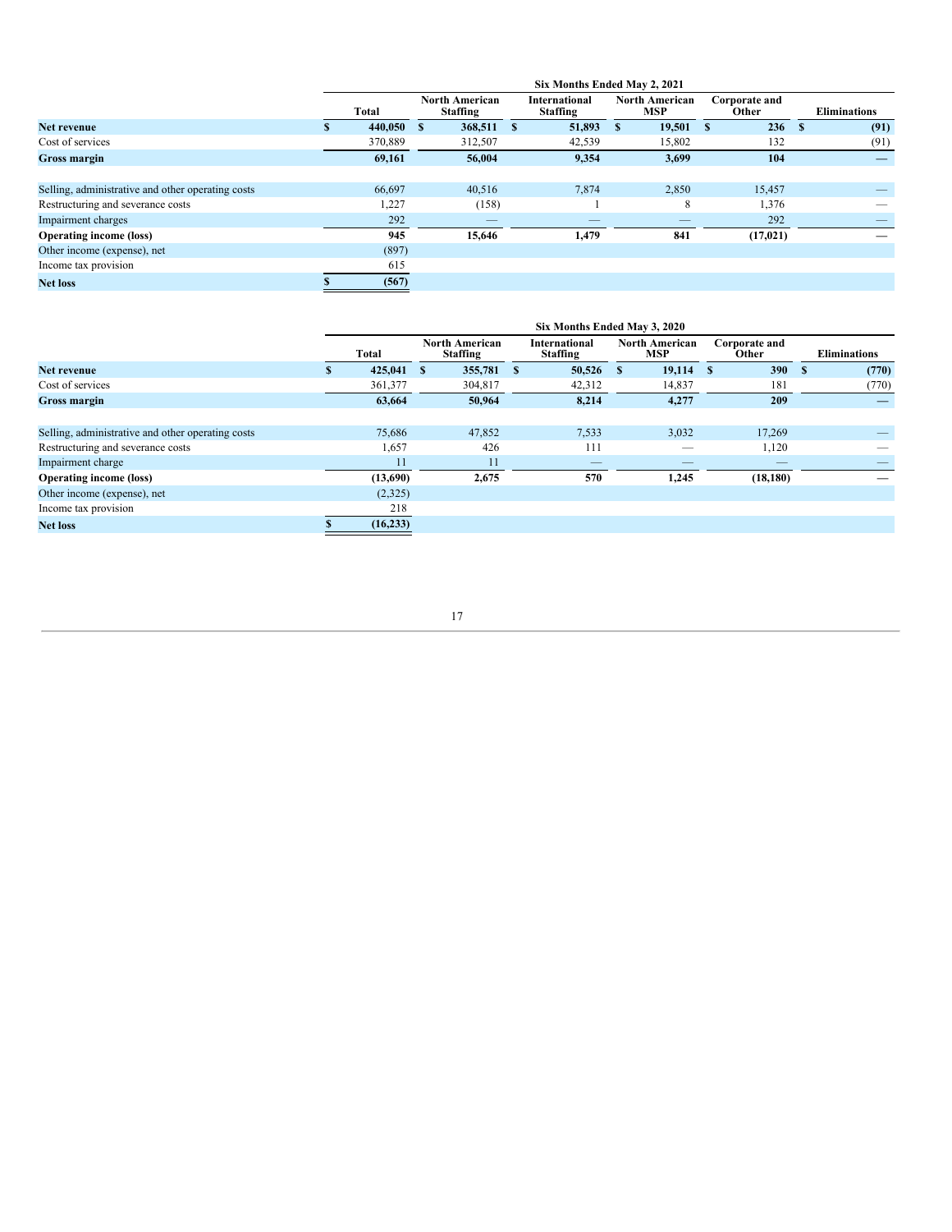| | Six Months Ended May 2, 2021 | | | | | |
|---|---|---|---|---|---|---|
| | **Total** | **North American Staffing** | **International Staffing** | **North American MSP** | **Corporate and Other** | **Eliminations** |
| **Net revenue** | **$ 440,050** | **$ 368,511** | **$ 51,893** | **$ 19,501** | **$ 236** | **$ (91)** |
| Cost of services | 370,889 | 312,507 | 42,539 | 15,802 | 132 | (91) |
| **Gross margin** | **69,161** | **56,004** | **9,354** | **3,699** | **104** | **—** |
| | | | | | | |
| Selling, administrative and other operating costs | 66,697 | 40,516 | 7,874 | 2,850 | 15,457 | — |
| Restructuring and severance costs | 1,227 | (158) | 1 | 8 | 1,376 | — |
| Impairment charges | 292 | — | — | — | 292 | — |
| **Operating income (loss)** | **945** | **15,646** | **1,479** | **841** | **(17,021)** | **—** |
| Other income (expense), net | (897) | | | | | |
| Income tax provision | 615 | | | | | |
| **Net loss** | **$ (567)** | | | | | |

| | Six Months Ended May 3, 2020 | | | | | |
|---|---|---|---|---|---|---|
| | **Total** | **North American Staffing** | **International Staffing** | **North American MSP** | **Corporate and Other** | **Eliminations** |
| **Net revenue** | **$ 425,041** | **$ 355,781** | **$ 50,526** | **$ 19,114** | **$ 390** | **$ (770)** |
| Cost of services | 361,377 | 304,817 | 42,312 | 14,837 | 181 | (770) |
| **Gross margin** | **63,664** | **50,964** | **8,214** | **4,277** | **209** | **—** |
| | | | | | | |
| Selling, administrative and other operating costs | 75,686 | 47,852 | 7,533 | 3,032 | 17,269 | — |
| Restructuring and severance costs | 1,657 | 426 | 111 | — | 1,120 | — |
| Impairment charge | 11 | 11 | — | — | — | — |
| **Operating income (loss)** | **(13,690)** | **2,675** | **570** | **1,245** | **(18,180)** | **—** |
| Other income (expense), net | (2,325) | | | | | |
| Income tax provision | 218 | | | | | |
| **Net loss** | **$ (16,233)** | | | | | |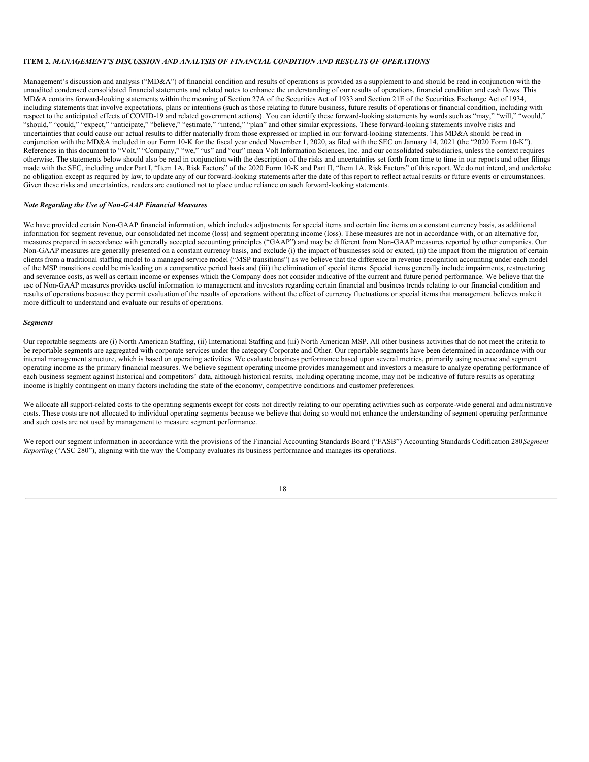## ITEM 2. *MANAGEMENT'S DISCUSSION AND ANALYSIS OF FINANCIAL CONDITION AND RESULTS OF OPERATIONS*

Management's discussion and analysis ("MD&A") of financial condition and results of operations is provided as a supplement to and should be read in conjunction with the unaudited condensed consolidated financial statements and related notes to enhance the understanding of our results of operations, financial condition and cash flows. This MD&A contains forward-looking statements within the meaning of Section 27A of the Securities Act of 1933 and Section 21E of the Securities Exchange Act of 1934, including statements that involve expectations, plans or intentions (such as those relating to future business, future results of operations or financial condition, including with respect to the anticipated effects of COVID-19 and related government actions). You can identify these forward-looking statements by words such as "may," "will," "would," "should," "could," "expect," "anticipate," "believe," "estimate," "intend," "plan" and other similar expressions. These forward-looking statements involve risks and uncertainties that could cause our actual results to differ materially from those expressed or implied in our forward-looking statements. This MD&A should be read in conjunction with the MD&A included in our Form 10-K for the fiscal year ended November 1, 2020, as filed with the SEC on January 14, 2021 (the "2020 Form 10-K"). References in this document to "Volt," "Company," "we," "us" and "our" mean Volt Information Sciences, Inc. and our consolidated subsidiaries, unless the context requires otherwise. The statements below should also be read in conjunction with the description of the risks and uncertainties set forth from time to time in our reports and other filings made with the SEC, including under Part I, "Item 1A. Risk Factors" of the 2020 Form 10-K and Part II, "Item 1A. Risk Factors" of this report. We do not intend, and undertake no obligation except as required by law, to update any of our forward-looking statements after the date of this report to reflect actual results or future events or circumstances. Given these risks and uncertainties, readers are cautioned not to place undue reliance on such forward-looking statements.

### *Note Regarding the Use of Non-GAAP Financial Measures*

We have provided certain Non-GAAP financial information, which includes adjustments for special items and certain line items on a constant currency basis, as additional information for segment revenue, our consolidated net income (loss) and segment operating income (loss). These measures are not in accordance with, or an alternative for, measures prepared in accordance with generally accepted accounting principles ("GAAP") and may be different from Non-GAAP measures reported by other companies. Our Non-GAAP measures are generally presented on a constant currency basis, and exclude (i) the impact of businesses sold or exited, (ii) the impact from the migration of certain clients from a traditional staffing model to a managed service model ("MSP transitions") as we believe that the difference in revenue recognition accounting under each model of the MSP transitions could be misleading on a comparative period basis and (iii) the elimination of special items. Special items generally include impairments, restructuring and severance costs, as well as certain income or expenses which the Company does not consider indicative of the current and future period performance. We believe that the use of Non-GAAP measures provides useful information to management and investors regarding certain financial and business trends relating to our financial condition and results of operations because they permit evaluation of the results of operations without the effect of currency fluctuations or special items that management believes make it more difficult to understand and evaluate our results of operations.

### *Segments*

Our reportable segments are (i) North American Staffing, (ii) International Staffing and (iii) North American MSP. All other business activities that do not meet the criteria to be reportable segments are aggregated with corporate services under the category Corporate and Other. Our reportable segments have been determined in accordance with our internal management structure, which is based on operating activities. We evaluate business performance based upon several metrics, primarily using revenue and segment operating income as the primary financial measures. We believe segment operating income provides management and investors a measure to analyze operating performance of each business segment against historical and competitors' data, although historical results, including operating income, may not be indicative of future results as operating income is highly contingent on many factors including the state of the economy, competitive conditions and customer preferences.

We allocate all support-related costs to the operating segments except for costs not directly relating to our operating activities such as corporate-wide general and administrative costs. These costs are not allocated to individual operating segments because we believe that doing so would not enhance the understanding of segment operating performance and such costs are not used by management to measure segment performance.

We report our segment information in accordance with the provisions of the Financial Accounting Standards Board ("FASB") Accounting Standards Codification 280,*Segment Reporting* ("ASC 280"), aligning with the way the Company evaluates its business performance and manages its operations.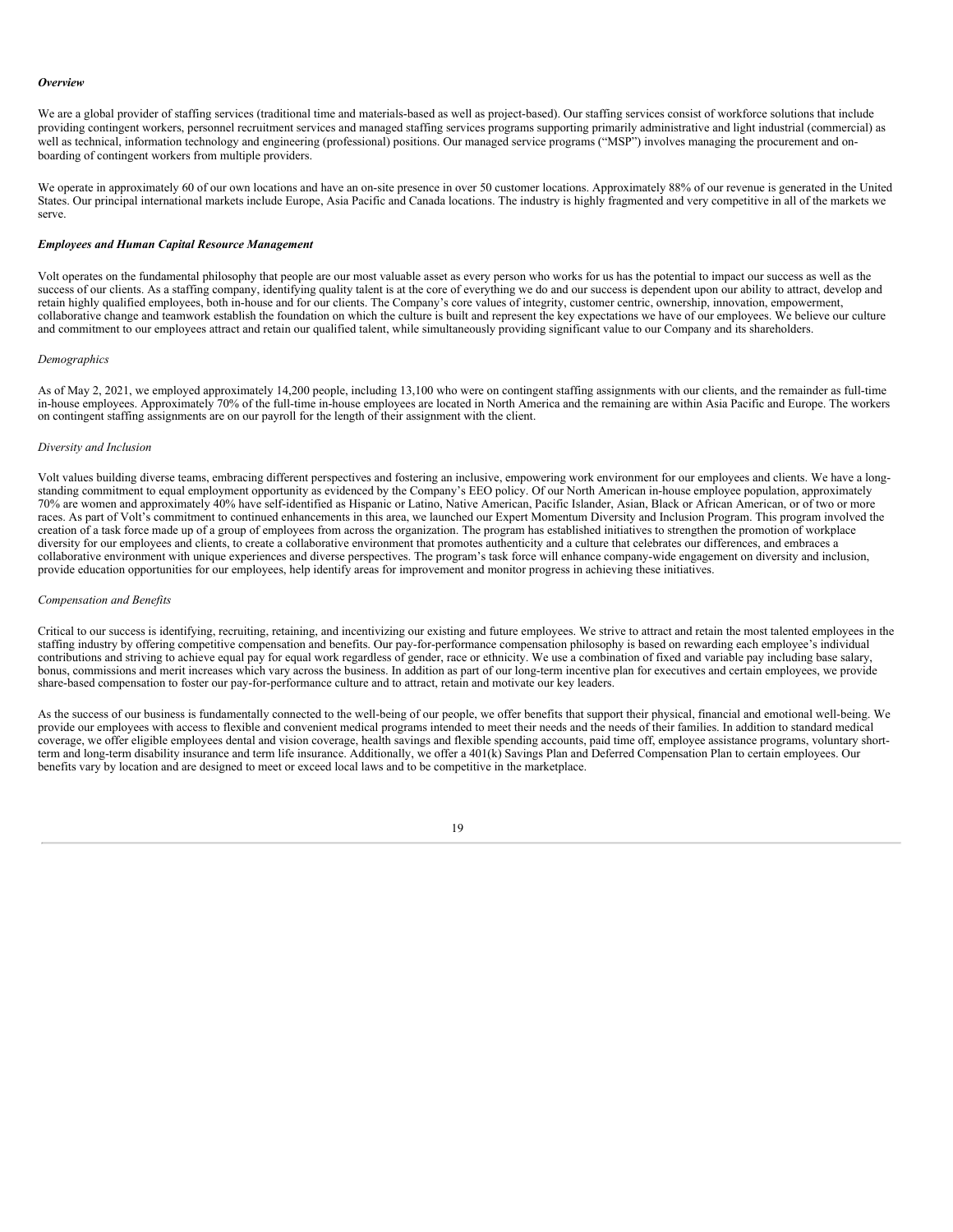***Overview***

We are a global provider of staffing services (traditional time and materials-based as well as project-based). Our staffing services consist of workforce solutions that include providing contingent workers, personnel recruitment services and managed staffing services programs supporting primarily administrative and light industrial (commercial) as well as technical, information technology and engineering (professional) positions. Our managed service programs ("MSP") involves managing the procurement and on-boarding of contingent workers from multiple providers.

We operate in approximately 60 of our own locations and have an on-site presence in over 50 customer locations. Approximately 88% of our revenue is generated in the United States. Our principal international markets include Europe, Asia Pacific and Canada locations. The industry is highly fragmented and very competitive in all of the markets we serve.

***Employees and Human Capital Resource Management***

Volt operates on the fundamental philosophy that people are our most valuable asset as every person who works for us has the potential to impact our success as well as the success of our clients. As a staffing company, identifying quality talent is at the core of everything we do and our success is dependent upon our ability to attract, develop and retain highly qualified employees, both in-house and for our clients. The Company's core values of integrity, customer centric, ownership, innovation, empowerment, collaborative change and teamwork establish the foundation on which the culture is built and represent the key expectations we have of our employees. We believe our culture and commitment to our employees attract and retain our qualified talent, while simultaneously providing significant value to our Company and its shareholders.

*Demographics*

As of May 2, 2021, we employed approximately 14,200 people, including 13,100 who were on contingent staffing assignments with our clients, and the remainder as full-time in-house employees. Approximately 70% of the full-time in-house employees are located in North America and the remaining are within Asia Pacific and Europe. The workers on contingent staffing assignments are on our payroll for the length of their assignment with the client.

*Diversity and Inclusion*

Volt values building diverse teams, embracing different perspectives and fostering an inclusive, empowering work environment for our employees and clients. We have a long-standing commitment to equal employment opportunity as evidenced by the Company's EEO policy. Of our North American in-house employee population, approximately 70% are women and approximately 40% have self-identified as Hispanic or Latino, Native American, Pacific Islander, Asian, Black or African American, or of two or more races. As part of Volt's commitment to continued enhancements in this area, we launched our Expert Momentum Diversity and Inclusion Program. This program involved the creation of a task force made up of a group of employees from across the organization. The program has established initiatives to strengthen the promotion of workplace diversity for our employees and clients, to create a collaborative environment that promotes authenticity and a culture that celebrates our differences, and embraces a collaborative environment with unique experiences and diverse perspectives. The program's task force will enhance company-wide engagement on diversity and inclusion, provide education opportunities for our employees, help identify areas for improvement and monitor progress in achieving these initiatives.

*Compensation and Benefits*

Critical to our success is identifying, recruiting, retaining, and incentivizing our existing and future employees. We strive to attract and retain the most talented employees in the staffing industry by offering competitive compensation and benefits. Our pay-for-performance compensation philosophy is based on rewarding each employee's individual contributions and striving to achieve equal pay for equal work regardless of gender, race or ethnicity. We use a combination of fixed and variable pay including base salary, bonus, commissions and merit increases which vary across the business. In addition as part of our long-term incentive plan for executives and certain employees, we provide share-based compensation to foster our pay-for-performance culture and to attract, retain and motivate our key leaders.

As the success of our business is fundamentally connected to the well-being of our people, we offer benefits that support their physical, financial and emotional well-being. We provide our employees with access to flexible and convenient medical programs intended to meet their needs and the needs of their families. In addition to standard medical coverage, we offer eligible employees dental and vision coverage, health savings and flexible spending accounts, paid time off, employee assistance programs, voluntary short-term and long-term disability insurance and term life insurance. Additionally, we offer a 401(k) Savings Plan and Deferred Compensation Plan to certain employees. Our benefits vary by location and are designed to meet or exceed local laws and to be competitive in the marketplace.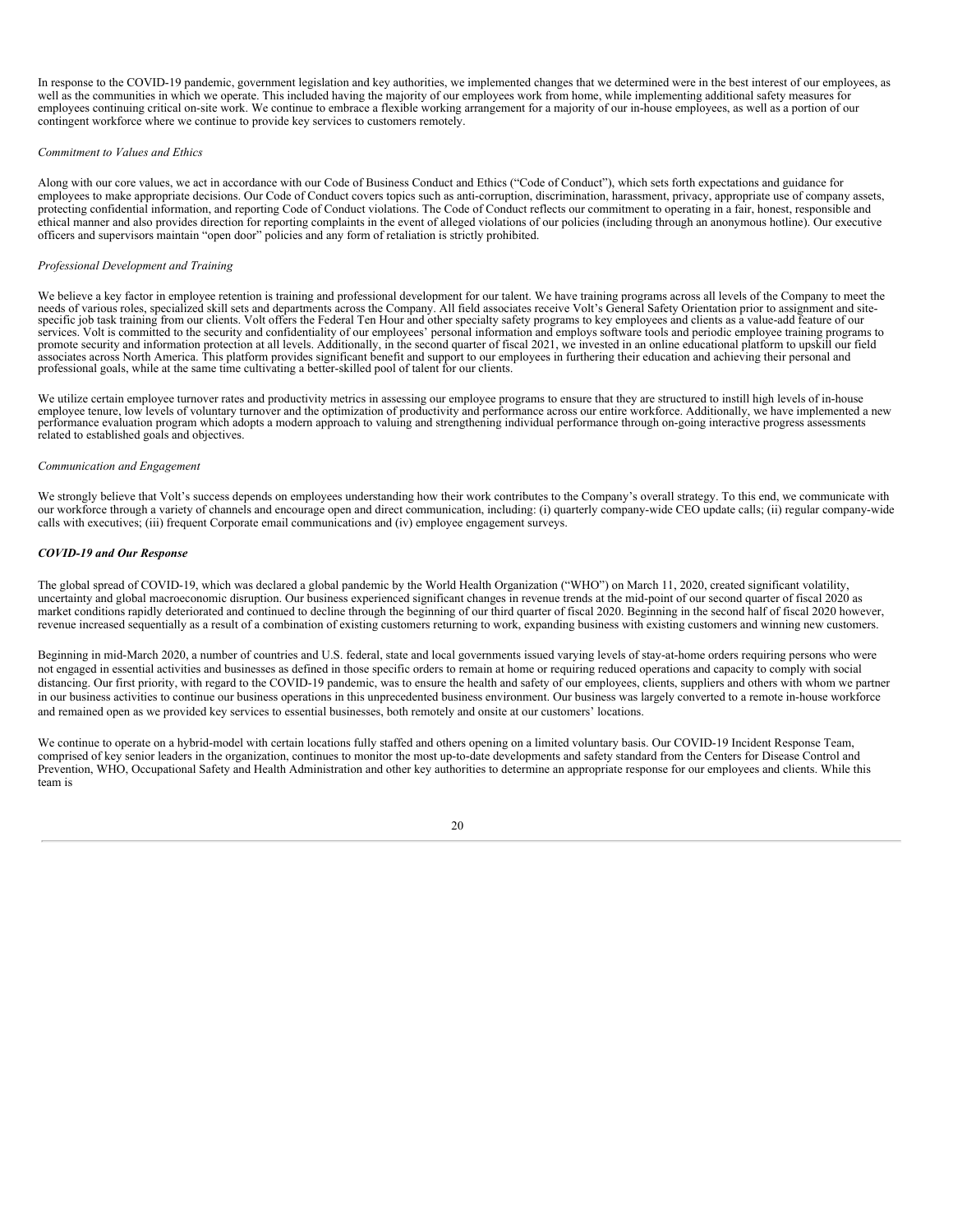In response to the COVID-19 pandemic, government legislation and key authorities, we implemented changes that we determined were in the best interest of our employees, as well as the communities in which we operate. This included having the majority of our employees work from home, while implementing additional safety measures for employees continuing critical on-site work. We continue to embrace a flexible working arrangement for a majority of our in-house employees, as well as a portion of our contingent workforce where we continue to provide key services to customers remotely.

*Commitment to Values and Ethics*

Along with our core values, we act in accordance with our Code of Business Conduct and Ethics ("Code of Conduct"), which sets forth expectations and guidance for employees to make appropriate decisions. Our Code of Conduct covers topics such as anti-corruption, discrimination, harassment, privacy, appropriate use of company assets, protecting confidential information, and reporting Code of Conduct violations. The Code of Conduct reflects our commitment to operating in a fair, honest, responsible and ethical manner and also provides direction for reporting complaints in the event of alleged violations of our policies (including through an anonymous hotline). Our executive officers and supervisors maintain "open door" policies and any form of retaliation is strictly prohibited.

*Professional Development and Training*

We believe a key factor in employee retention is training and professional development for our talent. We have training programs across all levels of the Company to meet the needs of various roles, specialized skill sets and departments across the Company. All field associates receive Volt's General Safety Orientation prior to assignment and site-specific job task training from our clients. Volt offers the Federal Ten Hour and other specialty safety programs to key employees and clients as a value-add feature of our services. Volt is committed to the security and confidentiality of our employees' personal information and employs software tools and periodic employee training programs to promote security and information protection at all levels. Additionally, in the second quarter of fiscal 2021, we invested in an online educational platform to upskill our field associates across North America. This platform provides significant benefit and support to our employees in furthering their education and achieving their personal and professional goals, while at the same time cultivating a better-skilled pool of talent for our clients.

We utilize certain employee turnover rates and productivity metrics in assessing our employee programs to ensure that they are structured to instill high levels of in-house employee tenure, low levels of voluntary turnover and the optimization of productivity and performance across our entire workforce. Additionally, we have implemented a new performance evaluation program which adopts a modern approach to valuing and strengthening individual performance through on-going interactive progress assessments related to established goals and objectives.

*Communication and Engagement*

We strongly believe that Volt's success depends on employees understanding how their work contributes to the Company's overall strategy. To this end, we communicate with our workforce through a variety of channels and encourage open and direct communication, including: (i) quarterly company-wide CEO update calls; (ii) regular company-wide calls with executives; (iii) frequent Corporate email communications and (iv) employee engagement surveys.

***COVID-19 and Our Response***

The global spread of COVID-19, which was declared a global pandemic by the World Health Organization ("WHO") on March 11, 2020, created significant volatility, uncertainty and global macroeconomic disruption. Our business experienced significant changes in revenue trends at the mid-point of our second quarter of fiscal 2020 as market conditions rapidly deteriorated and continued to decline through the beginning of our third quarter of fiscal 2020. Beginning in the second half of fiscal 2020 however, revenue increased sequentially as a result of a combination of existing customers returning to work, expanding business with existing customers and winning new customers.

Beginning in mid-March 2020, a number of countries and U.S. federal, state and local governments issued varying levels of stay-at-home orders requiring persons who were not engaged in essential activities and businesses as defined in those specific orders to remain at home or requiring reduced operations and capacity to comply with social distancing. Our first priority, with regard to the COVID-19 pandemic, was to ensure the health and safety of our employees, clients, suppliers and others with whom we partner in our business activities to continue our business operations in this unprecedented business environment. Our business was largely converted to a remote in-house workforce and remained open as we provided key services to essential businesses, both remotely and onsite at our customers' locations.

We continue to operate on a hybrid-model with certain locations fully staffed and others opening on a limited voluntary basis. Our COVID-19 Incident Response Team, comprised of key senior leaders in the organization, continues to monitor the most up-to-date developments and safety standard from the Centers for Disease Control and Prevention, WHO, Occupational Safety and Health Administration and other key authorities to determine an appropriate response for our employees and clients. While this team is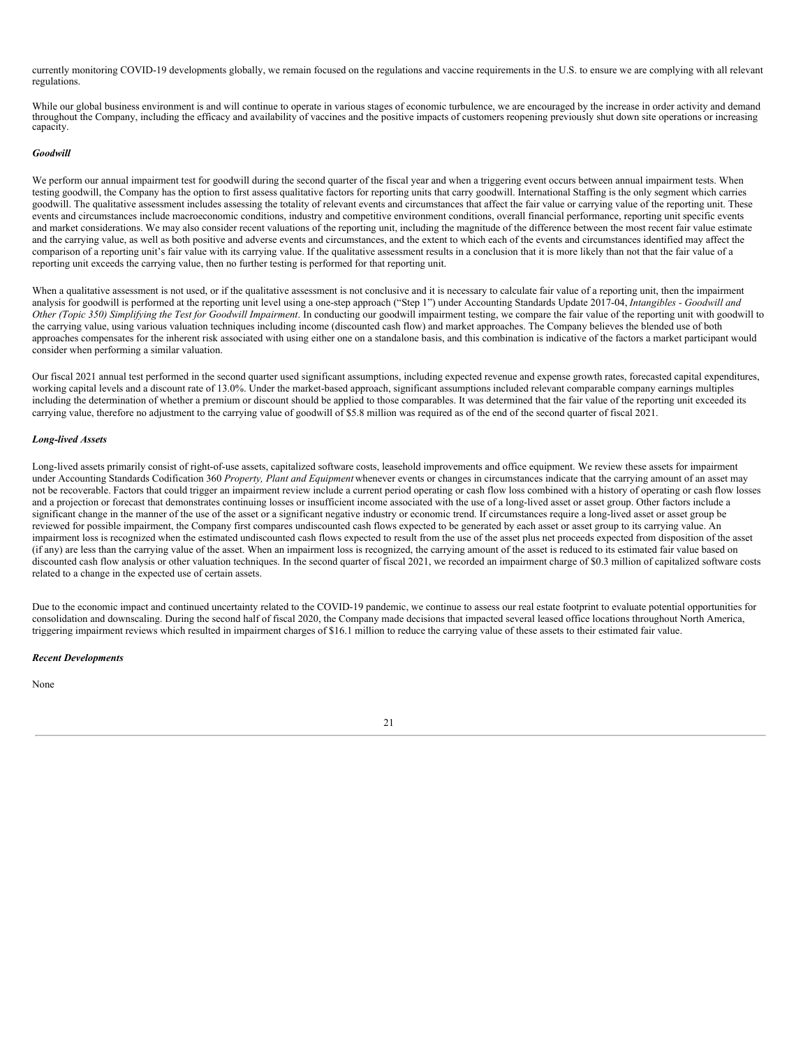currently monitoring COVID-19 developments globally, we remain focused on the regulations and vaccine requirements in the U.S. to ensure we are complying with all relevant regulations.

While our global business environment is and will continue to operate in various stages of economic turbulence, we are encouraged by the increase in order activity and demand throughout the Company, including the efficacy and availability of vaccines and the positive impacts of customers reopening previously shut down site operations or increasing capacity.

***Goodwill***

We perform our annual impairment test for goodwill during the second quarter of the fiscal year and when a triggering event occurs between annual impairment tests. When testing goodwill, the Company has the option to first assess qualitative factors for reporting units that carry goodwill. International Staffing is the only segment which carries goodwill. The qualitative assessment includes assessing the totality of relevant events and circumstances that affect the fair value or carrying value of the reporting unit. These events and circumstances include macroeconomic conditions, industry and competitive environment conditions, overall financial performance, reporting unit specific events and market considerations. We may also consider recent valuations of the reporting unit, including the magnitude of the difference between the most recent fair value estimate and the carrying value, as well as both positive and adverse events and circumstances, and the extent to which each of the events and circumstances identified may affect the comparison of a reporting unit's fair value with its carrying value. If the qualitative assessment results in a conclusion that it is more likely than not that the fair value of a reporting unit exceeds the carrying value, then no further testing is performed for that reporting unit.

When a qualitative assessment is not used, or if the qualitative assessment is not conclusive and it is necessary to calculate fair value of a reporting unit, then the impairment analysis for goodwill is performed at the reporting unit level using a one-step approach ("Step 1") under Accounting Standards Update 2017-04, *Intangibles - Goodwill and Other (Topic 350) Simplifying the Test for Goodwill Impairment*. In conducting our goodwill impairment testing, we compare the fair value of the reporting unit with goodwill to the carrying value, using various valuation techniques including income (discounted cash flow) and market approaches. The Company believes the blended use of both approaches compensates for the inherent risk associated with using either one on a standalone basis, and this combination is indicative of the factors a market participant would consider when performing a similar valuation.

Our fiscal 2021 annual test performed in the second quarter used significant assumptions, including expected revenue and expense growth rates, forecasted capital expenditures, working capital levels and a discount rate of 13.0%. Under the market-based approach, significant assumptions included relevant comparable company earnings multiples including the determination of whether a premium or discount should be applied to those comparables. It was determined that the fair value of the reporting unit exceeded its carrying value, therefore no adjustment to the carrying value of goodwill of $5.8 million was required as of the end of the second quarter of fiscal 2021.

***Long-lived Assets***

Long-lived assets primarily consist of right-of-use assets, capitalized software costs, leasehold improvements and office equipment. We review these assets for impairment under Accounting Standards Codification 360 *Property, Plant and Equipment* whenever events or changes in circumstances indicate that the carrying amount of an asset may not be recoverable. Factors that could trigger an impairment review include a current period operating or cash flow loss combined with a history of operating or cash flow losses and a projection or forecast that demonstrates continuing losses or insufficient income associated with the use of a long-lived asset or asset group. Other factors include a significant change in the manner of the use of the asset or a significant negative industry or economic trend. If circumstances require a long-lived asset or asset group be reviewed for possible impairment, the Company first compares undiscounted cash flows expected to be generated by each asset or asset group to its carrying value. An impairment loss is recognized when the estimated undiscounted cash flows expected to result from the use of the asset plus net proceeds expected from disposition of the asset (if any) are less than the carrying value of the asset. When an impairment loss is recognized, the carrying amount of the asset is reduced to its estimated fair value based on discounted cash flow analysis or other valuation techniques. In the second quarter of fiscal 2021, we recorded an impairment charge of $0.3 million of capitalized software costs related to a change in the expected use of certain assets.

Due to the economic impact and continued uncertainty related to the COVID-19 pandemic, we continue to assess our real estate footprint to evaluate potential opportunities for consolidation and downscaling. During the second half of fiscal 2020, the Company made decisions that impacted several leased office locations throughout North America, triggering impairment reviews which resulted in impairment charges of $16.1 million to reduce the carrying value of these assets to their estimated fair value.

***Recent Developments***

None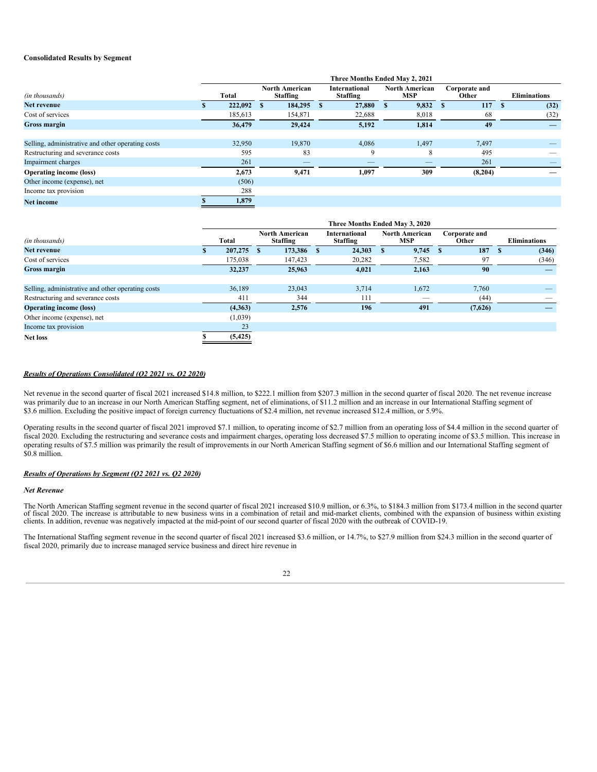**Consolidated Results by Segment**

| (in thousands) | Three Months Ended May 2, 2021 | | | | | |
|---|---|---|---|---|---|---|
| | Total | North American Staffing | International Staffing | North American MSP | Corporate and Other | Eliminations |
| **Net revenue** | **$ 222,092** | **$ 184,295** | **$ 27,880** | **$ 9,832** | **$ 117** | **$ (32)** |
| Cost of services | 185,613 | 154,871 | 22,688 | 8,018 | 68 | (32) |
| **Gross margin** | **36,479** | **29,424** | **5,192** | **1,814** | **49** | **—** |
| | | | | | | |
| Selling, administrative and other operating costs | 32,950 | 19,870 | 4,086 | 1,497 | 7,497 | — |
| Restructuring and severance costs | 595 | 83 | 9 | 8 | 495 | — |
| Impairment charges | 261 | — | — | — | 261 | — |
| **Operating income (loss)** | **2,673** | **9,471** | **1,097** | **309** | **(8,204)** | **—** |
| Other income (expense), net | (506) | | | | | |
| Income tax provision | 288 | | | | | |
| **Net income** | **$ 1,879** | | | | | |

| (in thousands) | Three Months Ended May 3, 2020 | | | | | |
|---|---|---|---|---|---|---|
| | Total | North American Staffing | International Staffing | North American MSP | Corporate and Other | Eliminations |
| **Net revenue** | **$ 207,275** | **$ 173,386** | **$ 24,303** | **$ 9,745** | **$ 187** | **$ (346)** |
| Cost of services | 175,038 | 147,423 | 20,282 | 7,582 | 97 | (346) |
| **Gross margin** | **32,237** | **25,963** | **4,021** | **2,163** | **90** | **—** |
| | | | | | | |
| Selling, administrative and other operating costs | 36,189 | 23,043 | 3,714 | 1,672 | 7,760 | — |
| Restructuring and severance costs | 411 | 344 | 111 | — | (44) | — |
| **Operating income (loss)** | **(4,363)** | **2,576** | **196** | **491** | **(7,626)** | **—** |
| Other income (expense), net | (1,039) | | | | | |
| Income tax provision | 23 | | | | | |
| **Net loss** | **$ (5,425)** | | | | | |

***Results of Operations Consolidated (Q2 2021 vs. Q2 2020)***

Net revenue in the second quarter of fiscal 2021 increased $14.8 million, to $222.1 million from $207.3 million in the second quarter of fiscal 2020. The net revenue increase was primarily due to an increase in our North American Staffing segment, net of eliminations, of $11.2 million and an increase in our International Staffing segment of $3.6 million. Excluding the positive impact of foreign currency fluctuations of $2.4 million, net revenue increased $12.4 million, or 5.9%.

Operating results in the second quarter of fiscal 2021 improved $7.1 million, to operating income of $2.7 million from an operating loss of $4.4 million in the second quarter of fiscal 2020. Excluding the restructuring and severance costs and impairment charges, operating loss decreased $7.5 million to operating income of $3.5 million. This increase in operating results of $7.5 million was primarily the result of improvements in our North American Staffing segment of $6.6 million and our International Staffing segment of $0.8 million.

***Results of Operations by Segment (Q2 2021 vs. Q2 2020)***

***Net Revenue***

The North American Staffing segment revenue in the second quarter of fiscal 2021 increased $10.9 million, or 6.3%, to $184.3 million from $173.4 million in the second quarter of fiscal 2020. The increase is attributable to new business wins in a combination of retail and mid-market clients, combined with the expansion of business within existing clients. In addition, revenue was negatively impacted at the mid-point of our second quarter of fiscal 2020 with the outbreak of COVID-19.

The International Staffing segment revenue in the second quarter of fiscal 2021 increased $3.6 million, or 14.7%, to $27.9 million from $24.3 million in the second quarter of fiscal 2020, primarily due to increase managed service business and direct hire revenue in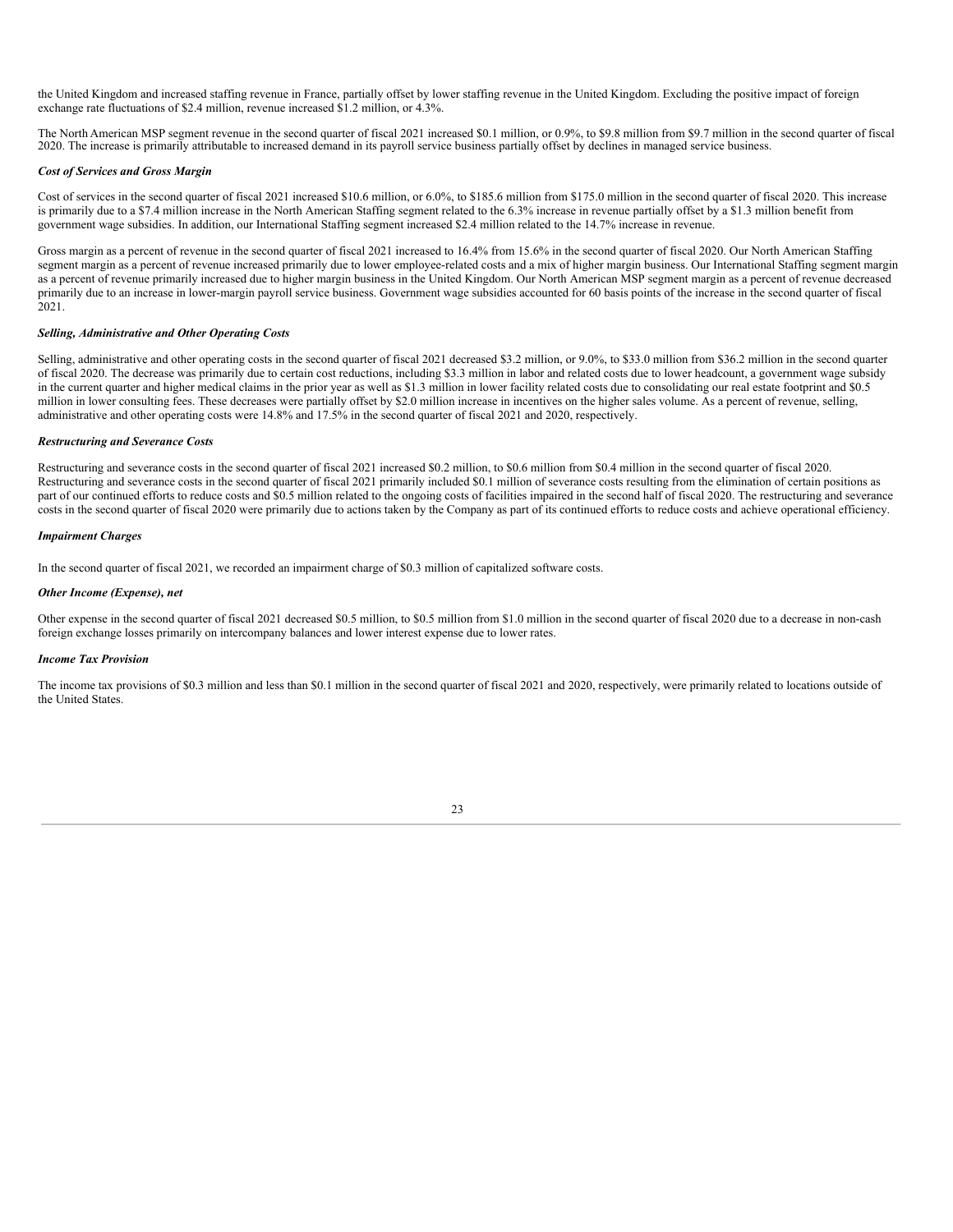the United Kingdom and increased staffing revenue in France, partially offset by lower staffing revenue in the United Kingdom. Excluding the positive impact of foreign exchange rate fluctuations of $2.4 million, revenue increased $1.2 million, or 4.3%.

The North American MSP segment revenue in the second quarter of fiscal 2021 increased $0.1 million, or 0.9%, to $9.8 million from $9.7 million in the second quarter of fiscal 2020. The increase is primarily attributable to increased demand in its payroll service business partially offset by declines in managed service business.

***Cost of Services and Gross Margin***

Cost of services in the second quarter of fiscal 2021 increased $10.6 million, or 6.0%, to $185.6 million from $175.0 million in the second quarter of fiscal 2020. This increase is primarily due to a $7.4 million increase in the North American Staffing segment related to the 6.3% increase in revenue partially offset by a $1.3 million benefit from government wage subsidies. In addition, our International Staffing segment increased $2.4 million related to the 14.7% increase in revenue.

Gross margin as a percent of revenue in the second quarter of fiscal 2021 increased to 16.4% from 15.6% in the second quarter of fiscal 2020. Our North American Staffing segment margin as a percent of revenue increased primarily due to lower employee-related costs and a mix of higher margin business. Our International Staffing segment margin as a percent of revenue primarily increased due to higher margin business in the United Kingdom. Our North American MSP segment margin as a percent of revenue decreased primarily due to an increase in lower-margin payroll service business. Government wage subsidies accounted for 60 basis points of the increase in the second quarter of fiscal 2021.

***Selling, Administrative and Other Operating Costs***

Selling, administrative and other operating costs in the second quarter of fiscal 2021 decreased $3.2 million, or 9.0%, to $33.0 million from $36.2 million in the second quarter of fiscal 2020. The decrease was primarily due to certain cost reductions, including $3.3 million in labor and related costs due to lower headcount, a government wage subsidy in the current quarter and higher medical claims in the prior year as well as $1.3 million in lower facility related costs due to consolidating our real estate footprint and $0.5 million in lower consulting fees. These decreases were partially offset by $2.0 million increase in incentives on the higher sales volume. As a percent of revenue, selling, administrative and other operating costs were 14.8% and 17.5% in the second quarter of fiscal 2021 and 2020, respectively.

***Restructuring and Severance Costs***

Restructuring and severance costs in the second quarter of fiscal 2021 increased $0.2 million, to $0.6 million from $0.4 million in the second quarter of fiscal 2020. Restructuring and severance costs in the second quarter of fiscal 2021 primarily included $0.1 million of severance costs resulting from the elimination of certain positions as part of our continued efforts to reduce costs and $0.5 million related to the ongoing costs of facilities impaired in the second half of fiscal 2020. The restructuring and severance costs in the second quarter of fiscal 2020 were primarily due to actions taken by the Company as part of its continued efforts to reduce costs and achieve operational efficiency.

***Impairment Charges***

In the second quarter of fiscal 2021, we recorded an impairment charge of $0.3 million of capitalized software costs.

***Other Income (Expense), net***

Other expense in the second quarter of fiscal 2021 decreased $0.5 million, to $0.5 million from $1.0 million in the second quarter of fiscal 2020 due to a decrease in non-cash foreign exchange losses primarily on intercompany balances and lower interest expense due to lower rates.

***Income Tax Provision***

The income tax provisions of $0.3 million and less than $0.1 million in the second quarter of fiscal 2021 and 2020, respectively, were primarily related to locations outside of the United States.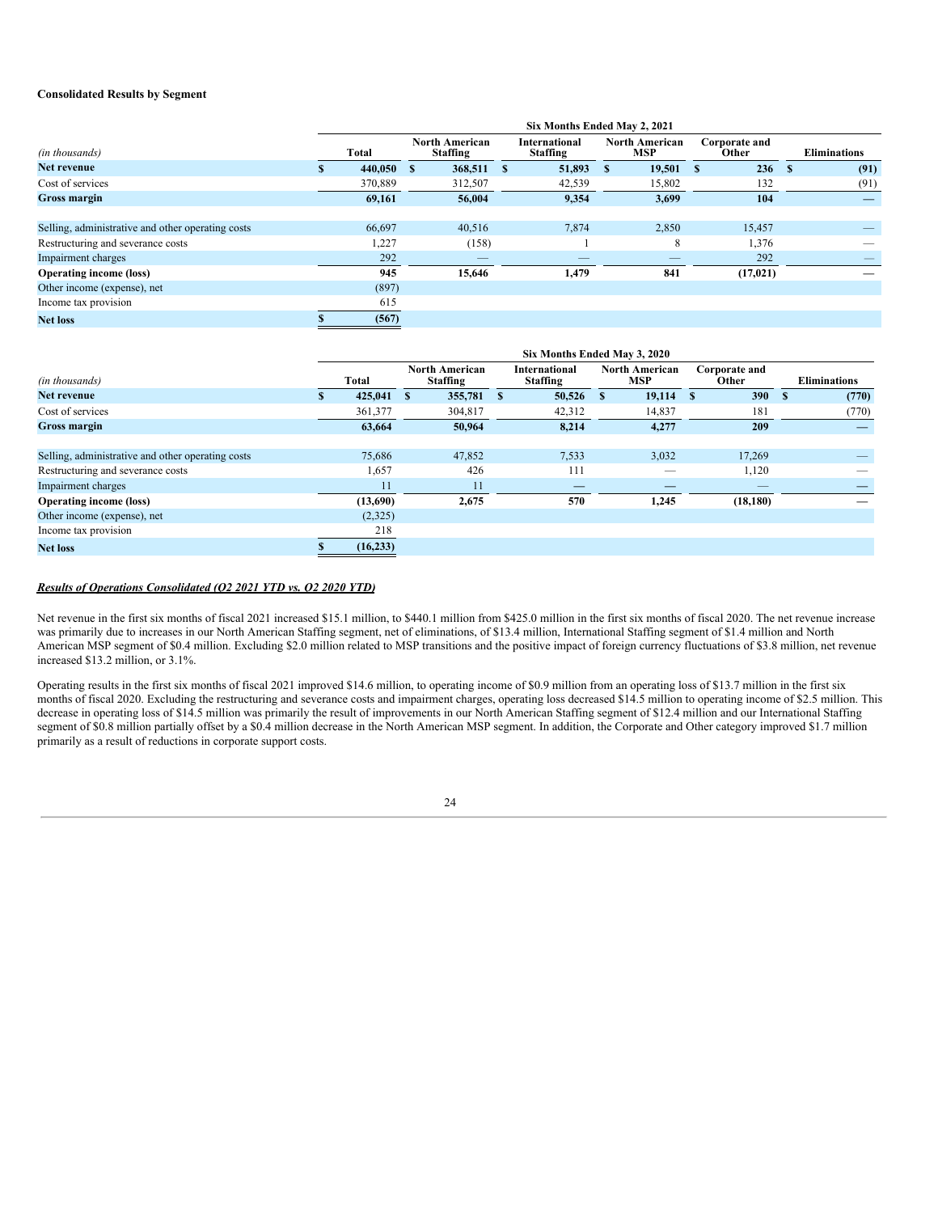**Consolidated Results by Segment**

| | Six Months Ended May 2, 2021 | | | | | |
|---|---|---|---|---|---|---|
| *(in thousands)* | Total | North American Staffing | International Staffing | North American MSP | Corporate and Other | Eliminations |
| **Net revenue** | **$ 440,050** | **$ 368,511** | **$ 51,893** | **$ 19,501** | **$ 236** | **$ (91)** |
| Cost of services | 370,889 | 312,507 | 42,539 | 15,802 | 132 | (91) |
| **Gross margin** | **69,161** | **56,004** | **9,354** | **3,699** | **104** | **—** |
| | | | | | | |
| Selling, administrative and other operating costs | 66,697 | 40,516 | 7,874 | 2,850 | 15,457 | — |
| Restructuring and severance costs | 1,227 | (158) | 1 | 8 | 1,376 | — |
| Impairment charges | 292 | — | — | — | 292 | — |
| **Operating income (loss)** | **945** | **15,646** | **1,479** | **841** | **(17,021)** | **—** |
| Other income (expense), net | (897) | | | | | |
| Income tax provision | 615 | | | | | |
| **Net loss** | **$ (567)** | | | | | |

| | Six Months Ended May 3, 2020 | | | | | |
|---|---|---|---|---|---|---|
| *(in thousands)* | Total | North American Staffing | International Staffing | North American MSP | Corporate and Other | Eliminations |
| **Net revenue** | **$ 425,041** | **$ 355,781** | **$ 50,526** | **$ 19,114** | **$ 390** | **$ (770)** |
| Cost of services | 361,377 | 304,817 | 42,312 | 14,837 | 181 | (770) |
| **Gross margin** | **63,664** | **50,964** | **8,214** | **4,277** | **209** | **—** |
| | | | | | | |
| Selling, administrative and other operating costs | 75,686 | 47,852 | 7,533 | 3,032 | 17,269 | — |
| Restructuring and severance costs | 1,657 | 426 | 111 | — | 1,120 | — |
| Impairment charges | 11 | 11 | — | — | — | — |
| **Operating income (loss)** | **(13,690)** | **2,675** | **570** | **1,245** | **(18,180)** | **—** |
| Other income (expense), net | (2,325) | | | | | |
| Income tax provision | 218 | | | | | |
| **Net loss** | **$ (16,233)** | | | | | |

***Results of Operations Consolidated (Q2 2021 YTD vs. Q2 2020 YTD)***

Net revenue in the first six months of fiscal 2021 increased $15.1 million, to $440.1 million from $425.0 million in the first six months of fiscal 2020. The net revenue increase was primarily due to increases in our North American Staffing segment, net of eliminations, of $13.4 million, International Staffing segment of $1.4 million and North American MSP segment of $0.4 million. Excluding $2.0 million related to MSP transitions and the positive impact of foreign currency fluctuations of $3.8 million, net revenue increased $13.2 million, or 3.1%.

Operating results in the first six months of fiscal 2021 improved $14.6 million, to operating income of $0.9 million from an operating loss of $13.7 million in the first six months of fiscal 2020. Excluding the restructuring and severance costs and impairment charges, operating loss decreased $14.5 million to operating income of $2.5 million. This decrease in operating loss of $14.5 million was primarily the result of improvements in our North American Staffing segment of $12.4 million and our International Staffing segment of $0.8 million partially offset by a $0.4 million decrease in the North American MSP segment. In addition, the Corporate and Other category improved $1.7 million primarily as a result of reductions in corporate support costs.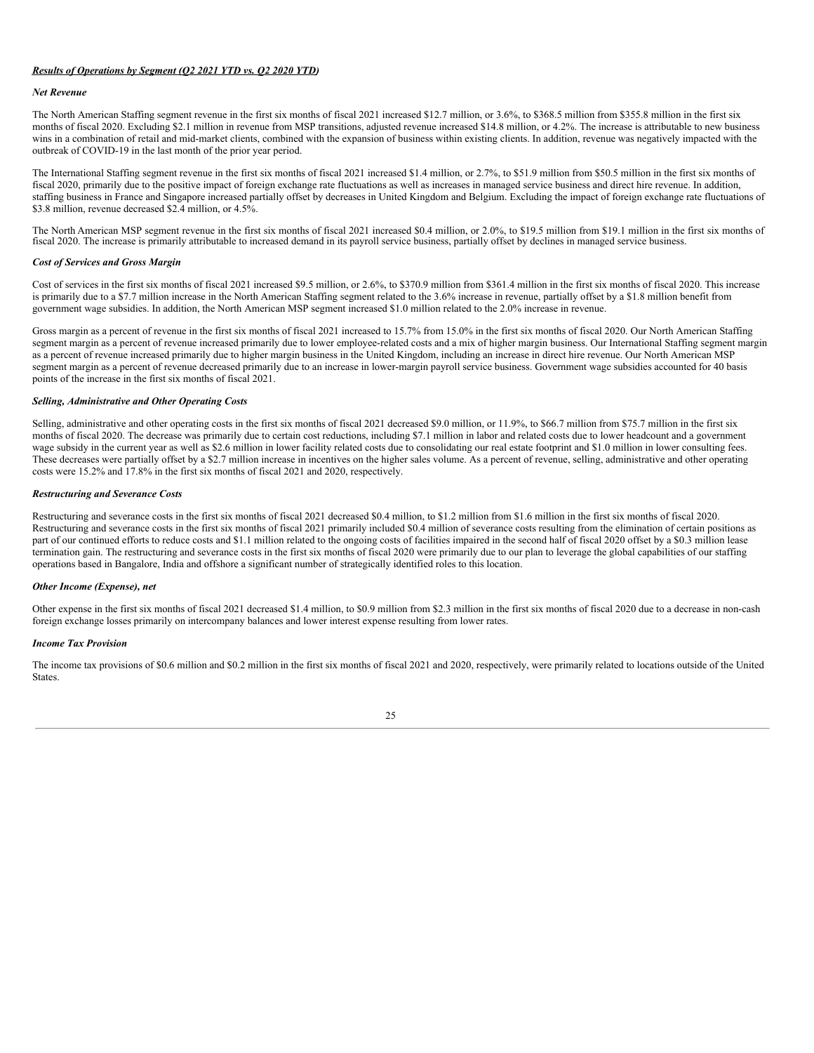***Results of Operations by Segment (Q2 2021 YTD vs. Q2 2020 YTD)***

***Net Revenue***

The North American Staffing segment revenue in the first six months of fiscal 2021 increased $12.7 million, or 3.6%, to $368.5 million from $355.8 million in the first six months of fiscal 2020. Excluding $2.1 million in revenue from MSP transitions, adjusted revenue increased $14.8 million, or 4.2%. The increase is attributable to new business wins in a combination of retail and mid-market clients, combined with the expansion of business within existing clients. In addition, revenue was negatively impacted with the outbreak of COVID-19 in the last month of the prior year period.

The International Staffing segment revenue in the first six months of fiscal 2021 increased $1.4 million, or 2.7%, to $51.9 million from $50.5 million in the first six months of fiscal 2020, primarily due to the positive impact of foreign exchange rate fluctuations as well as increases in managed service business and direct hire revenue. In addition, staffing business in France and Singapore increased partially offset by decreases in United Kingdom and Belgium. Excluding the impact of foreign exchange rate fluctuations of $3.8 million, revenue decreased $2.4 million, or 4.5%.

The North American MSP segment revenue in the first six months of fiscal 2021 increased $0.4 million, or 2.0%, to $19.5 million from $19.1 million in the first six months of fiscal 2020. The increase is primarily attributable to increased demand in its payroll service business, partially offset by declines in managed service business.

***Cost of Services and Gross Margin***

Cost of services in the first six months of fiscal 2021 increased $9.5 million, or 2.6%, to $370.9 million from $361.4 million in the first six months of fiscal 2020. This increase is primarily due to a $7.7 million increase in the North American Staffing segment related to the 3.6% increase in revenue, partially offset by a $1.8 million benefit from government wage subsidies. In addition, the North American MSP segment increased $1.0 million related to the 2.0% increase in revenue.

Gross margin as a percent of revenue in the first six months of fiscal 2021 increased to 15.7% from 15.0% in the first six months of fiscal 2020. Our North American Staffing segment margin as a percent of revenue increased primarily due to lower employee-related costs and a mix of higher margin business. Our International Staffing segment margin as a percent of revenue increased primarily due to higher margin business in the United Kingdom, including an increase in direct hire revenue. Our North American MSP segment margin as a percent of revenue decreased primarily due to an increase in lower-margin payroll service business. Government wage subsidies accounted for 40 basis points of the increase in the first six months of fiscal 2021.

***Selling, Administrative and Other Operating Costs***

Selling, administrative and other operating costs in the first six months of fiscal 2021 decreased $9.0 million, or 11.9%, to $66.7 million from $75.7 million in the first six months of fiscal 2020. The decrease was primarily due to certain cost reductions, including $7.1 million in labor and related costs due to lower headcount and a government wage subsidy in the current year as well as $2.6 million in lower facility related costs due to consolidating our real estate footprint and $1.0 million in lower consulting fees. These decreases were partially offset by a $2.7 million increase in incentives on the higher sales volume. As a percent of revenue, selling, administrative and other operating costs were 15.2% and 17.8% in the first six months of fiscal 2021 and 2020, respectively.

***Restructuring and Severance Costs***

Restructuring and severance costs in the first six months of fiscal 2021 decreased $0.4 million, to $1.2 million from $1.6 million in the first six months of fiscal 2020. Restructuring and severance costs in the first six months of fiscal 2021 primarily included $0.4 million of severance costs resulting from the elimination of certain positions as part of our continued efforts to reduce costs and $1.1 million related to the ongoing costs of facilities impaired in the second half of fiscal 2020 offset by a $0.3 million lease termination gain. The restructuring and severance costs in the first six months of fiscal 2020 were primarily due to our plan to leverage the global capabilities of our staffing operations based in Bangalore, India and offshore a significant number of strategically identified roles to this location.

***Other Income (Expense), net***

Other expense in the first six months of fiscal 2021 decreased $1.4 million, to $0.9 million from $2.3 million in the first six months of fiscal 2020 due to a decrease in non-cash foreign exchange losses primarily on intercompany balances and lower interest expense resulting from lower rates.

***Income Tax Provision***

The income tax provisions of $0.6 million and $0.2 million in the first six months of fiscal 2021 and 2020, respectively, were primarily related to locations outside of the United States.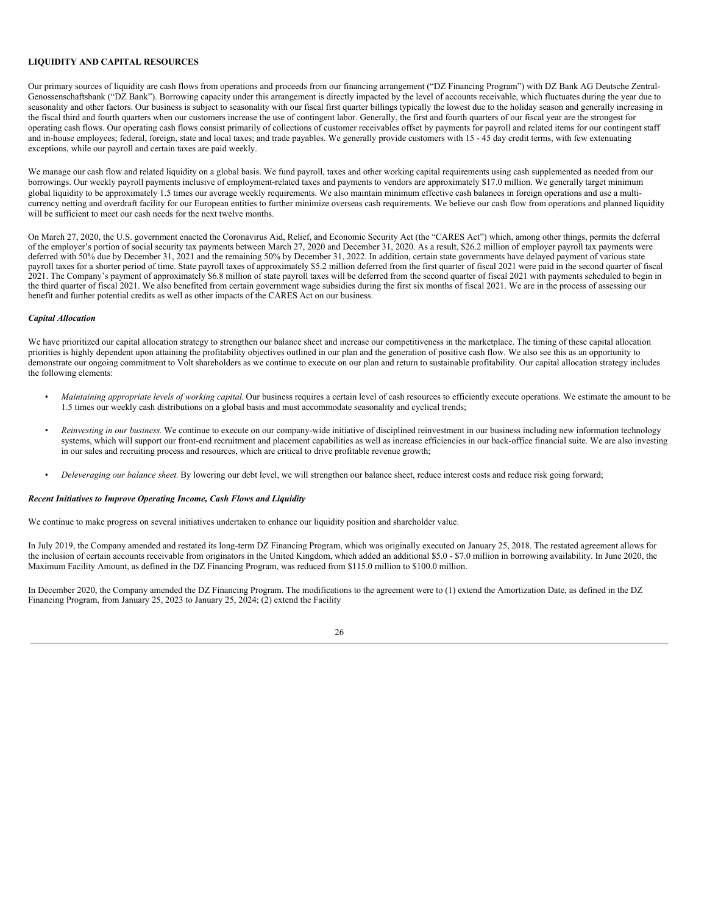**LIQUIDITY AND CAPITAL RESOURCES**

Our primary sources of liquidity are cash flows from operations and proceeds from our financing arrangement ("DZ Financing Program") with DZ Bank AG Deutsche Zentral-Genossenschaftsbank ("DZ Bank"). Borrowing capacity under this arrangement is directly impacted by the level of accounts receivable, which fluctuates during the year due to seasonality and other factors. Our business is subject to seasonality with our fiscal first quarter billings typically the lowest due to the holiday season and generally increasing in the fiscal third and fourth quarters when our customers increase the use of contingent labor. Generally, the first and fourth quarters of our fiscal year are the strongest for operating cash flows. Our operating cash flows consist primarily of collections of customer receivables offset by payments for payroll and related items for our contingent staff and in-house employees; federal, foreign, state and local taxes; and trade payables. We generally provide customers with 15 - 45 day credit terms, with few extenuating exceptions, while our payroll and certain taxes are paid weekly.

We manage our cash flow and related liquidity on a global basis. We fund payroll, taxes and other working capital requirements using cash supplemented as needed from our borrowings. Our weekly payroll payments inclusive of employment-related taxes and payments to vendors are approximately $17.0 million. We generally target minimum global liquidity to be approximately 1.5 times our average weekly requirements. We also maintain minimum effective cash balances in foreign operations and use a multi-currency netting and overdraft facility for our European entities to further minimize overseas cash requirements. We believe our cash flow from operations and planned liquidity will be sufficient to meet our cash needs for the next twelve months.

On March 27, 2020, the U.S. government enacted the Coronavirus Aid, Relief, and Economic Security Act (the "CARES Act") which, among other things, permits the deferral of the employer's portion of social security tax payments between March 27, 2020 and December 31, 2020. As a result, $26.2 million of employer payroll tax payments were deferred with 50% due by December 31, 2021 and the remaining 50% by December 31, 2022. In addition, certain state governments have delayed payment of various state payroll taxes for a shorter period of time. State payroll taxes of approximately $5.2 million deferred from the first quarter of fiscal 2021 were paid in the second quarter of fiscal 2021. The Company's payment of approximately $6.8 million of state payroll taxes will be deferred from the second quarter of fiscal 2021 with payments scheduled to begin in the third quarter of fiscal 2021. We also benefited from certain government wage subsidies during the first six months of fiscal 2021. We are in the process of assessing our benefit and further potential credits as well as other impacts of the CARES Act on our business.

***Capital Allocation***

We have prioritized our capital allocation strategy to strengthen our balance sheet and increase our competitiveness in the marketplace. The timing of these capital allocation priorities is highly dependent upon attaining the profitability objectives outlined in our plan and the generation of positive cash flow. We also see this as an opportunity to demonstrate our ongoing commitment to Volt shareholders as we continue to execute on our plan and return to sustainable profitability. Our capital allocation strategy includes the following elements:

- *Maintaining appropriate levels of working capital.* Our business requires a certain level of cash resources to efficiently execute operations. We estimate the amount to be 1.5 times our weekly cash distributions on a global basis and must accommodate seasonality and cyclical trends;
- *Reinvesting in our business.* We continue to execute on our company-wide initiative of disciplined reinvestment in our business including new information technology systems, which will support our front-end recruitment and placement capabilities as well as increase efficiencies in our back-office financial suite. We are also investing in our sales and recruiting process and resources, which are critical to drive profitable revenue growth;
- *Deleveraging our balance sheet.* By lowering our debt level, we will strengthen our balance sheet, reduce interest costs and reduce risk going forward;

***Recent Initiatives to Improve Operating Income, Cash Flows and Liquidity***

We continue to make progress on several initiatives undertaken to enhance our liquidity position and shareholder value.

In July 2019, the Company amended and restated its long-term DZ Financing Program, which was originally executed on January 25, 2018. The restated agreement allows for the inclusion of certain accounts receivable from originators in the United Kingdom, which added an additional $5.0 - $7.0 million in borrowing availability. In June 2020, the Maximum Facility Amount, as defined in the DZ Financing Program, was reduced from $115.0 million to $100.0 million.

In December 2020, the Company amended the DZ Financing Program. The modifications to the agreement were to (1) extend the Amortization Date, as defined in the DZ Financing Program, from January 25, 2023 to January 25, 2024; (2) extend the Facility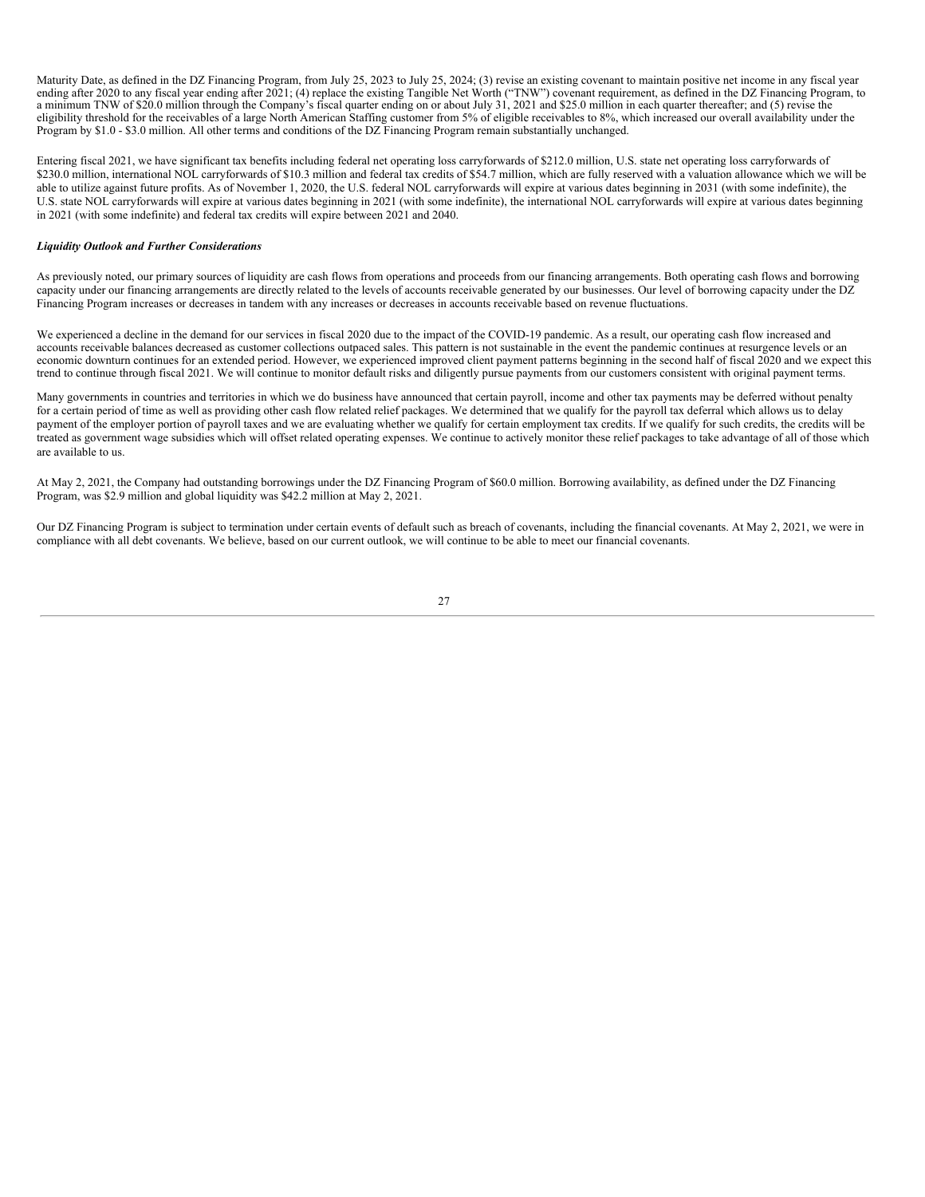Maturity Date, as defined in the DZ Financing Program, from July 25, 2023 to July 25, 2024; (3) revise an existing covenant to maintain positive net income in any fiscal year ending after 2020 to any fiscal year ending after 2021; (4) replace the existing Tangible Net Worth ("TNW") covenant requirement, as defined in the DZ Financing Program, to a minimum TNW of $20.0 million through the Company's fiscal quarter ending on or about July 31, 2021 and $25.0 million in each quarter thereafter; and (5) revise the eligibility threshold for the receivables of a large North American Staffing customer from 5% of eligible receivables to 8%, which increased our overall availability under the Program by $1.0 - $3.0 million. All other terms and conditions of the DZ Financing Program remain substantially unchanged.

Entering fiscal 2021, we have significant tax benefits including federal net operating loss carryforwards of $212.0 million, U.S. state net operating loss carryforwards of $230.0 million, international NOL carryforwards of $10.3 million and federal tax credits of $54.7 million, which are fully reserved with a valuation allowance which we will be able to utilize against future profits. As of November 1, 2020, the U.S. federal NOL carryforwards will expire at various dates beginning in 2031 (with some indefinite), the U.S. state NOL carryforwards will expire at various dates beginning in 2021 (with some indefinite), the international NOL carryforwards will expire at various dates beginning in 2021 (with some indefinite) and federal tax credits will expire between 2021 and 2040.

***Liquidity Outlook and Further Considerations***

As previously noted, our primary sources of liquidity are cash flows from operations and proceeds from our financing arrangements. Both operating cash flows and borrowing capacity under our financing arrangements are directly related to the levels of accounts receivable generated by our businesses. Our level of borrowing capacity under the DZ Financing Program increases or decreases in tandem with any increases or decreases in accounts receivable based on revenue fluctuations.

We experienced a decline in the demand for our services in fiscal 2020 due to the impact of the COVID-19 pandemic. As a result, our operating cash flow increased and accounts receivable balances decreased as customer collections outpaced sales. This pattern is not sustainable in the event the pandemic continues at resurgence levels or an economic downturn continues for an extended period. However, we experienced improved client payment patterns beginning in the second half of fiscal 2020 and we expect this trend to continue through fiscal 2021. We will continue to monitor default risks and diligently pursue payments from our customers consistent with original payment terms.

Many governments in countries and territories in which we do business have announced that certain payroll, income and other tax payments may be deferred without penalty for a certain period of time as well as providing other cash flow related relief packages. We determined that we qualify for the payroll tax deferral which allows us to delay payment of the employer portion of payroll taxes and we are evaluating whether we qualify for certain employment tax credits. If we qualify for such credits, the credits will be treated as government wage subsidies which will offset related operating expenses. We continue to actively monitor these relief packages to take advantage of all of those which are available to us.

At May 2, 2021, the Company had outstanding borrowings under the DZ Financing Program of $60.0 million. Borrowing availability, as defined under the DZ Financing Program, was $2.9 million and global liquidity was $42.2 million at May 2, 2021.

Our DZ Financing Program is subject to termination under certain events of default such as breach of covenants, including the financial covenants. At May 2, 2021, we were in compliance with all debt covenants. We believe, based on our current outlook, we will continue to be able to meet our financial covenants.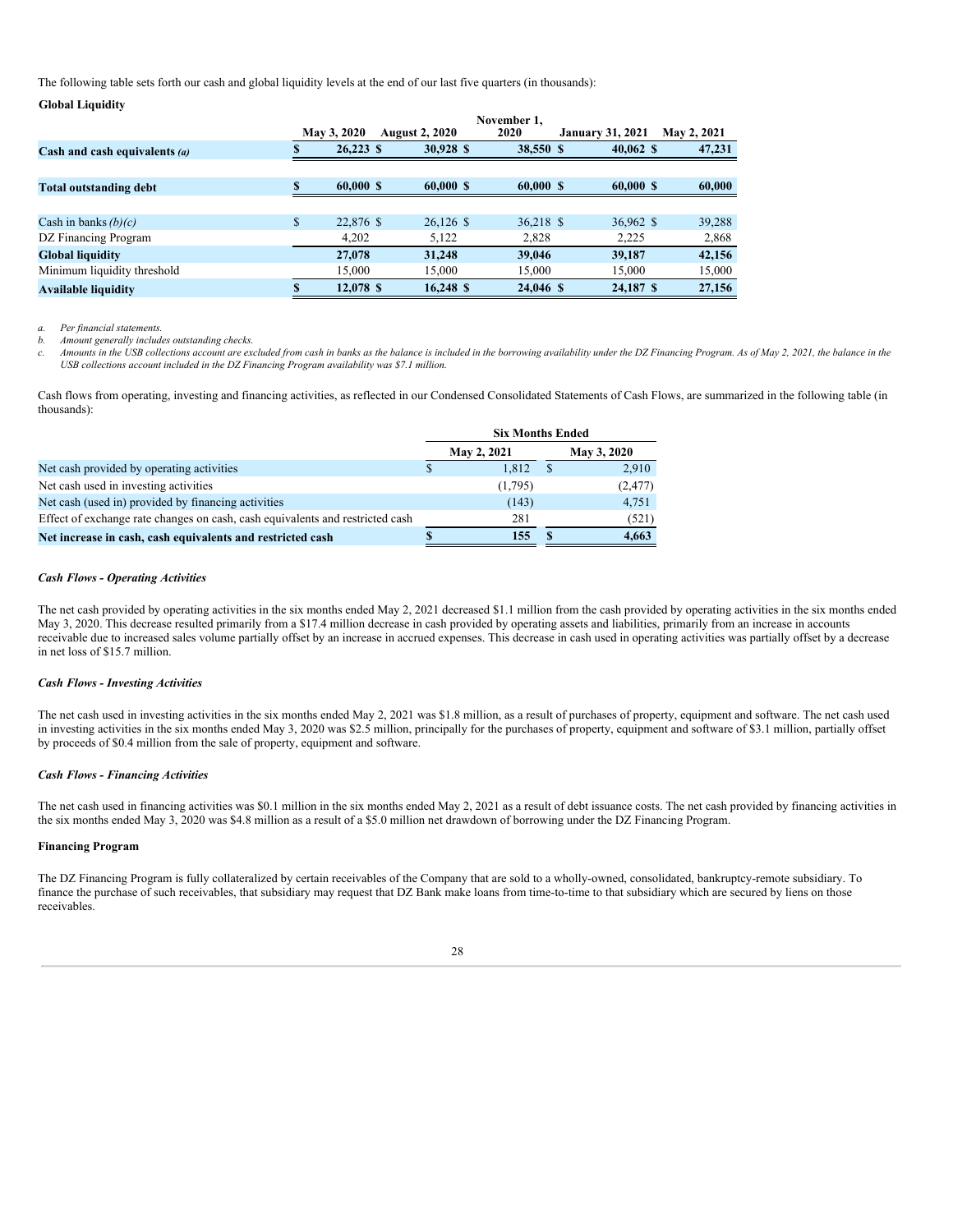The following table sets forth our cash and global liquidity levels at the end of our last five quarters (in thousands):

**Global Liquidity**

| | May 3, 2020 | August 2, 2020 | November 1, 2020 | January 31, 2021 | May 2, 2021 |
|---|---|---|---|---|---|
| **Cash and cash equivalents *(a)*** | **$ 26,223** | **$ 30,928** | **$ 38,550** | **$ 40,062** | **$ 47,231** |
| **Total outstanding debt** | **$ 60,000** | **$ 60,000** | **$ 60,000** | **$ 60,000** | **$ 60,000** |
| Cash in banks *(b)(c)* | $ 22,876 | $ 26,126 | $ 36,218 | $ 36,962 | $ 39,288 |
| DZ Financing Program | 4,202 | 5,122 | 2,828 | 2,225 | 2,868 |
| **Global liquidity** | **27,078** | **31,248** | **39,046** | **39,187** | **42,156** |
| Minimum liquidity threshold | 15,000 | 15,000 | 15,000 | 15,000 | 15,000 |
| **Available liquidity** | **$ 12,078** | **$ 16,248** | **$ 24,046** | **$ 24,187** | **$ 27,156** |

a. *Per financial statements.*
b. *Amount generally includes outstanding checks.*
c. *Amounts in the USB collections account are excluded from cash in banks as the balance is included in the borrowing availability under the DZ Financing Program. As of May 2, 2021, the balance in the USB collections account included in the DZ Financing Program availability was $7.1 million.*

Cash flows from operating, investing and financing activities, as reflected in our Condensed Consolidated Statements of Cash Flows, are summarized in the following table (in thousands):

| | Six Months Ended | |
|---|---|---|
| | May 2, 2021 | May 3, 2020 |
| Net cash provided by operating activities | $ 1,812 | $ 2,910 |
| Net cash used in investing activities | (1,795) | (2,477) |
| Net cash (used in) provided by financing activities | (143) | 4,751 |
| Effect of exchange rate changes on cash, cash equivalents and restricted cash | 281 | (521) |
| **Net increase in cash, cash equivalents and restricted cash** | **$ 155** | **$ 4,663** |

***Cash Flows - Operating Activities***

The net cash provided by operating activities in the six months ended May 2, 2021 decreased $1.1 million from the cash provided by operating activities in the six months ended May 3, 2020. This decrease resulted primarily from a $17.4 million decrease in cash provided by operating assets and liabilities, primarily from an increase in accounts receivable due to increased sales volume partially offset by an increase in accrued expenses. This decrease in cash used in operating activities was partially offset by a decrease in net loss of $15.7 million.

***Cash Flows - Investing Activities***

The net cash used in investing activities in the six months ended May 2, 2021 was $1.8 million, as a result of purchases of property, equipment and software. The net cash used in investing activities in the six months ended May 3, 2020 was $2.5 million, principally for the purchases of property, equipment and software of $3.1 million, partially offset by proceeds of $0.4 million from the sale of property, equipment and software.

***Cash Flows - Financing Activities***

The net cash used in financing activities was $0.1 million in the six months ended May 2, 2021 as a result of debt issuance costs. The net cash provided by financing activities in the six months ended May 3, 2020 was $4.8 million as a result of a $5.0 million net drawdown of borrowing under the DZ Financing Program.

**Financing Program**

The DZ Financing Program is fully collateralized by certain receivables of the Company that are sold to a wholly-owned, consolidated, bankruptcy-remote subsidiary. To finance the purchase of such receivables, that subsidiary may request that DZ Bank make loans from time-to-time to that subsidiary which are secured by liens on those receivables.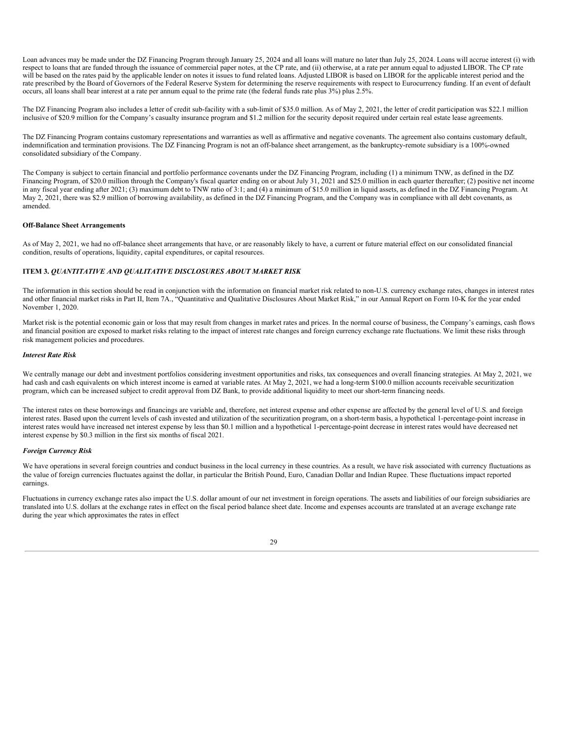Loan advances may be made under the DZ Financing Program through January 25, 2024 and all loans will mature no later than July 25, 2024. Loans will accrue interest (i) with respect to loans that are funded through the issuance of commercial paper notes, at the CP rate, and (ii) otherwise, at a rate per annum equal to adjusted LIBOR. The CP rate will be based on the rates paid by the applicable lender on notes it issues to fund related loans. Adjusted LIBOR is based on LIBOR for the applicable interest period and the rate prescribed by the Board of Governors of the Federal Reserve System for determining the reserve requirements with respect to Eurocurrency funding. If an event of default occurs, all loans shall bear interest at a rate per annum equal to the prime rate (the federal funds rate plus 3%) plus 2.5%.

The DZ Financing Program also includes a letter of credit sub-facility with a sub-limit of $35.0 million. As of May 2, 2021, the letter of credit participation was $22.1 million inclusive of $20.9 million for the Company's casualty insurance program and $1.2 million for the security deposit required under certain real estate lease agreements.

The DZ Financing Program contains customary representations and warranties as well as affirmative and negative covenants. The agreement also contains customary default, indemnification and termination provisions. The DZ Financing Program is not an off-balance sheet arrangement, as the bankruptcy-remote subsidiary is a 100%-owned consolidated subsidiary of the Company.

The Company is subject to certain financial and portfolio performance covenants under the DZ Financing Program, including (1) a minimum TNW, as defined in the DZ Financing Program, of $20.0 million through the Company's fiscal quarter ending on or about July 31, 2021 and $25.0 million in each quarter thereafter; (2) positive net income in any fiscal year ending after 2021; (3) maximum debt to TNW ratio of 3:1; and (4) a minimum of $15.0 million in liquid assets, as defined in the DZ Financing Program. At May 2, 2021, there was $2.9 million of borrowing availability, as defined in the DZ Financing Program, and the Company was in compliance with all debt covenants, as amended.

**Off-Balance Sheet Arrangements**

As of May 2, 2021, we had no off-balance sheet arrangements that have, or are reasonably likely to have, a current or future material effect on our consolidated financial condition, results of operations, liquidity, capital expenditures, or capital resources.

## ITEM 3. *QUANTITATIVE AND QUALITATIVE DISCLOSURES ABOUT MARKET RISK*

The information in this section should be read in conjunction with the information on financial market risk related to non-U.S. currency exchange rates, changes in interest rates and other financial market risks in Part II, Item 7A., "Quantitative and Qualitative Disclosures About Market Risk," in our Annual Report on Form 10-K for the year ended November 1, 2020.

Market risk is the potential economic gain or loss that may result from changes in market rates and prices. In the normal course of business, the Company's earnings, cash flows and financial position are exposed to market risks relating to the impact of interest rate changes and foreign currency exchange rate fluctuations. We limit these risks through risk management policies and procedures.

***Interest Rate Risk***

We centrally manage our debt and investment portfolios considering investment opportunities and risks, tax consequences and overall financing strategies. At May 2, 2021, we had cash and cash equivalents on which interest income is earned at variable rates. At May 2, 2021, we had a long-term $100.0 million accounts receivable securitization program, which can be increased subject to credit approval from DZ Bank, to provide additional liquidity to meet our short-term financing needs.

The interest rates on these borrowings and financings are variable and, therefore, net interest expense and other expense are affected by the general level of U.S. and foreign interest rates. Based upon the current levels of cash invested and utilization of the securitization program, on a short-term basis, a hypothetical 1-percentage-point increase in interest rates would have increased net interest expense by less than $0.1 million and a hypothetical 1-percentage-point decrease in interest rates would have decreased net interest expense by $0.3 million in the first six months of fiscal 2021.

***Foreign Currency Risk***

We have operations in several foreign countries and conduct business in the local currency in these countries. As a result, we have risk associated with currency fluctuations as the value of foreign currencies fluctuates against the dollar, in particular the British Pound, Euro, Canadian Dollar and Indian Rupee. These fluctuations impact reported earnings.

Fluctuations in currency exchange rates also impact the U.S. dollar amount of our net investment in foreign operations. The assets and liabilities of our foreign subsidiaries are translated into U.S. dollars at the exchange rates in effect on the fiscal period balance sheet date. Income and expenses accounts are translated at an average exchange rate during the year which approximates the rates in effect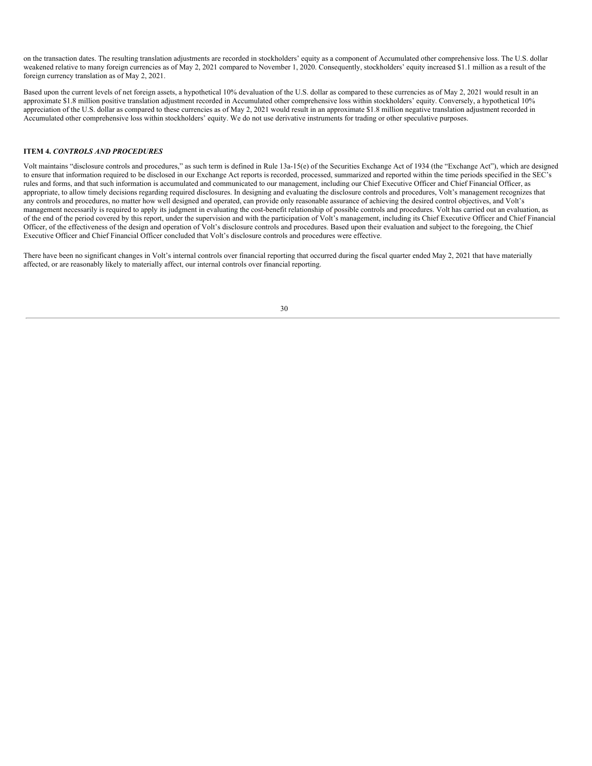on the transaction dates. The resulting translation adjustments are recorded in stockholders' equity as a component of Accumulated other comprehensive loss. The U.S. dollar weakened relative to many foreign currencies as of May 2, 2021 compared to November 1, 2020. Consequently, stockholders' equity increased $1.1 million as a result of the foreign currency translation as of May 2, 2021.

Based upon the current levels of net foreign assets, a hypothetical 10% devaluation of the U.S. dollar as compared to these currencies as of May 2, 2021 would result in an approximate $1.8 million positive translation adjustment recorded in Accumulated other comprehensive loss within stockholders' equity. Conversely, a hypothetical 10% appreciation of the U.S. dollar as compared to these currencies as of May 2, 2021 would result in an approximate $1.8 million negative translation adjustment recorded in Accumulated other comprehensive loss within stockholders' equity. We do not use derivative instruments for trading or other speculative purposes.

### ITEM 4. *CONTROLS AND PROCEDURES*

Volt maintains "disclosure controls and procedures," as such term is defined in Rule 13a-15(e) of the Securities Exchange Act of 1934 (the "Exchange Act"), which are designed to ensure that information required to be disclosed in our Exchange Act reports is recorded, processed, summarized and reported within the time periods specified in the SEC's rules and forms, and that such information is accumulated and communicated to our management, including our Chief Executive Officer and Chief Financial Officer, as appropriate, to allow timely decisions regarding required disclosures. In designing and evaluating the disclosure controls and procedures, Volt's management recognizes that any controls and procedures, no matter how well designed and operated, can provide only reasonable assurance of achieving the desired control objectives, and Volt's management necessarily is required to apply its judgment in evaluating the cost-benefit relationship of possible controls and procedures. Volt has carried out an evaluation, as of the end of the period covered by this report, under the supervision and with the participation of Volt's management, including its Chief Executive Officer and Chief Financial Officer, of the effectiveness of the design and operation of Volt's disclosure controls and procedures. Based upon their evaluation and subject to the foregoing, the Chief Executive Officer and Chief Financial Officer concluded that Volt's disclosure controls and procedures were effective.

There have been no significant changes in Volt's internal controls over financial reporting that occurred during the fiscal quarter ended May 2, 2021 that have materially affected, or are reasonably likely to materially affect, our internal controls over financial reporting.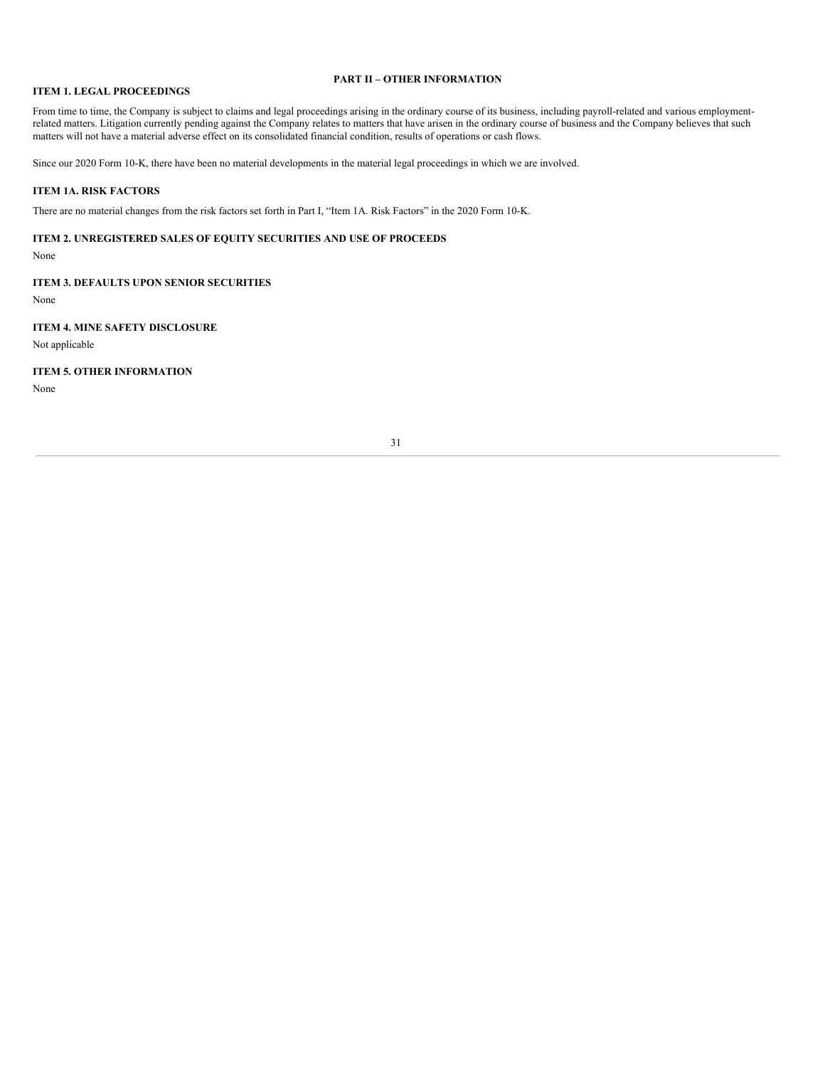## PART II – OTHER INFORMATION

### ITEM 1. LEGAL PROCEEDINGS

From time to time, the Company is subject to claims and legal proceedings arising in the ordinary course of its business, including payroll-related and various employment-related matters. Litigation currently pending against the Company relates to matters that have arisen in the ordinary course of business and the Company believes that such matters will not have a material adverse effect on its consolidated financial condition, results of operations or cash flows.

Since our 2020 Form 10-K, there have been no material developments in the material legal proceedings in which we are involved.

### ITEM 1A. RISK FACTORS

There are no material changes from the risk factors set forth in Part I, "Item 1A. Risk Factors" in the 2020 Form 10-K.

### ITEM 2. UNREGISTERED SALES OF EQUITY SECURITIES AND USE OF PROCEEDS

None

### ITEM 3. DEFAULTS UPON SENIOR SECURITIES

None

### ITEM 4. MINE SAFETY DISCLOSURE

Not applicable

### ITEM 5. OTHER INFORMATION

None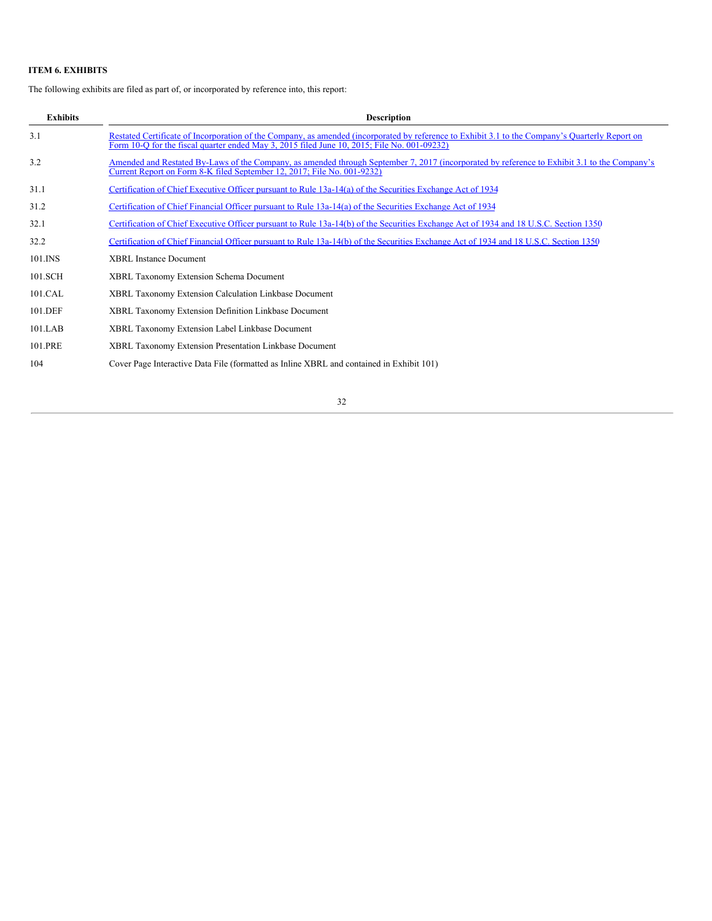**ITEM 6. EXHIBITS**

The following exhibits are filed as part of, or incorporated by reference into, this report:

| Exhibits | Description |
| --- | --- |
| 3.1 | Restated Certificate of Incorporation of the Company, as amended (incorporated by reference to Exhibit 3.1 to the Company's Quarterly Report on Form 10-Q for the fiscal quarter ended May 3, 2015 filed June 10, 2015; File No. 001-09232) |
| 3.2 | Amended and Restated By-Laws of the Company, as amended through September 7, 2017 (incorporated by reference to Exhibit 3.1 to the Company's Current Report on Form 8-K filed September 12, 2017; File No. 001-9232) |
| 31.1 | Certification of Chief Executive Officer pursuant to Rule 13a-14(a) of the Securities Exchange Act of 1934 |
| 31.2 | Certification of Chief Financial Officer pursuant to Rule 13a-14(a) of the Securities Exchange Act of 1934 |
| 32.1 | Certification of Chief Executive Officer pursuant to Rule 13a-14(b) of the Securities Exchange Act of 1934 and 18 U.S.C. Section 1350 |
| 32.2 | Certification of Chief Financial Officer pursuant to Rule 13a-14(b) of the Securities Exchange Act of 1934 and 18 U.S.C. Section 1350 |
| 101.INS | XBRL Instance Document |
| 101.SCH | XBRL Taxonomy Extension Schema Document |
| 101.CAL | XBRL Taxonomy Extension Calculation Linkbase Document |
| 101.DEF | XBRL Taxonomy Extension Definition Linkbase Document |
| 101.LAB | XBRL Taxonomy Extension Label Linkbase Document |
| 101.PRE | XBRL Taxonomy Extension Presentation Linkbase Document |
| 104 | Cover Page Interactive Data File (formatted as Inline XBRL and contained in Exhibit 101) |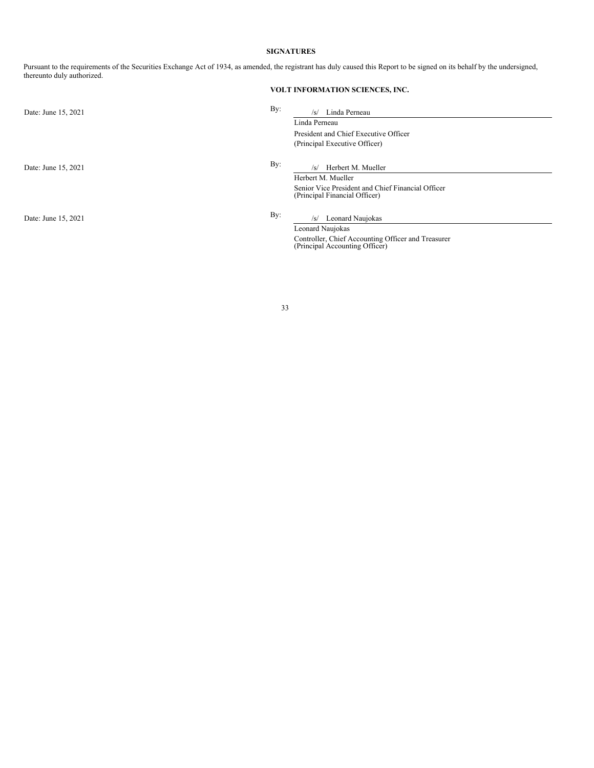## SIGNATURES

Pursuant to the requirements of the Securities Exchange Act of 1934, as amended, the registrant has duly caused this Report to be signed on its behalf by the undersigned, thereunto duly authorized.

**VOLT INFORMATION SCIENCES, INC.**

Date: June 15, 2021

By: /s/ Linda Perneau
Linda Perneau
President and Chief Executive Officer
(Principal Executive Officer)

Date: June 15, 2021

By: /s/ Herbert M. Mueller
Herbert M. Mueller
Senior Vice President and Chief Financial Officer
(Principal Financial Officer)

Date: June 15, 2021

By: /s/ Leonard Naujokas
Leonard Naujokas
Controller, Chief Accounting Officer and Treasurer
(Principal Accounting Officer)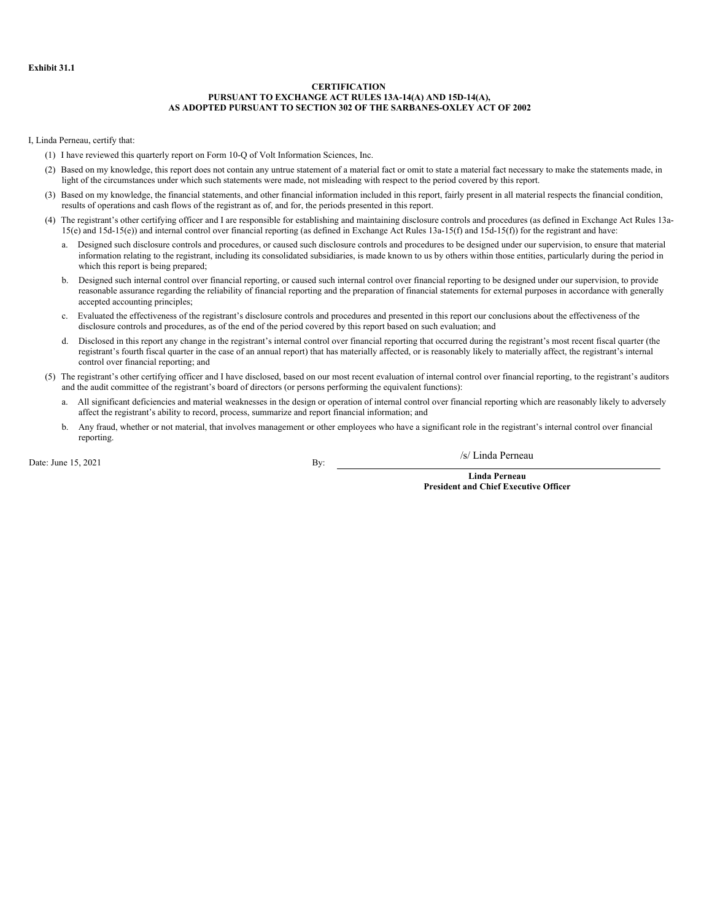**Exhibit 31.1**

**CERTIFICATION**
**PURSUANT TO EXCHANGE ACT RULES 13A-14(A) AND 15D-14(A),**
**AS ADOPTED PURSUANT TO SECTION 302 OF THE SARBANES-OXLEY ACT OF 2002**

I, Linda Perneau, certify that:

(1) I have reviewed this quarterly report on Form 10-Q of Volt Information Sciences, Inc.

(2) Based on my knowledge, this report does not contain any untrue statement of a material fact or omit to state a material fact necessary to make the statements made, in light of the circumstances under which such statements were made, not misleading with respect to the period covered by this report.

(3) Based on my knowledge, the financial statements, and other financial information included in this report, fairly present in all material respects the financial condition, results of operations and cash flows of the registrant as of, and for, the periods presented in this report.

(4) The registrant's other certifying officer and I are responsible for establishing and maintaining disclosure controls and procedures (as defined in Exchange Act Rules 13a-15(e) and 15d-15(e)) and internal control over financial reporting (as defined in Exchange Act Rules 13a-15(f) and 15d-15(f)) for the registrant and have:

a. Designed such disclosure controls and procedures, or caused such disclosure controls and procedures to be designed under our supervision, to ensure that material information relating to the registrant, including its consolidated subsidiaries, is made known to us by others within those entities, particularly during the period in which this report is being prepared;

b. Designed such internal control over financial reporting, or caused such internal control over financial reporting to be designed under our supervision, to provide reasonable assurance regarding the reliability of financial reporting and the preparation of financial statements for external purposes in accordance with generally accepted accounting principles;

c. Evaluated the effectiveness of the registrant's disclosure controls and procedures and presented in this report our conclusions about the effectiveness of the disclosure controls and procedures, as of the end of the period covered by this report based on such evaluation; and

d. Disclosed in this report any change in the registrant's internal control over financial reporting that occurred during the registrant's most recent fiscal quarter (the registrant's fourth fiscal quarter in the case of an annual report) that has materially affected, or is reasonably likely to materially affect, the registrant's internal control over financial reporting; and

(5) The registrant's other certifying officer and I have disclosed, based on our most recent evaluation of internal control over financial reporting, to the registrant's auditors and the audit committee of the registrant's board of directors (or persons performing the equivalent functions):

a. All significant deficiencies and material weaknesses in the design or operation of internal control over financial reporting which are reasonably likely to adversely affect the registrant's ability to record, process, summarize and report financial information; and

b. Any fraud, whether or not material, that involves management or other employees who have a significant role in the registrant's internal control over financial reporting.

Date: June 15, 2021

By: /s/ Linda Perneau

**Linda Perneau**
**President and Chief Executive Officer**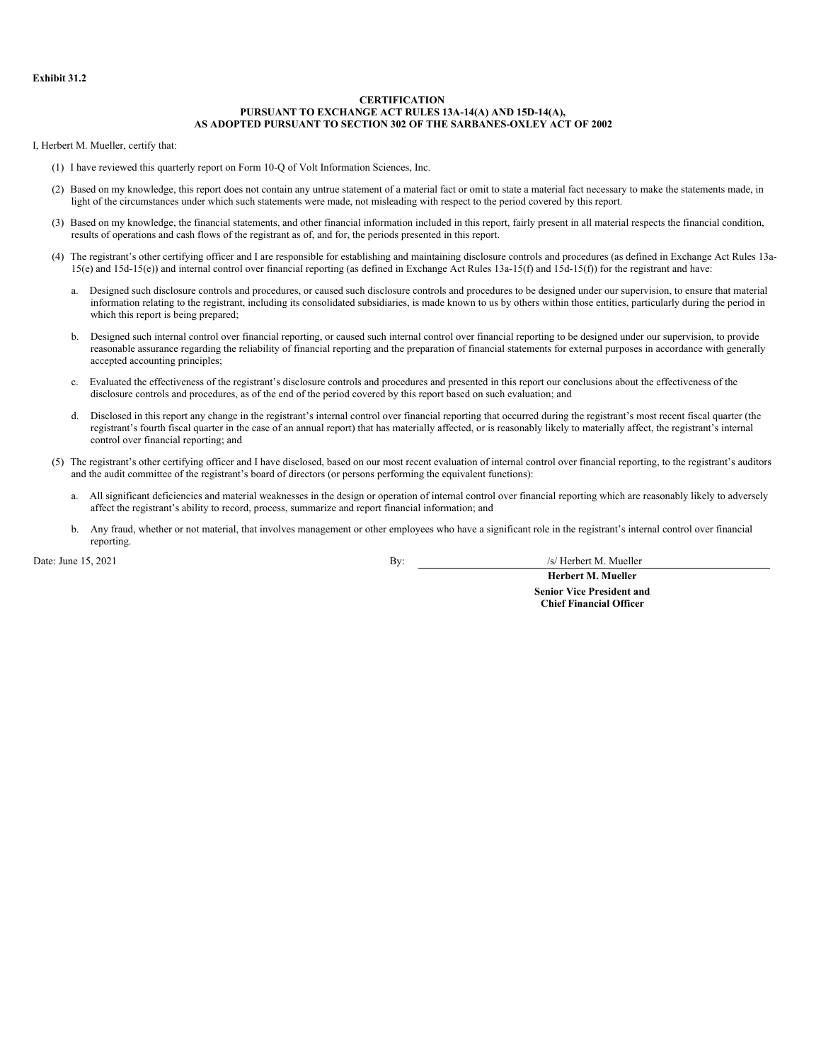**Exhibit 31.2**

**CERTIFICATION**
**PURSUANT TO EXCHANGE ACT RULES 13A-14(A) AND 15D-14(A),**
**AS ADOPTED PURSUANT TO SECTION 302 OF THE SARBANES-OXLEY ACT OF 2002**

I, Herbert M. Mueller, certify that:

(1) I have reviewed this quarterly report on Form 10-Q of Volt Information Sciences, Inc.

(2) Based on my knowledge, this report does not contain any untrue statement of a material fact or omit to state a material fact necessary to make the statements made, in light of the circumstances under which such statements were made, not misleading with respect to the period covered by this report.

(3) Based on my knowledge, the financial statements, and other financial information included in this report, fairly present in all material respects the financial condition, results of operations and cash flows of the registrant as of, and for, the periods presented in this report.

(4) The registrant's other certifying officer and I are responsible for establishing and maintaining disclosure controls and procedures (as defined in Exchange Act Rules 13a-15(e) and 15d-15(e)) and internal control over financial reporting (as defined in Exchange Act Rules 13a-15(f) and 15d-15(f)) for the registrant and have:

a. Designed such disclosure controls and procedures, or caused such disclosure controls and procedures to be designed under our supervision, to ensure that material information relating to the registrant, including its consolidated subsidiaries, is made known to us by others within those entities, particularly during the period in which this report is being prepared;

b. Designed such internal control over financial reporting, or caused such internal control over financial reporting to be designed under our supervision, to provide reasonable assurance regarding the reliability of financial reporting and the preparation of financial statements for external purposes in accordance with generally accepted accounting principles;

c. Evaluated the effectiveness of the registrant's disclosure controls and procedures and presented in this report our conclusions about the effectiveness of the disclosure controls and procedures, as of the end of the period covered by this report based on such evaluation; and

d. Disclosed in this report any change in the registrant's internal control over financial reporting that occurred during the registrant's most recent fiscal quarter (the registrant's fourth fiscal quarter in the case of an annual report) that has materially affected, or is reasonably likely to materially affect, the registrant's internal control over financial reporting; and

(5) The registrant's other certifying officer and I have disclosed, based on our most recent evaluation of internal control over financial reporting, to the registrant's auditors and the audit committee of the registrant's board of directors (or persons performing the equivalent functions):

a. All significant deficiencies and material weaknesses in the design or operation of internal control over financial reporting which are reasonably likely to adversely affect the registrant's ability to record, process, summarize and report financial information; and

b. Any fraud, whether or not material, that involves management or other employees who have a significant role in the registrant's internal control over financial reporting.

Date: June 15, 2021

By: /s/ Herbert M. Mueller

**Herbert M. Mueller**

**Senior Vice President and**
**Chief Financial Officer**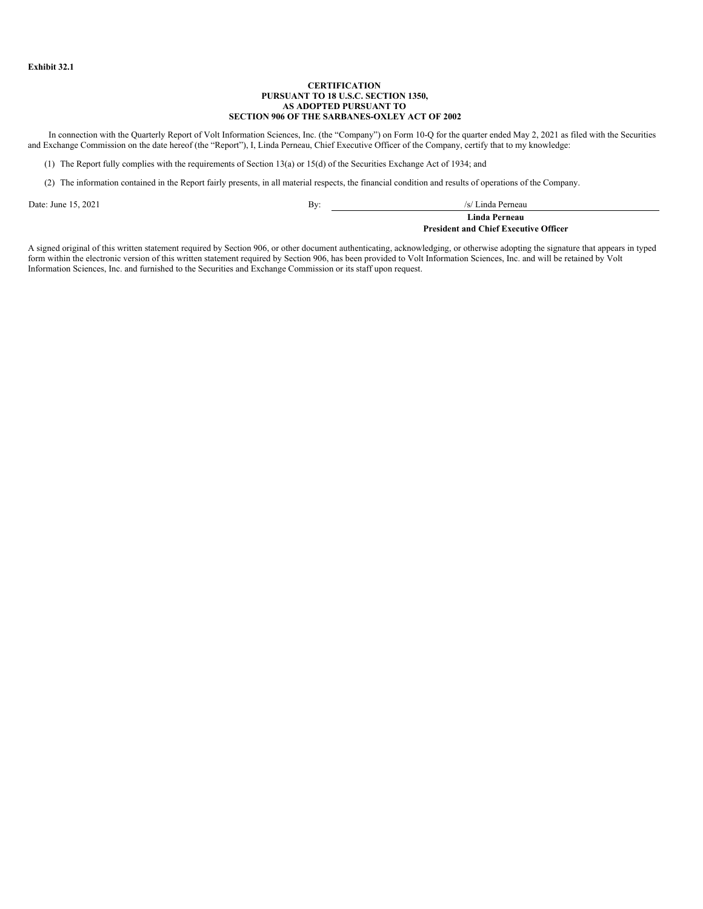**Exhibit 32.1**

**CERTIFICATION**
**PURSUANT TO 18 U.S.C. SECTION 1350,**
**AS ADOPTED PURSUANT TO**
**SECTION 906 OF THE SARBANES-OXLEY ACT OF 2002**

In connection with the Quarterly Report of Volt Information Sciences, Inc. (the "Company") on Form 10-Q for the quarter ended May 2, 2021 as filed with the Securities and Exchange Commission on the date hereof (the "Report"), I, Linda Perneau, Chief Executive Officer of the Company, certify that to my knowledge:

(1) The Report fully complies with the requirements of Section 13(a) or 15(d) of the Securities Exchange Act of 1934; and

(2) The information contained in the Report fairly presents, in all material respects, the financial condition and results of operations of the Company.

Date: June 15, 2021

By: /s/ Linda Perneau

**Linda Perneau**
**President and Chief Executive Officer**

A signed original of this written statement required by Section 906, or other document authenticating, acknowledging, or otherwise adopting the signature that appears in typed form within the electronic version of this written statement required by Section 906, has been provided to Volt Information Sciences, Inc. and will be retained by Volt Information Sciences, Inc. and furnished to the Securities and Exchange Commission or its staff upon request.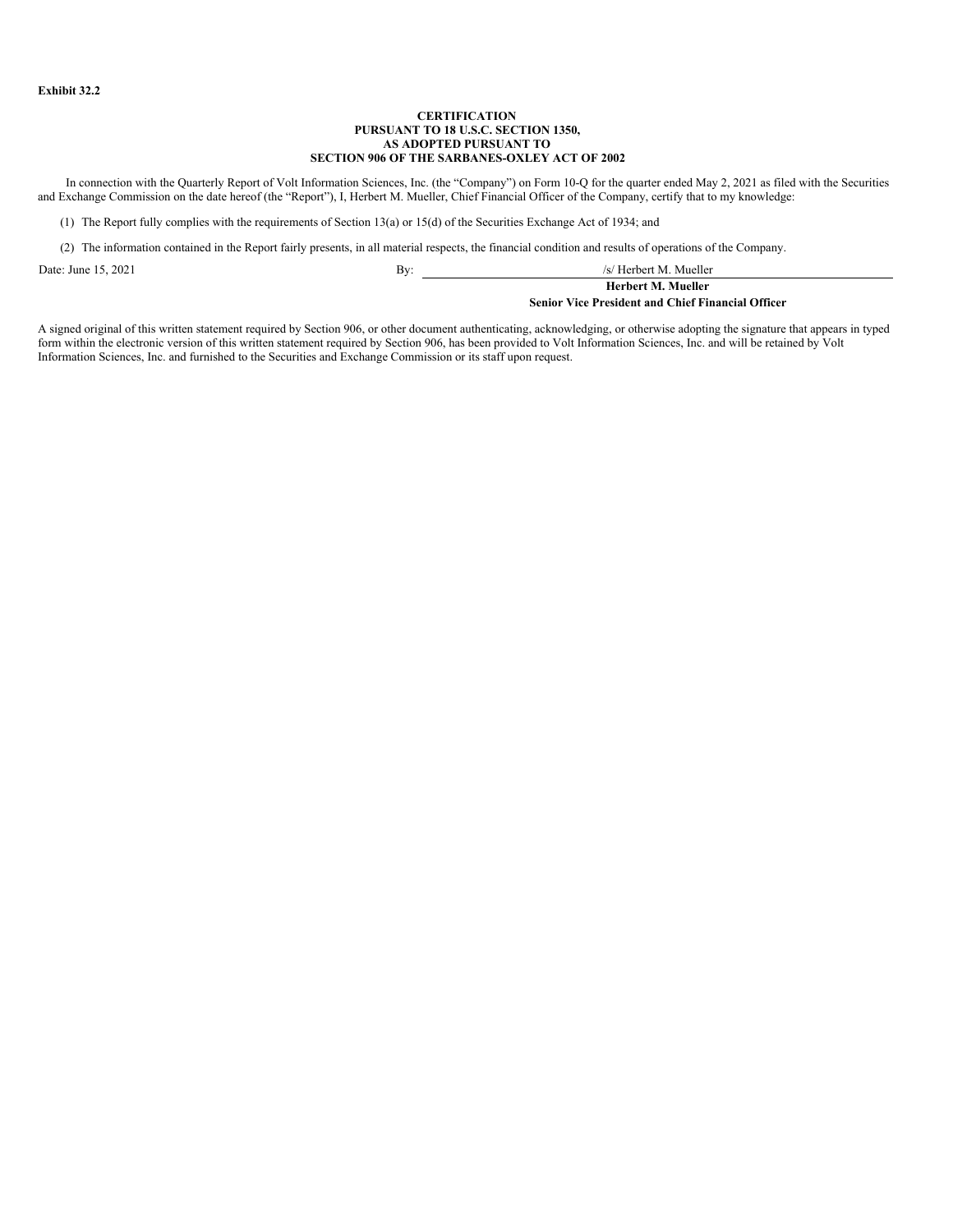**Exhibit 32.2**

**CERTIFICATION**
**PURSUANT TO 18 U.S.C. SECTION 1350,**
**AS ADOPTED PURSUANT TO**
**SECTION 906 OF THE SARBANES-OXLEY ACT OF 2002**

In connection with the Quarterly Report of Volt Information Sciences, Inc. (the "Company") on Form 10-Q for the quarter ended May 2, 2021 as filed with the Securities and Exchange Commission on the date hereof (the "Report"), I, Herbert M. Mueller, Chief Financial Officer of the Company, certify that to my knowledge:

(1) The Report fully complies with the requirements of Section 13(a) or 15(d) of the Securities Exchange Act of 1934; and

(2) The information contained in the Report fairly presents, in all material respects, the financial condition and results of operations of the Company.

Date: June 15, 2021

By: /s/ Herbert M. Mueller
**Herbert M. Mueller**
**Senior Vice President and Chief Financial Officer**

A signed original of this written statement required by Section 906, or other document authenticating, acknowledging, or otherwise adopting the signature that appears in typed form within the electronic version of this written statement required by Section 906, has been provided to Volt Information Sciences, Inc. and will be retained by Volt Information Sciences, Inc. and furnished to the Securities and Exchange Commission or its staff upon request.